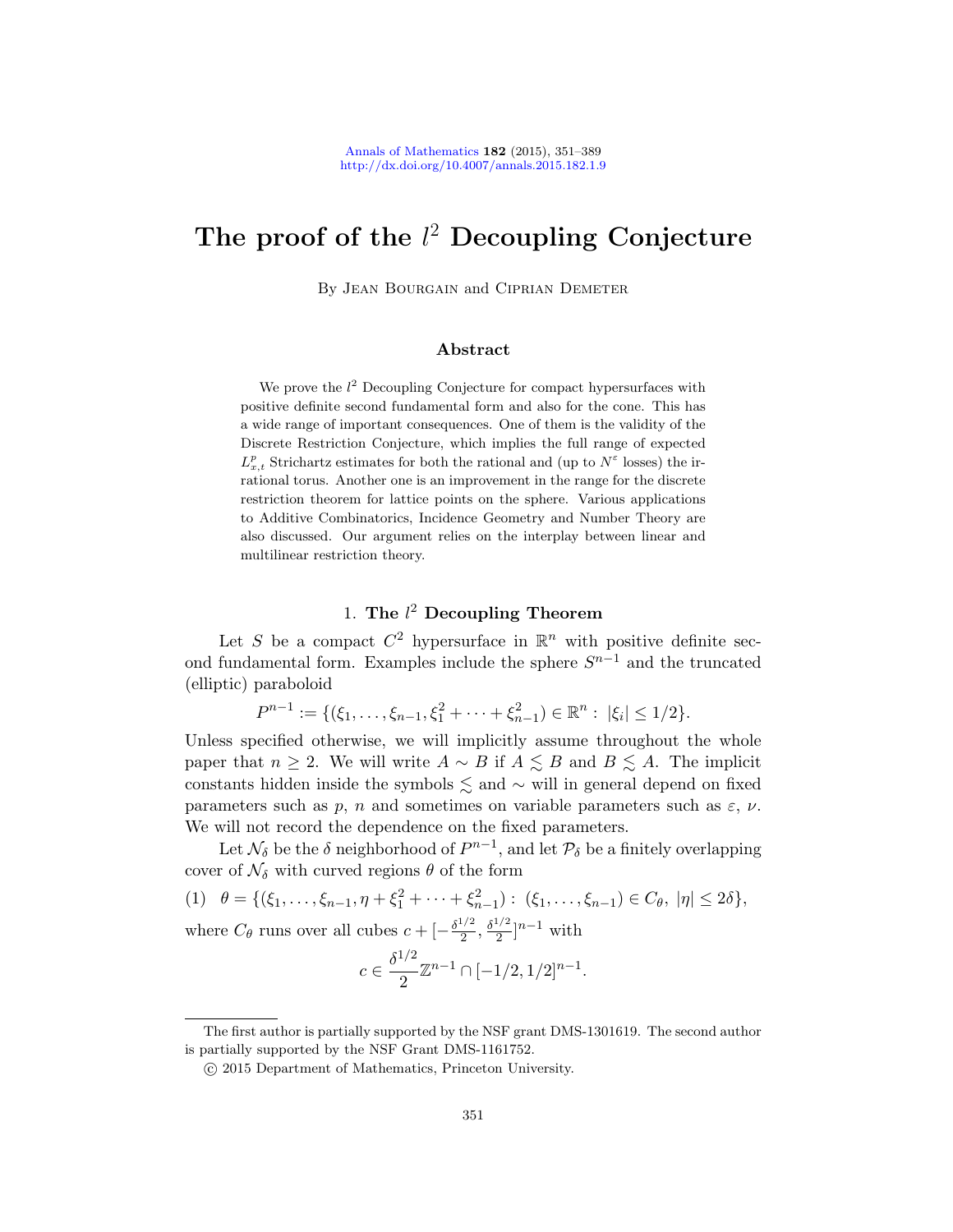# The proof of the $l^2$ Decoupling Conjecture

By Jean Bourgain and Ciprian Demeter

## Abstract

We prove the $l^2$ Decoupling Conjecture for compact hypersurfaces with positive definite second fundamental form and also for the cone. This has a wide range of important consequences. One of them is the validity of the Discrete Restriction Conjecture, which implies the full range of expected $L^p_{x,t}$ Strichartz estimates for both the rational and (up to $N^\varepsilon$ losses) the irrational torus. Another one is an improvement in the range for the discrete restriction theorem for lattice points on the sphere. Various applications to Additive Combinatorics, Incidence Geometry and Number Theory are also discussed. Our argument relies on the interplay between linear and multilinear restriction theory.

## 1. The $l^2$ Decoupling Theorem

Let $S$ be a compact $C^2$ hypersurface in $\mathbb{R}^n$ with positive definite second fundamental form. Examples include the sphere $S^{n-1}$ and the truncated (elliptic) paraboloid

$$P^{n-1} := \{(\xi_1, \dots, \xi_{n-1}, \xi_1^2 + \cdots + \xi_{n-1}^2) \in \mathbb{R}^n : \ |\xi_i| \le 1/2\}.$$

Unless specified otherwise, we will implicitly assume throughout the whole paper that $n \ge 2$. We will write $A \sim B$ if $A \lesssim B$ and $B \lesssim A$. The implicit constants hidden inside the symbols $\lesssim$ and $\sim$ will in general depend on fixed parameters such as $p$, $n$ and sometimes on variable parameters such as $\varepsilon$, $\nu$. We will not record the dependence on the fixed parameters.

Let $\mathcal{N}_\delta$ be the $\delta$ neighborhood of $P^{n-1}$, and let $\mathcal{P}_\delta$ be a finitely overlapping cover of $\mathcal{N}_\delta$ with curved regions $\theta$ of the form

$$(1)\quad \theta = \{(\xi_1, \dots, \xi_{n-1}, \eta + \xi_1^2 + \cdots + \xi_{n-1}^2) : \ (\xi_1, \dots, \xi_{n-1}) \in C_\theta, \ |\eta| \le 2\delta\},$$

where $C_\theta$ runs over all cubes $c + [-\frac{\delta^{1/2}}{2}, \frac{\delta^{1/2}}{2}]^{n-1}$ with

$$c \in \frac{\delta^{1/2}}{2}\mathbb{Z}^{n-1} \cap [-1/2, 1/2]^{n-1}.$$

---

The first author is partially supported by the NSF grant DMS-1301619. The second author is partially supported by the NSF Grant DMS-1161752.

© 2015 Department of Mathematics, Princeton University.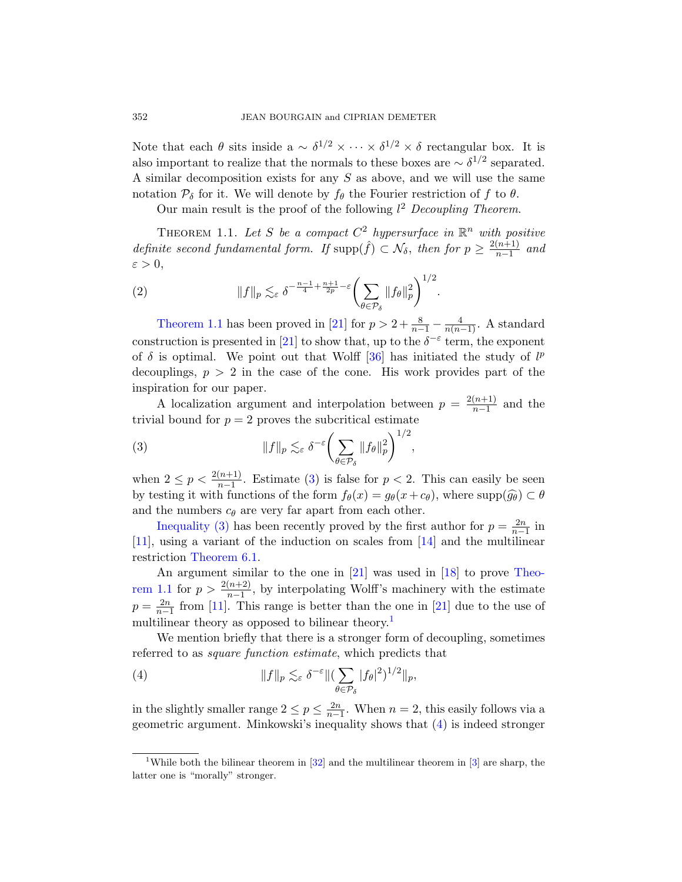Note that each $\theta$ sits inside a $\sim \delta^{1/2} \times \cdots \times \delta^{1/2} \times \delta$ rectangular box. It is also important to realize that the normals to these boxes are $\sim \delta^{1/2}$ separated. A similar decomposition exists for any $S$ as above, and we will use the same notation $\mathcal{P}_\delta$ for it. We will denote by $f_\theta$ the Fourier restriction of $f$ to $\theta$.

Our main result is the proof of the following $l^2$ *Decoupling Theorem*.

THEOREM 1.1. *Let $S$ be a compact $C^2$ hypersurface in $\mathbb{R}^n$ with positive definite second fundamental form. If $\mathrm{supp}(\hat{f}) \subset \mathcal{N}_\delta$, then for $p \geq \frac{2(n+1)}{n-1}$ and $\varepsilon > 0$,*

$$\|f\|_p \lesssim_\varepsilon \delta^{-\frac{n-1}{4}+\frac{n+1}{2p}-\varepsilon}\Big(\sum_{\theta\in\mathcal{P}_\delta}\|f_\theta\|_p^2\Big)^{1/2}. \tag{2}$$

Theorem 1.1 has been proved in [21] for $p > 2 + \frac{8}{n-1} - \frac{4}{n(n-1)}$. A standard construction is presented in [21] to show that, up to the $\delta^{-\varepsilon}$ term, the exponent of $\delta$ is optimal. We point out that Wolff [36] has initiated the study of $l^p$ decouplings, $p > 2$ in the case of the cone. His work provides part of the inspiration for our paper.

A localization argument and interpolation between $p = \frac{2(n+1)}{n-1}$ and the trivial bound for $p = 2$ proves the subcritical estimate

$$\|f\|_p \lesssim_\varepsilon \delta^{-\varepsilon}\Big(\sum_{\theta\in\mathcal{P}_\delta}\|f_\theta\|_p^2\Big)^{1/2}, \tag{3}$$

when $2 \leq p < \frac{2(n+1)}{n-1}$. Estimate (3) is false for $p < 2$. This can easily be seen by testing it with functions of the form $f_\theta(x) = g_\theta(x + c_\theta)$, where $\mathrm{supp}(\widehat{g_\theta}) \subset \theta$ and the numbers $c_\theta$ are very far apart from each other.

Inequality (3) has been recently proved by the first author for $p = \frac{2n}{n-1}$ in [11], using a variant of the induction on scales from [14] and the multilinear restriction Theorem 6.1.

An argument similar to the one in [21] was used in [18] to prove Theorem 1.1 for $p > \frac{2(n+2)}{n-1}$, by interpolating Wolff's machinery with the estimate $p = \frac{2n}{n-1}$ from [11]. This range is better than the one in [21] due to the use of multilinear theory as opposed to bilinear theory.[1]

We mention briefly that there is a stronger form of decoupling, sometimes referred to as *square function estimate*, which predicts that

$$\|f\|_p \lesssim_\varepsilon \delta^{-\varepsilon}\|(\sum_{\theta\in\mathcal{P}_\delta}|f_\theta|^2)^{1/2}\|_p, \tag{4}$$

in the slightly smaller range $2 \leq p \leq \frac{2n}{n-1}$. When $n = 2$, this easily follows via a geometric argument. Minkowski's inequality shows that (4) is indeed stronger

[1] While both the bilinear theorem in [32] and the multilinear theorem in [3] are sharp, the latter one is "morally" stronger.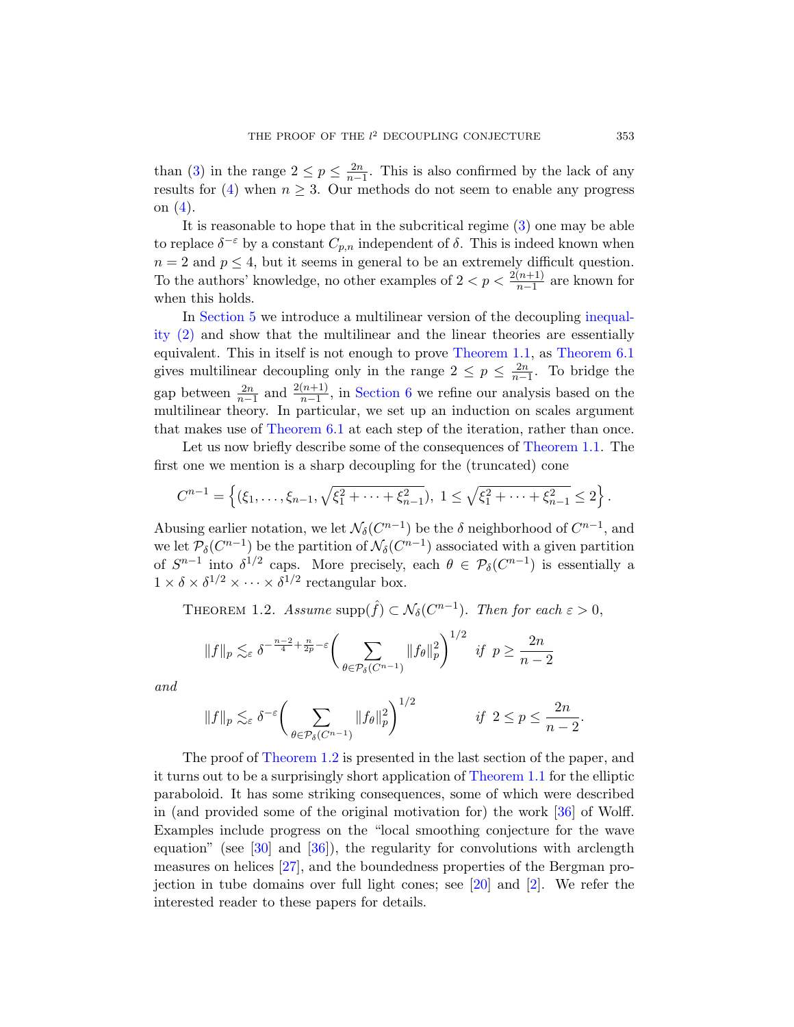than (3) in the range $2 \le p \le \frac{2n}{n-1}$. This is also confirmed by the lack of any results for (4) when $n \ge 3$. Our methods do not seem to enable any progress on (4).

It is reasonable to hope that in the subcritical regime (3) one may be able to replace $\delta^{-\varepsilon}$ by a constant $C_{p,n}$ independent of $\delta$. This is indeed known when $n = 2$ and $p \le 4$, but it seems in general to be an extremely difficult question. To the authors' knowledge, no other examples of $2 < p < \frac{2(n+1)}{n-1}$ are known for when this holds.

In Section 5 we introduce a multilinear version of the decoupling inequality (2) and show that the multilinear and the linear theories are essentially equivalent. This in itself is not enough to prove Theorem 1.1, as Theorem 6.1 gives multilinear decoupling only in the range $2 \le p \le \frac{2n}{n-1}$. To bridge the gap between $\frac{2n}{n-1}$ and $\frac{2(n+1)}{n-1}$, in Section 6 we refine our analysis based on the multilinear theory. In particular, we set up an induction on scales argument that makes use of Theorem 6.1 at each step of the iteration, rather than once.

Let us now briefly describe some of the consequences of Theorem 1.1. The first one we mention is a sharp decoupling for the (truncated) cone

$$C^{n-1} = \left\{(\xi_1, \ldots, \xi_{n-1}, \sqrt{\xi_1^2 + \cdots + \xi_{n-1}^2}),\ 1 \le \sqrt{\xi_1^2 + \cdots + \xi_{n-1}^2} \le 2\right\}.$$

Abusing earlier notation, we let $\mathcal{N}_\delta(C^{n-1})$ be the $\delta$ neighborhood of $C^{n-1}$, and we let $\mathcal{P}_\delta(C^{n-1})$ be the partition of $\mathcal{N}_\delta(C^{n-1})$ associated with a given partition of $S^{n-1}$ into $\delta^{1/2}$ caps. More precisely, each $\theta \in \mathcal{P}_\delta(C^{n-1})$ is essentially a $1 \times \delta \times \delta^{1/2} \times \cdots \times \delta^{1/2}$ rectangular box.

Theorem 1.2. *Assume* $\operatorname{supp}(\hat{f}) \subset \mathcal{N}_\delta(C^{n-1})$. *Then for each* $\varepsilon > 0$,

$$\|f\|_p \lesssim_\varepsilon \delta^{-\frac{n-2}{4}+\frac{n}{2p}-\varepsilon}\Bigg(\sum_{\theta\in\mathcal{P}_\delta(C^{n-1})}\|f_\theta\|_p^2\Bigg)^{1/2} \quad \textit{if}\ \ p \ge \frac{2n}{n-2}$$

*and*

$$\|f\|_p \lesssim_\varepsilon \delta^{-\varepsilon}\Bigg(\sum_{\theta\in\mathcal{P}_\delta(C^{n-1})}\|f_\theta\|_p^2\Bigg)^{1/2} \qquad\qquad \textit{if}\ \ 2 \le p \le \frac{2n}{n-2}.$$

The proof of Theorem 1.2 is presented in the last section of the paper, and it turns out to be a surprisingly short application of Theorem 1.1 for the elliptic paraboloid. It has some striking consequences, some of which were described in (and provided some of the original motivation for) the work [36] of Wolff. Examples include progress on the "local smoothing conjecture for the wave equation" (see [30] and [36]), the regularity for convolutions with arclength measures on helices [27], and the boundedness properties of the Bergman projection in tube domains over full light cones; see [20] and [2]. We refer the interested reader to these papers for details.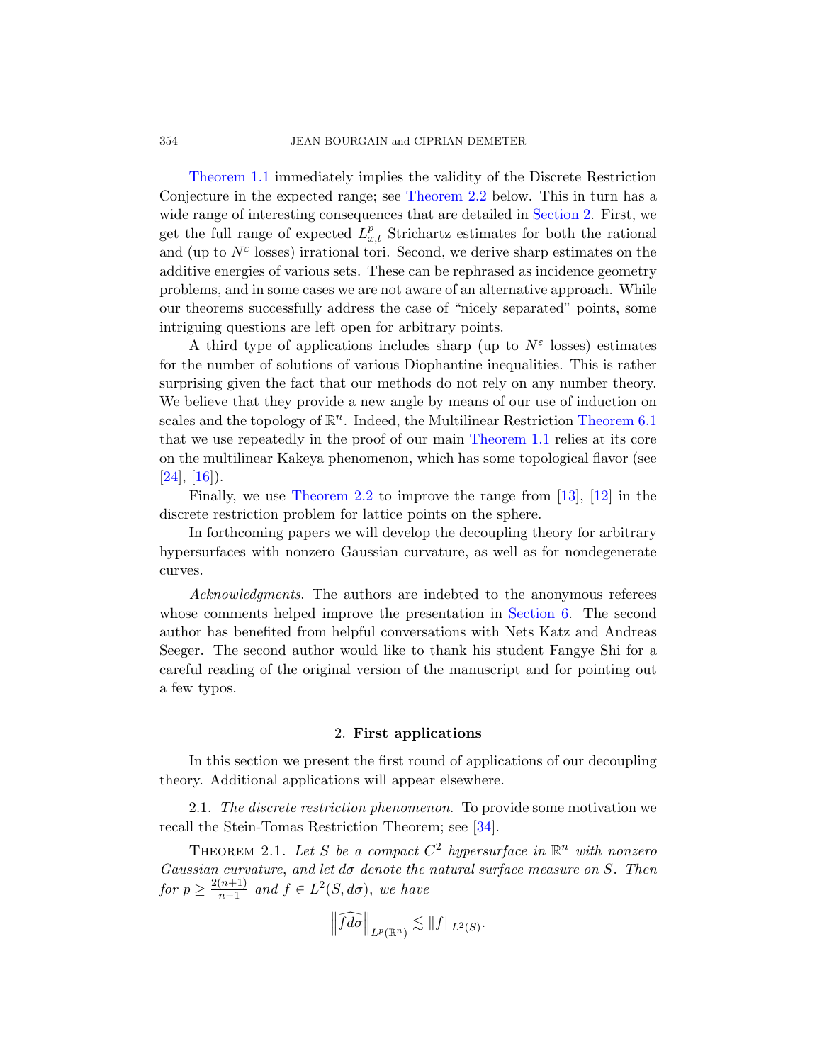Theorem 1.1 immediately implies the validity of the Discrete Restriction Conjecture in the expected range; see Theorem 2.2 below. This in turn has a wide range of interesting consequences that are detailed in Section 2. First, we get the full range of expected $L^p_{x,t}$ Strichartz estimates for both the rational and (up to $N^\varepsilon$ losses) irrational tori. Second, we derive sharp estimates on the additive energies of various sets. These can be rephrased as incidence geometry problems, and in some cases we are not aware of an alternative approach. While our theorems successfully address the case of "nicely separated" points, some intriguing questions are left open for arbitrary points.

A third type of applications includes sharp (up to $N^\varepsilon$ losses) estimates for the number of solutions of various Diophantine inequalities. This is rather surprising given the fact that our methods do not rely on any number theory. We believe that they provide a new angle by means of our use of induction on scales and the topology of $\mathbb{R}^n$. Indeed, the Multilinear Restriction Theorem 6.1 that we use repeatedly in the proof of our main Theorem 1.1 relies at its core on the multilinear Kakeya phenomenon, which has some topological flavor (see [24], [16]).

Finally, we use Theorem 2.2 to improve the range from [13], [12] in the discrete restriction problem for lattice points on the sphere.

In forthcoming papers we will develop the decoupling theory for arbitrary hypersurfaces with nonzero Gaussian curvature, as well as for nondegenerate curves.

*Acknowledgments.* The authors are indebted to the anonymous referees whose comments helped improve the presentation in Section 6. The second author has benefited from helpful conversations with Nets Katz and Andreas Seeger. The second author would like to thank his student Fangye Shi for a careful reading of the original version of the manuscript and for pointing out a few typos.

## 2. **First applications**

In this section we present the first round of applications of our decoupling theory. Additional applications will appear elsewhere.

2.1. *The discrete restriction phenomenon.* To provide some motivation we recall the Stein-Tomas Restriction Theorem; see [34].

Theorem 2.1. *Let $S$ be a compact $C^2$ hypersurface in $\mathbb{R}^n$ with nonzero Gaussian curvature, and let $d\sigma$ denote the natural surface measure on $S$. Then for $p \geq \frac{2(n+1)}{n-1}$ and $f \in L^2(S, d\sigma)$, we have*

$$\left\|\widehat{fd\sigma}\right\|_{L^p(\mathbb{R}^n)} \lesssim \|f\|_{L^2(S)}.$$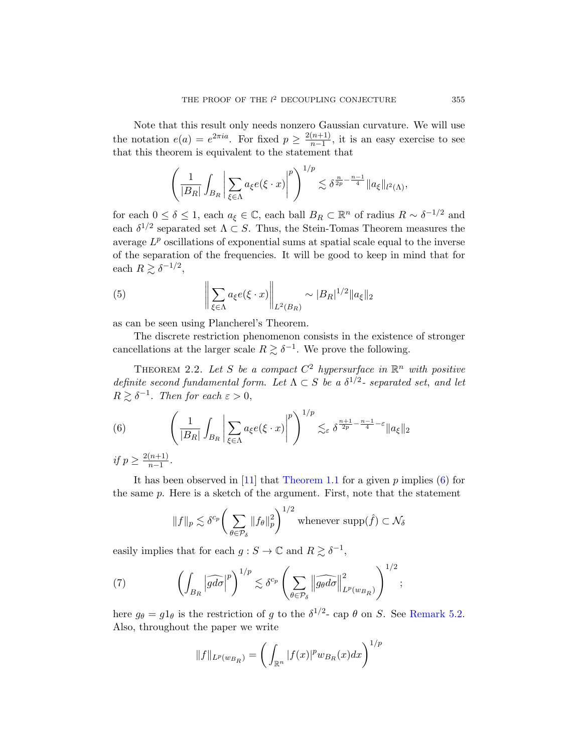Note that this result only needs nonzero Gaussian curvature. We will use the notation $e(a) = e^{2\pi i a}$. For fixed $p \geq \frac{2(n+1)}{n-1}$, it is an easy exercise to see that this theorem is equivalent to the statement that

$$\left(\frac{1}{|B_R|}\int_{B_R}\left|\sum_{\xi\in\Lambda} a_\xi e(\xi\cdot x)\right|^p\right)^{1/p} \lesssim \delta^{\frac{n}{2p}-\frac{n-1}{4}}\|a_\xi\|_{l^2(\Lambda)},$$

for each $0 \leq \delta \leq 1$, each $a_\xi \in \mathbb{C}$, each ball $B_R \subset \mathbb{R}^n$ of radius $R \sim \delta^{-1/2}$ and each $\delta^{1/2}$ separated set $\Lambda \subset S$. Thus, the Stein-Tomas Theorem measures the average $L^p$ oscillations of exponential sums at spatial scale equal to the inverse of the separation of the frequencies. It will be good to keep in mind that for each $R \gtrsim \delta^{-1/2}$,

$$\left\|\sum_{\xi\in\Lambda} a_\xi e(\xi\cdot x)\right\|_{L^2(B_R)} \sim |B_R|^{1/2}\|a_\xi\|_2 \tag{5}$$

as can be seen using Plancherel's Theorem.

The discrete restriction phenomenon consists in the existence of stronger cancellations at the larger scale $R \gtrsim \delta^{-1}$. We prove the following.

Theorem 2.2. *Let $S$ be a compact $C^2$ hypersurface in $\mathbb{R}^n$ with positive definite second fundamental form. Let $\Lambda \subset S$ be a $\delta^{1/2}$- separated set, and let $R \gtrsim \delta^{-1}$. Then for each $\varepsilon > 0$,*

$$\left(\frac{1}{|B_R|}\int_{B_R}\left|\sum_{\xi\in\Lambda} a_\xi e(\xi\cdot x)\right|^p\right)^{1/p} \lesssim_\varepsilon \delta^{\frac{n+1}{2p}-\frac{n-1}{4}-\varepsilon}\|a_\xi\|_2 \tag{6}$$

*if $p \geq \frac{2(n+1)}{n-1}$.*

It has been observed in [11] that Theorem 1.1 for a given $p$ implies (6) for the same $p$. Here is a sketch of the argument. First, note that the statement

$$\|f\|_p \lesssim \delta^{c_p}\left(\sum_{\theta\in\mathcal{P}_\delta}\|f_\theta\|_p^2\right)^{1/2} \text{ whenever } \mathrm{supp}(\hat{f}) \subset \mathcal{N}_\delta$$

easily implies that for each $g : S \to \mathbb{C}$ and $R \gtrsim \delta^{-1}$,

$$\left(\int_{B_R}\left|\widehat{gd\sigma}\right|^p\right)^{1/p} \lesssim \delta^{c_p}\left(\sum_{\theta\in\mathcal{P}_\delta}\left\|\widehat{g_\theta d\sigma}\right\|^2_{L^p(w_{B_R})}\right)^{1/2}; \tag{7}$$

here $g_\theta = g1_\theta$ is the restriction of $g$ to the $\delta^{1/2}$- cap $\theta$ on $S$. See Remark 5.2. Also, throughout the paper we write

$$\|f\|_{L^p(w_{B_R})} = \left(\int_{\mathbb{R}^n}|f(x)|^p w_{B_R}(x)dx\right)^{1/p}$$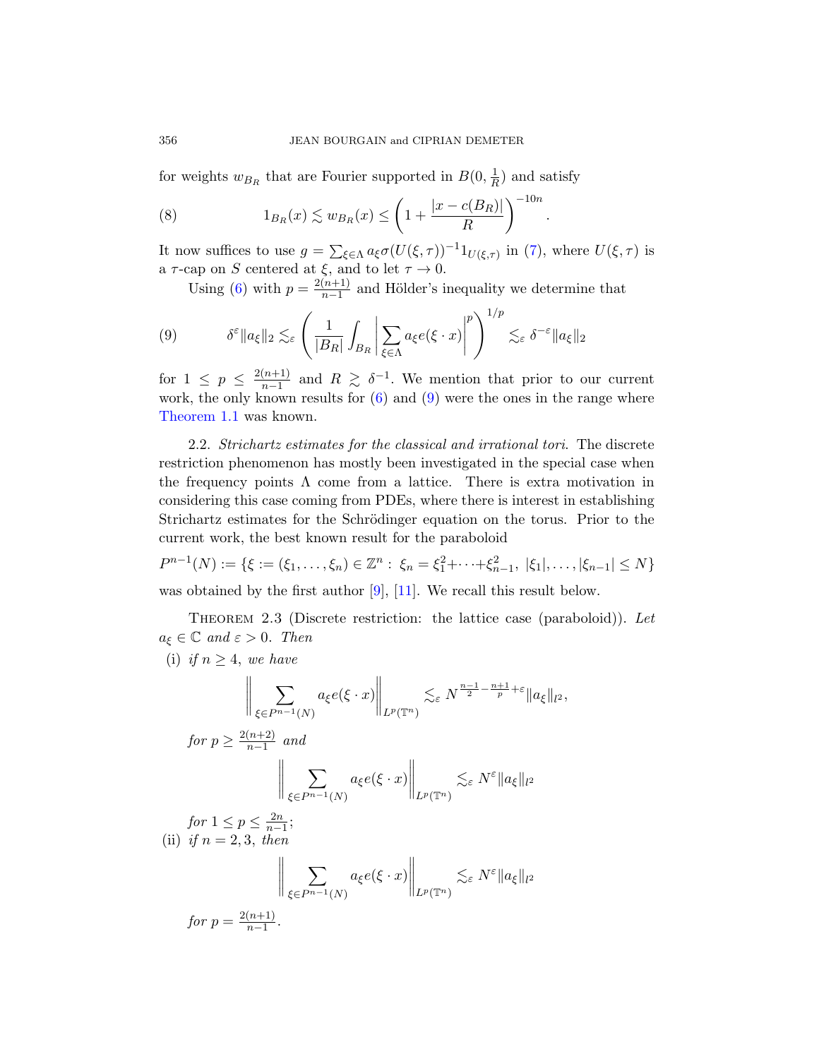for weights $w_{B_R}$ that are Fourier supported in $B(0, \frac{1}{R})$ and satisfy

$$1_{B_R}(x) \lesssim w_{B_R}(x) \le \left(1 + \frac{|x - c(B_R)|}{R}\right)^{-10n}. \tag{8}$$

It now suffices to use $g = \sum_{\xi \in \Lambda} a_\xi \sigma(U(\xi, \tau))^{-1} 1_{U(\xi,\tau)}$ in (7), where $U(\xi, \tau)$ is a $\tau$-cap on $S$ centered at $\xi$, and to let $\tau \to 0$.

Using (6) with $p = \frac{2(n+1)}{n-1}$ and Hölder's inequality we determine that

$$\delta^\varepsilon \|a_\xi\|_2 \lesssim_\varepsilon \left( \frac{1}{|B_R|} \int_{B_R} \left| \sum_{\xi \in \Lambda} a_\xi e(\xi \cdot x) \right|^p \right)^{1/p} \lesssim_\varepsilon \delta^{-\varepsilon} \|a_\xi\|_2 \tag{9}$$

for $1 \le p \le \frac{2(n+1)}{n-1}$ and $R \gtrsim \delta^{-1}$. We mention that prior to our current work, the only known results for (6) and (9) were the ones in the range where Theorem 1.1 was known.

2.2. *Strichartz estimates for the classical and irrational tori*. The discrete restriction phenomenon has mostly been investigated in the special case when the frequency points $\Lambda$ come from a lattice. There is extra motivation in considering this case coming from PDEs, where there is interest in establishing Strichartz estimates for the Schrödinger equation on the torus. Prior to the current work, the best known result for the paraboloid

$$P^{n-1}(N) := \{\xi := (\xi_1, \dots, \xi_n) \in \mathbb{Z}^n : \ \xi_n = \xi_1^2 + \dots + \xi_{n-1}^2, \ |\xi_1|, \dots, |\xi_{n-1}| \le N\}$$

was obtained by the first author [9], [11]. We recall this result below.

Theorem 2.3 (Discrete restriction: the lattice case (paraboloid)). *Let $a_\xi \in \mathbb{C}$ and $\varepsilon > 0$. Then*

(i) *if $n \ge 4$, we have*

$$\left\| \sum_{\xi \in P^{n-1}(N)} a_\xi e(\xi \cdot x) \right\|_{L^p(\mathbb{T}^n)} \lesssim_\varepsilon N^{\frac{n-1}{2} - \frac{n+1}{p} + \varepsilon} \|a_\xi\|_{l^2},$$

*for $p \ge \frac{2(n+2)}{n-1}$ and*

$$\left\| \sum_{\xi \in P^{n-1}(N)} a_\xi e(\xi \cdot x) \right\|_{L^p(\mathbb{T}^n)} \lesssim_\varepsilon N^{\varepsilon} \|a_\xi\|_{l^2}$$

*for $1 \le p \le \frac{2n}{n-1}$;*

(ii) *if $n = 2, 3$, then*

$$\left\| \sum_{\xi \in P^{n-1}(N)} a_\xi e(\xi \cdot x) \right\|_{L^p(\mathbb{T}^n)} \lesssim_\varepsilon N^{\varepsilon} \|a_\xi\|_{l^2}$$

*for $p = \frac{2(n+1)}{n-1}$.*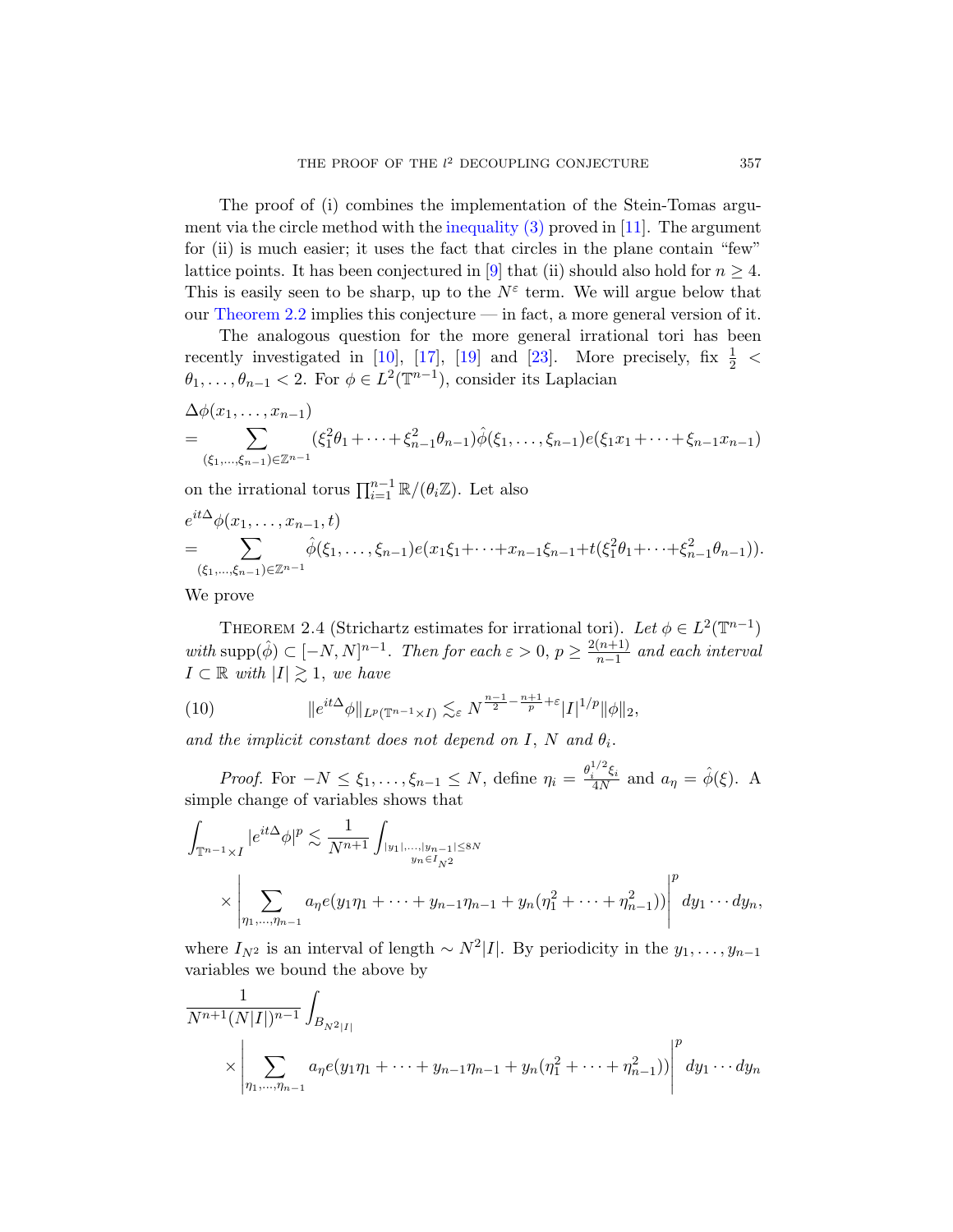The proof of (i) combines the implementation of the Stein-Tomas argument via the circle method with the inequality (3) proved in [11]. The argument for (ii) is much easier; it uses the fact that circles in the plane contain "few" lattice points. It has been conjectured in [9] that (ii) should also hold for $n \geq 4$. This is easily seen to be sharp, up to the $N^{\varepsilon}$ term. We will argue below that our Theorem 2.2 implies this conjecture — in fact, a more general version of it.

The analogous question for the more general irrational tori has been recently investigated in [10], [17], [19] and [23]. More precisely, fix $\frac{1}{2} < \theta_1, \ldots, \theta_{n-1} < 2$. For $\phi \in L^2(\mathbb{T}^{n-1})$, consider its Laplacian

$$\Delta\phi(x_1, \ldots, x_{n-1}) = \sum_{(\xi_1,\ldots,\xi_{n-1})\in\mathbb{Z}^{n-1}} (\xi_1^2\theta_1 + \cdots + \xi_{n-1}^2\theta_{n-1})\hat{\phi}(\xi_1, \ldots, \xi_{n-1})e(\xi_1 x_1 + \cdots + \xi_{n-1}x_{n-1})$$

on the irrational torus $\prod_{i=1}^{n-1} \mathbb{R}/(\theta_i\mathbb{Z})$. Let also

$$e^{it\Delta}\phi(x_1, \ldots, x_{n-1}, t) = \sum_{(\xi_1,\ldots,\xi_{n-1})\in\mathbb{Z}^{n-1}} \hat{\phi}(\xi_1, \ldots, \xi_{n-1})e(x_1\xi_1 + \cdots + x_{n-1}\xi_{n-1} + t(\xi_1^2\theta_1 + \cdots + \xi_{n-1}^2\theta_{n-1})).$$

We prove

Theorem 2.4 (Strichartz estimates for irrational tori). *Let $\phi \in L^2(\mathbb{T}^{n-1})$ with $\operatorname{supp}(\hat{\phi}) \subset [-N, N]^{n-1}$. Then for each $\varepsilon > 0$, $p \geq \frac{2(n+1)}{n-1}$ and each interval $I \subset \mathbb{R}$ with $|I| \gtrsim 1$, we have*

$$\|e^{it\Delta}\phi\|_{L^p(\mathbb{T}^{n-1}\times I)} \lesssim_\varepsilon N^{\frac{n-1}{2} - \frac{n+1}{p} + \varepsilon}|I|^{1/p}\|\phi\|_2, \tag{10}$$

*and the implicit constant does not depend on $I$, $N$ and $\theta_i$.*

*Proof.* For $-N \leq \xi_1, \ldots, \xi_{n-1} \leq N$, define $\eta_i = \frac{\theta_i^{1/2}\xi_i}{4N}$ and $a_\eta = \hat{\phi}(\xi)$. A simple change of variables shows that

$$\int_{\mathbb{T}^{n-1}\times I} |e^{it\Delta}\phi|^p \lesssim \frac{1}{N^{n+1}} \int_{\substack{|y_1|,\ldots,|y_{n-1}|\leq 8N \\ y_n \in I_{N^2}}} \times \left| \sum_{\eta_1,\ldots,\eta_{n-1}} a_\eta e(y_1\eta_1 + \cdots + y_{n-1}\eta_{n-1} + y_n(\eta_1^2 + \cdots + \eta_{n-1}^2)) \right|^p dy_1 \cdots dy_n,$$

where $I_{N^2}$ is an interval of length $\sim N^2|I|$. By periodicity in the $y_1, \ldots, y_{n-1}$ variables we bound the above by

$$\frac{1}{N^{n+1}(N|I|)^{n-1}} \int_{B_{N^2|I|}} \times \left| \sum_{\eta_1,\ldots,\eta_{n-1}} a_\eta e(y_1\eta_1 + \cdots + y_{n-1}\eta_{n-1} + y_n(\eta_1^2 + \cdots + \eta_{n-1}^2)) \right|^p dy_1 \cdots dy_n$$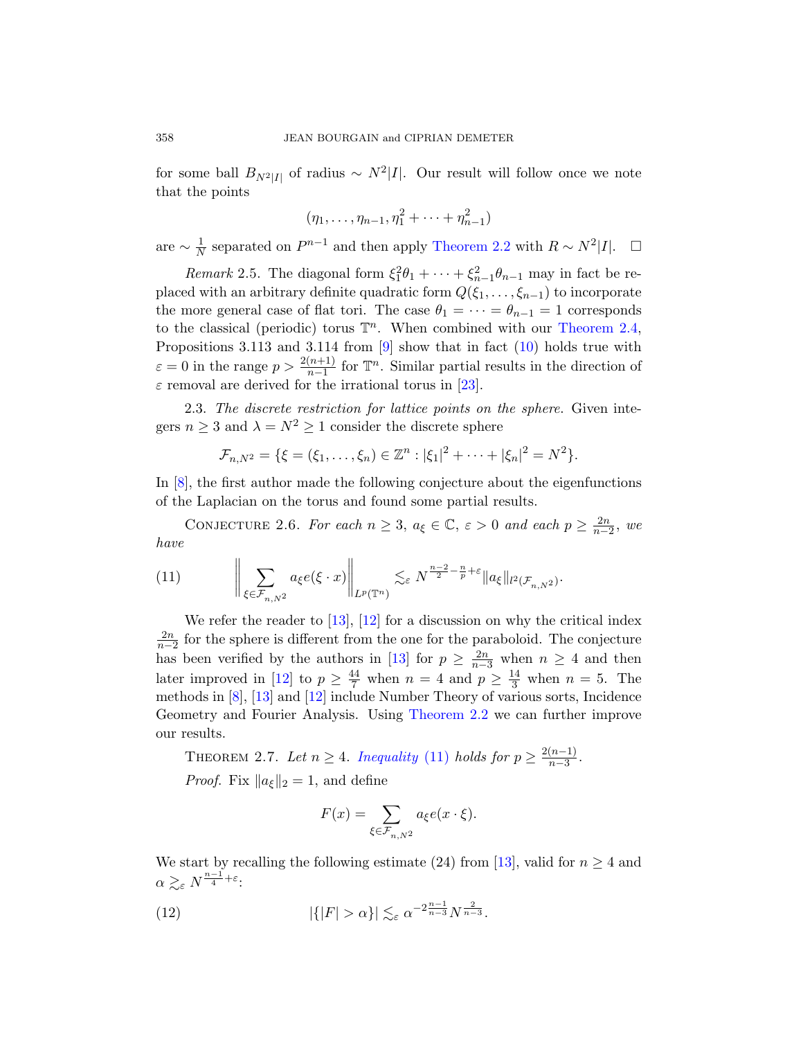for some ball $B_{N^2|I|}$ of radius $\sim N^2|I|$. Our result will follow once we note that the points

$$(\eta_1, \dots, \eta_{n-1}, \eta_1^2 + \cdots + \eta_{n-1}^2)$$

are $\sim \frac{1}{N}$ separated on $P^{n-1}$ and then apply Theorem 2.2 with $R \sim N^2|I|$. $\square$

*Remark* 2.5. The diagonal form $\xi_1^2\theta_1 + \cdots + \xi_{n-1}^2\theta_{n-1}$ may in fact be replaced with an arbitrary definite quadratic form $Q(\xi_1, \dots, \xi_{n-1})$ to incorporate the more general case of flat tori. The case $\theta_1 = \cdots = \theta_{n-1} = 1$ corresponds to the classical (periodic) torus $\mathbb{T}^n$. When combined with our Theorem 2.4, Propositions 3.113 and 3.114 from [9] show that in fact (10) holds true with $\varepsilon = 0$ in the range $p > \frac{2(n+1)}{n-1}$ for $\mathbb{T}^n$. Similar partial results in the direction of $\varepsilon$ removal are derived for the irrational torus in [23].

2.3. *The discrete restriction for lattice points on the sphere.* Given integers $n \geq 3$ and $\lambda = N^2 \geq 1$ consider the discrete sphere

$$\mathcal{F}_{n,N^2} = \{\xi = (\xi_1, \dots, \xi_n) \in \mathbb{Z}^n : |\xi_1|^2 + \cdots + |\xi_n|^2 = N^2\}.$$

In [8], the first author made the following conjecture about the eigenfunctions of the Laplacian on the torus and found some partial results.

Conjecture 2.6. *For each $n \geq 3$, $a_\xi \in \mathbb{C}$, $\varepsilon > 0$ and each $p \geq \frac{2n}{n-2}$, we have*

$$\left\| \sum_{\xi \in \mathcal{F}_{n,N^2}} a_\xi e(\xi \cdot x) \right\|_{L^p(\mathbb{T}^n)} \lesssim_\varepsilon N^{\frac{n-2}{2} - \frac{n}{p} + \varepsilon} \|a_\xi\|_{l^2(\mathcal{F}_{n,N^2})}. \tag{11}$$

We refer the reader to [13], [12] for a discussion on why the critical index $\frac{2n}{n-2}$ for the sphere is different from the one for the paraboloid. The conjecture has been verified by the authors in [13] for $p \geq \frac{2n}{n-3}$ when $n \geq 4$ and then later improved in [12] to $p \geq \frac{44}{7}$ when $n = 4$ and $p \geq \frac{14}{3}$ when $n = 5$. The methods in [8], [13] and [12] include Number Theory of various sorts, Incidence Geometry and Fourier Analysis. Using Theorem 2.2 we can further improve our results.

Theorem 2.7. *Let $n \geq 4$. Inequality (11) holds for $p \geq \frac{2(n-1)}{n-3}$.*

*Proof.* Fix $\|a_\xi\|_2 = 1$, and define

$$F(x) = \sum_{\xi \in \mathcal{F}_{n,N^2}} a_\xi e(x \cdot \xi).$$

We start by recalling the following estimate (24) from [13], valid for $n \geq 4$ and $\alpha \gtrsim_\varepsilon N^{\frac{n-1}{4}+\varepsilon}$:

$$|\{|F| > \alpha\}| \lesssim_\varepsilon \alpha^{-2\frac{n-1}{n-3}} N^{\frac{2}{n-3}}. \tag{12}$$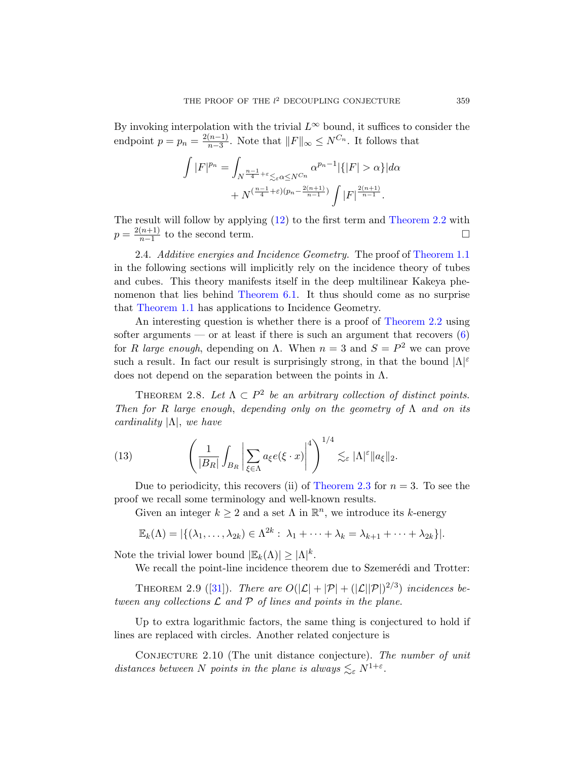By invoking interpolation with the trivial $L^\infty$ bound, it suffices to consider the endpoint $p = p_n = \frac{2(n-1)}{n-3}$. Note that $\|F\|_\infty \le N^{C_n}$. It follows that

$$\int |F|^{p_n} = \int_{N^{\frac{n-1}{4}+\varepsilon} \lesssim_\varepsilon \alpha \le N^{C_n}} \alpha^{p_n - 1} |\{|F| > \alpha\}| d\alpha + N^{(\frac{n-1}{4}+\varepsilon)(p_n - \frac{2(n+1)}{n-1})} \int |F|^{\frac{2(n+1)}{n-1}}.$$

The result will follow by applying (12) to the first term and Theorem 2.2 with $p = \frac{2(n+1)}{n-1}$ to the second term. □

2.4. *Additive energies and Incidence Geometry.* The proof of Theorem 1.1 in the following sections will implicitly rely on the incidence theory of tubes and cubes. This theory manifests itself in the deep multilinear Kakeya phenomenon that lies behind Theorem 6.1. It thus should come as no surprise that Theorem 1.1 has applications to Incidence Geometry.

An interesting question is whether there is a proof of Theorem 2.2 using softer arguments — or at least if there is such an argument that recovers (6) for $R$ *large enough*, depending on $\Lambda$. When $n = 3$ and $S = P^2$ we can prove such a result. In fact our result is surprisingly strong, in that the bound $|\Lambda|^\varepsilon$ does not depend on the separation between the points in $\Lambda$.

Theorem 2.8. *Let $\Lambda \subset P^2$ be an arbitrary collection of distinct points. Then for $R$ large enough, depending only on the geometry of $\Lambda$ and on its cardinality $|\Lambda|$, we have*

$$\left( \frac{1}{|B_R|} \int_{B_R} \left| \sum_{\xi \in \Lambda} a_\xi e(\xi \cdot x) \right|^4 \right)^{1/4} \lesssim_\varepsilon |\Lambda|^\varepsilon \|a_\xi\|_2. \tag{13}$$

Due to periodicity, this recovers (ii) of Theorem 2.3 for $n = 3$. To see the proof we recall some terminology and well-known results.

Given an integer $k \ge 2$ and a set $\Lambda$ in $\mathbb{R}^n$, we introduce its $k$-energy

$$\mathbb{E}_k(\Lambda) = |\{(\lambda_1, \ldots, \lambda_{2k}) \in \Lambda^{2k} : \lambda_1 + \cdots + \lambda_k = \lambda_{k+1} + \cdots + \lambda_{2k}\}|.$$

Note the trivial lower bound $|\mathbb{E}_k(\Lambda)| \ge |\Lambda|^k$.

We recall the point-line incidence theorem due to Szemerédi and Trotter:

Theorem 2.9 ([31]). *There are $O(|\mathcal{L}| + |\mathcal{P}| + (|\mathcal{L}||\mathcal{P}|)^{2/3})$ incidences between any collections $\mathcal{L}$ and $\mathcal{P}$ of lines and points in the plane.*

Up to extra logarithmic factors, the same thing is conjectured to hold if lines are replaced with circles. Another related conjecture is

Conjecture 2.10 (The unit distance conjecture). *The number of unit distances between $N$ points in the plane is always $\lesssim_\varepsilon N^{1+\varepsilon}$.*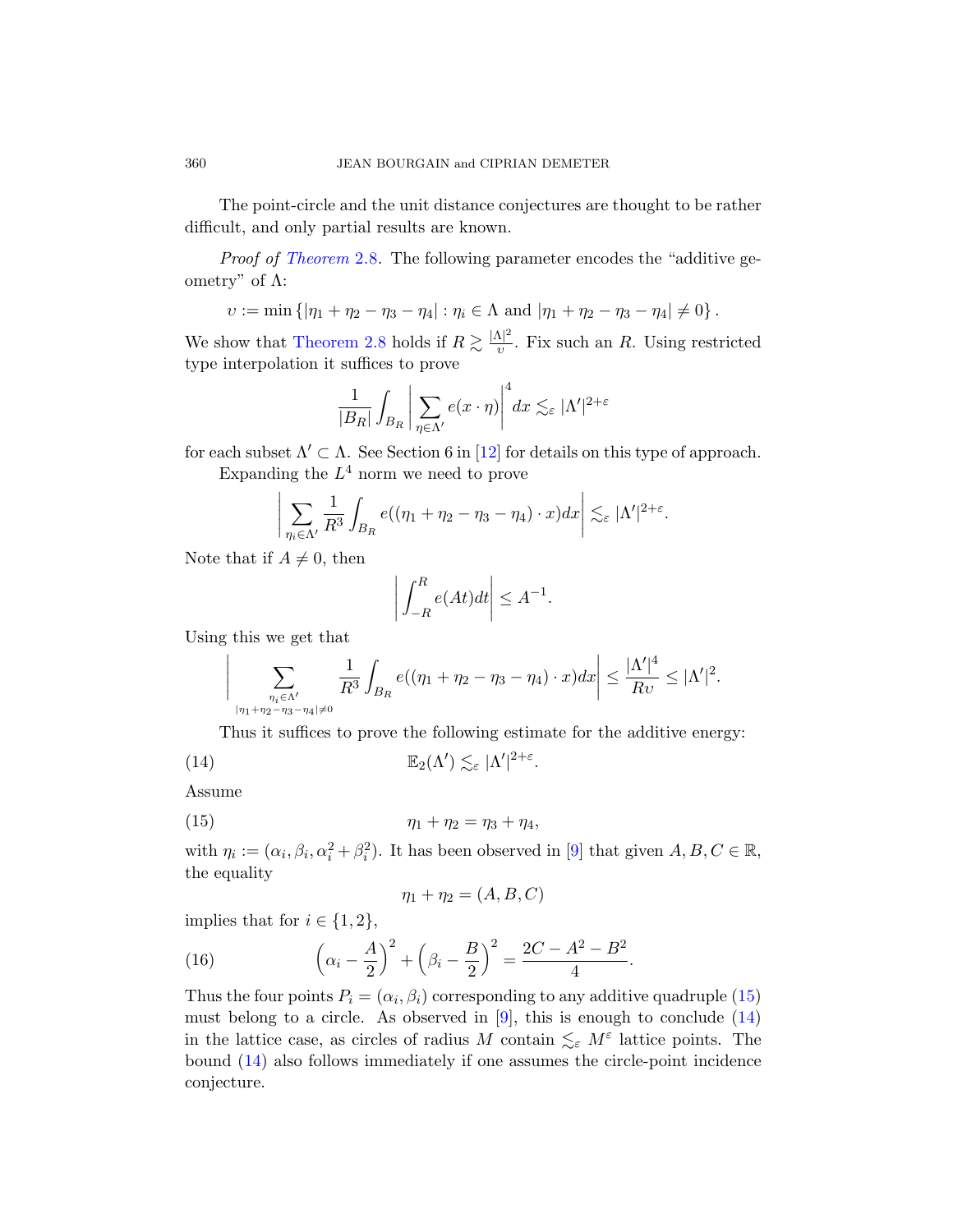The point-circle and the unit distance conjectures are thought to be rather difficult, and only partial results are known.

*Proof of Theorem* 2.8. The following parameter encodes the "additive geometry" of $\Lambda$:

$$\upsilon := \min\{|\eta_1 + \eta_2 - \eta_3 - \eta_4| : \eta_i \in \Lambda \text{ and } |\eta_1 + \eta_2 - \eta_3 - \eta_4| \neq 0\}.$$

We show that Theorem 2.8 holds if $R \gtrsim \frac{|\Lambda|^2}{\upsilon}$. Fix such an $R$. Using restricted type interpolation it suffices to prove

$$\frac{1}{|B_R|}\int_{B_R}\left|\sum_{\eta\in\Lambda'} e(x\cdot\eta)\right|^4 dx \lesssim_\varepsilon |\Lambda'|^{2+\varepsilon}$$

for each subset $\Lambda' \subset \Lambda$. See Section 6 in [12] for details on this type of approach.

Expanding the $L^4$ norm we need to prove

$$\left|\sum_{\eta_i\in\Lambda'} \frac{1}{R^3}\int_{B_R} e((\eta_1+\eta_2-\eta_3-\eta_4)\cdot x)dx\right| \lesssim_\varepsilon |\Lambda'|^{2+\varepsilon}.$$

Note that if $A \neq 0$, then

$$\left|\int_{-R}^{R} e(At)dt\right| \leq A^{-1}.$$

Using this we get that

$$\left|\sum_{\substack{\eta_i\in\Lambda' \\ |\eta_1+\eta_2-\eta_3-\eta_4|\neq 0}} \frac{1}{R^3}\int_{B_R} e((\eta_1+\eta_2-\eta_3-\eta_4)\cdot x)dx\right| \leq \frac{|\Lambda'|^4}{R\upsilon} \leq |\Lambda'|^2.$$

Thus it suffices to prove the following estimate for the additive energy:

$$\mathbb{E}_2(\Lambda') \lesssim_\varepsilon |\Lambda'|^{2+\varepsilon}. \tag{14}$$

Assume

$$\eta_1 + \eta_2 = \eta_3 + \eta_4, \tag{15}$$

with $\eta_i := (\alpha_i, \beta_i, \alpha_i^2 + \beta_i^2)$. It has been observed in [9] that given $A, B, C \in \mathbb{R}$, the equality

$$\eta_1 + \eta_2 = (A, B, C)$$

implies that for $i \in \{1, 2\}$,

$$\left(\alpha_i - \frac{A}{2}\right)^2 + \left(\beta_i - \frac{B}{2}\right)^2 = \frac{2C - A^2 - B^2}{4}. \tag{16}$$

Thus the four points $P_i = (\alpha_i, \beta_i)$ corresponding to any additive quadruple (15) must belong to a circle. As observed in [9], this is enough to conclude (14) in the lattice case, as circles of radius $M$ contain $\lesssim_\varepsilon M^\varepsilon$ lattice points. The bound (14) also follows immediately if one assumes the circle-point incidence conjecture.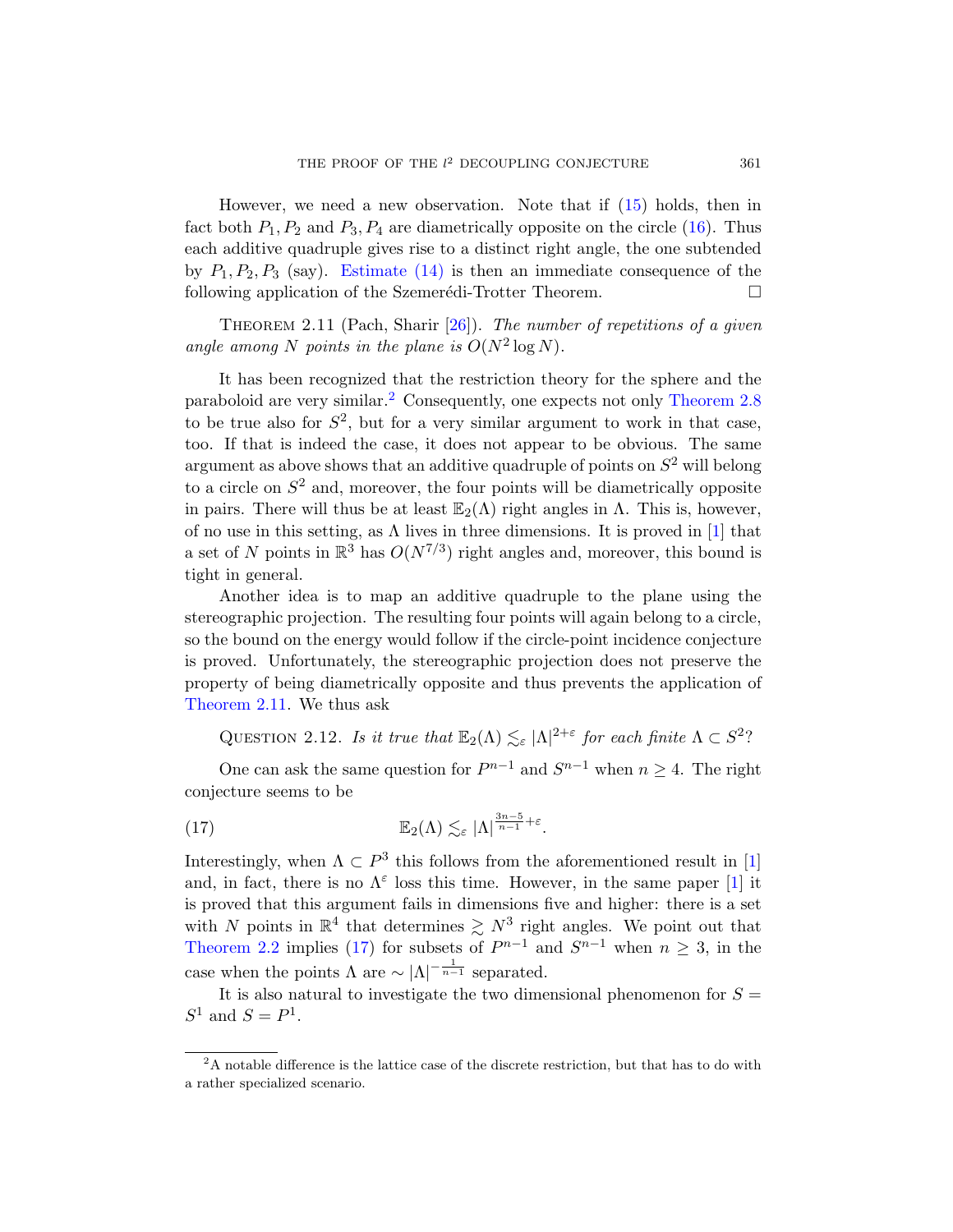However, we need a new observation. Note that if (15) holds, then in fact both $P_1, P_2$ and $P_3, P_4$ are diametrically opposite on the circle (16). Thus each additive quadruple gives rise to a distinct right angle, the one subtended by $P_1, P_2, P_3$ (say). Estimate (14) is then an immediate consequence of the following application of the Szemerédi-Trotter Theorem. $\square$

THEOREM 2.11 (Pach, Sharir [26]). *The number of repetitions of a given angle among $N$ points in the plane is $O(N^2 \log N)$.*

It has been recognized that the restriction theory for the sphere and the paraboloid are very similar.[2] Consequently, one expects not only Theorem 2.8 to be true also for $S^2$, but for a very similar argument to work in that case, too. If that is indeed the case, it does not appear to be obvious. The same argument as above shows that an additive quadruple of points on $S^2$ will belong to a circle on $S^2$ and, moreover, the four points will be diametrically opposite in pairs. There will thus be at least $\mathbb{E}_2(\Lambda)$ right angles in $\Lambda$. This is, however, of no use in this setting, as $\Lambda$ lives in three dimensions. It is proved in [1] that a set of $N$ points in $\mathbb{R}^3$ has $O(N^{7/3})$ right angles and, moreover, this bound is tight in general.

Another idea is to map an additive quadruple to the plane using the stereographic projection. The resulting four points will again belong to a circle, so the bound on the energy would follow if the circle-point incidence conjecture is proved. Unfortunately, the stereographic projection does not preserve the property of being diametrically opposite and thus prevents the application of Theorem 2.11. We thus ask

QUESTION 2.12. *Is it true that $\mathbb{E}_2(\Lambda) \lesssim_\varepsilon |\Lambda|^{2+\varepsilon}$ for each finite $\Lambda \subset S^2$?*

One can ask the same question for $P^{n-1}$ and $S^{n-1}$ when $n \geq 4$. The right conjecture seems to be

$$\mathbb{E}_2(\Lambda) \lesssim_\varepsilon |\Lambda|^{\frac{3n-5}{n-1}+\varepsilon}. \tag{17}$$

Interestingly, when $\Lambda \subset P^3$ this follows from the aforementioned result in [1] and, in fact, there is no $\Lambda^\varepsilon$ loss this time. However, in the same paper [1] it is proved that this argument fails in dimensions five and higher: there is a set with $N$ points in $\mathbb{R}^4$ that determines $\gtrsim N^3$ right angles. We point out that Theorem 2.2 implies (17) for subsets of $P^{n-1}$ and $S^{n-1}$ when $n \geq 3$, in the case when the points $\Lambda$ are $\sim |\Lambda|^{-\frac{1}{n-1}}$ separated.

It is also natural to investigate the two dimensional phenomenon for $S = S^1$ and $S = P^1$.

[2] A notable difference is the lattice case of the discrete restriction, but that has to do with a rather specialized scenario.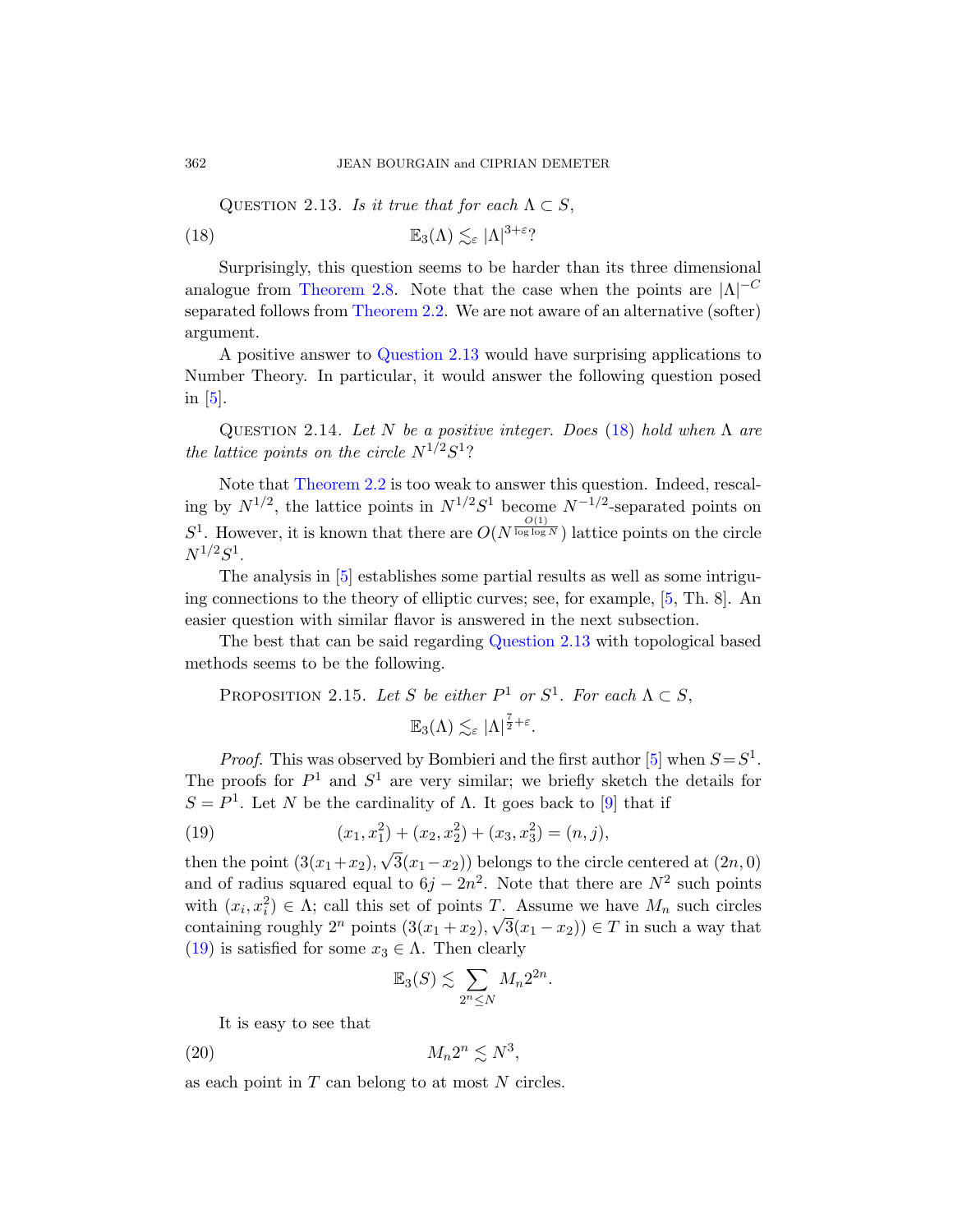Question 2.13. *Is it true that for each $\Lambda \subset S$,*

$$\mathbb{E}_3(\Lambda) \lesssim_\varepsilon |\Lambda|^{3+\varepsilon}? \tag{18}$$

Surprisingly, this question seems to be harder than its three dimensional analogue from Theorem 2.8. Note that the case when the points are $|\Lambda|^{-C}$ separated follows from Theorem 2.2. We are not aware of an alternative (softer) argument.

A positive answer to Question 2.13 would have surprising applications to Number Theory. In particular, it would answer the following question posed in [5].

Question 2.14. *Let $N$ be a positive integer. Does (18) hold when $\Lambda$ are the lattice points on the circle $N^{1/2}S^1$?*

Note that Theorem 2.2 is too weak to answer this question. Indeed, rescaling by $N^{1/2}$, the lattice points in $N^{1/2}S^1$ become $N^{-1/2}$-separated points on $S^1$. However, it is known that there are $O(N^{\frac{O(1)}{\log\log N}})$ lattice points on the circle $N^{1/2}S^1$.

The analysis in [5] establishes some partial results as well as some intriguing connections to the theory of elliptic curves; see, for example, [5, Th. 8]. An easier question with similar flavor is answered in the next subsection.

The best that can be said regarding Question 2.13 with topological based methods seems to be the following.

Proposition 2.15. *Let $S$ be either $P^1$ or $S^1$. For each $\Lambda \subset S$,*

$$\mathbb{E}_3(\Lambda) \lesssim_\varepsilon |\Lambda|^{\frac{7}{2}+\varepsilon}.$$

*Proof.* This was observed by Bombieri and the first author [5] when $S = S^1$. The proofs for $P^1$ and $S^1$ are very similar; we briefly sketch the details for $S = P^1$. Let $N$ be the cardinality of $\Lambda$. It goes back to [9] that if

$$(x_1, x_1^2) + (x_2, x_2^2) + (x_3, x_3^2) = (n, j), \tag{19}$$

then the point $(3(x_1+x_2), \sqrt{3}(x_1-x_2))$ belongs to the circle centered at $(2n, 0)$ and of radius squared equal to $6j - 2n^2$. Note that there are $N^2$ such points with $(x_i, x_i^2) \in \Lambda$; call this set of points $T$. Assume we have $M_n$ such circles containing roughly $2^n$ points $(3(x_1+x_2), \sqrt{3}(x_1-x_2)) \in T$ in such a way that (19) is satisfied for some $x_3 \in \Lambda$. Then clearly

$$\mathbb{E}_3(S) \lesssim \sum_{2^n \le N} M_n 2^{2n}.$$

It is easy to see that

$$M_n 2^n \lesssim N^3, \tag{20}$$

as each point in $T$ can belong to at most $N$ circles.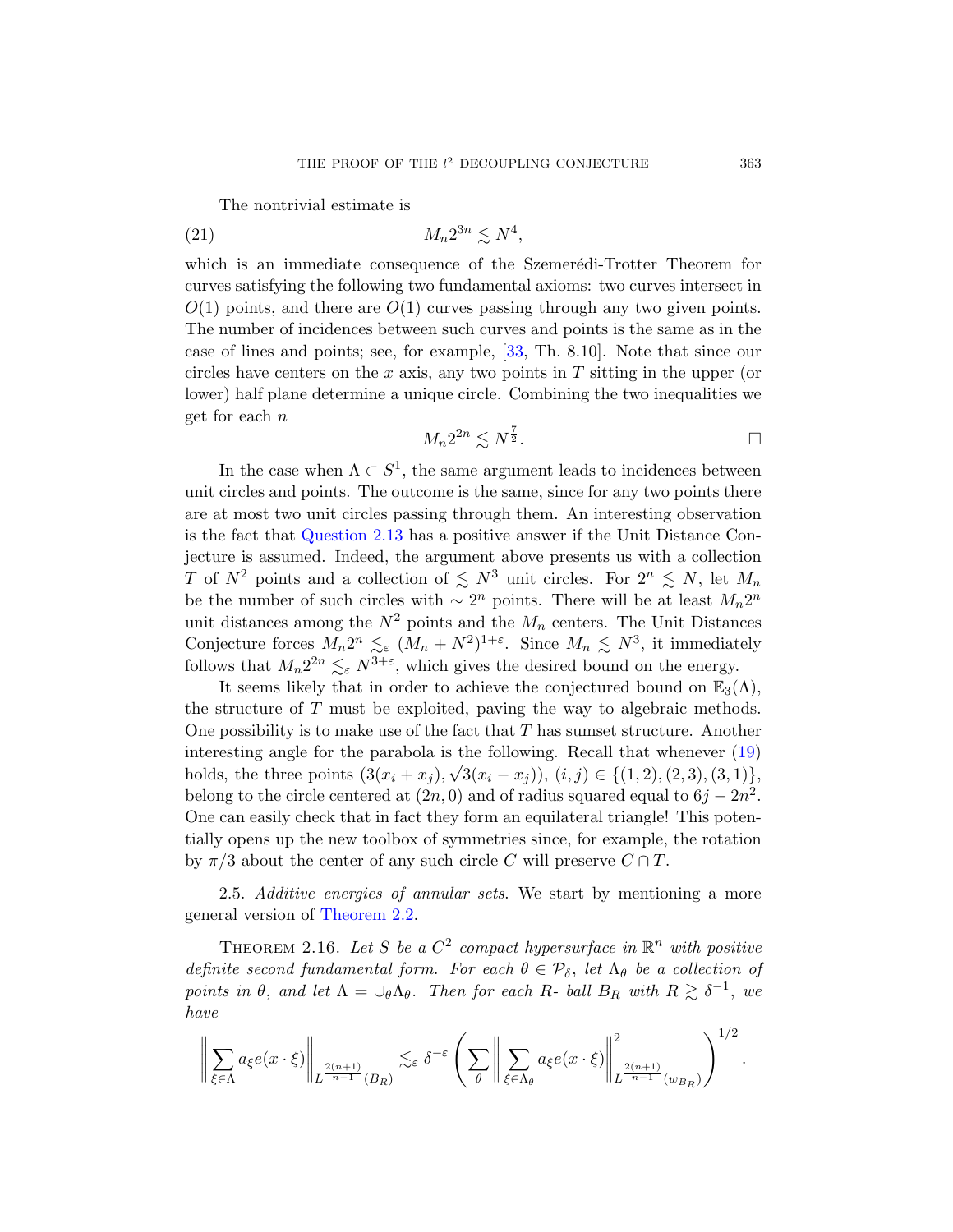The nontrivial estimate is

$$M_n 2^{3n} \lesssim N^4, \tag{21}$$

which is an immediate consequence of the Szemerédi-Trotter Theorem for curves satisfying the following two fundamental axioms: two curves intersect in $O(1)$ points, and there are $O(1)$ curves passing through any two given points. The number of incidences between such curves and points is the same as in the case of lines and points; see, for example, [33, Th. 8.10]. Note that since our circles have centers on the $x$ axis, any two points in $T$ sitting in the upper (or lower) half plane determine a unique circle. Combining the two inequalities we get for each $n$

$$M_n 2^{2n} \lesssim N^{\frac{7}{2}}. \qquad \square$$

In the case when $\Lambda \subset S^1$, the same argument leads to incidences between unit circles and points. The outcome is the same, since for any two points there are at most two unit circles passing through them. An interesting observation is the fact that Question 2.13 has a positive answer if the Unit Distance Conjecture is assumed. Indeed, the argument above presents us with a collection $T$ of $N^2$ points and a collection of $\lesssim N^3$ unit circles. For $2^n \lesssim N$, let $M_n$ be the number of such circles with $\sim 2^n$ points. There will be at least $M_n 2^n$ unit distances among the $N^2$ points and the $M_n$ centers. The Unit Distances Conjecture forces $M_n 2^n \lesssim_\varepsilon (M_n + N^2)^{1+\varepsilon}$. Since $M_n \lesssim N^3$, it immediately follows that $M_n 2^{2n} \lesssim_\varepsilon N^{3+\varepsilon}$, which gives the desired bound on the energy.

It seems likely that in order to achieve the conjectured bound on $\mathbb{E}_3(\Lambda)$, the structure of $T$ must be exploited, paving the way to algebraic methods. One possibility is to make use of the fact that $T$ has sumset structure. Another interesting angle for the parabola is the following. Recall that whenever (19) holds, the three points $(3(x_i + x_j), \sqrt{3}(x_i - x_j))$, $(i, j) \in \{(1, 2), (2, 3), (3, 1)\}$, belong to the circle centered at $(2n, 0)$ and of radius squared equal to $6j - 2n^2$. One can easily check that in fact they form an equilateral triangle! This potentially opens up the new toolbox of symmetries since, for example, the rotation by $\pi/3$ about the center of any such circle $C$ will preserve $C \cap T$.

### 2.5. *Additive energies of annular sets.*

We start by mentioning a more general version of Theorem 2.2.

**Theorem 2.16.** *Let $S$ be a $C^2$ compact hypersurface in $\mathbb{R}^n$ with positive definite second fundamental form. For each $\theta \in \mathcal{P}_\delta$, let $\Lambda_\theta$ be a collection of points in $\theta$, and let $\Lambda = \cup_\theta \Lambda_\theta$. Then for each $R$- ball $B_R$ with $R \gtrsim \delta^{-1}$, we have*

$$\Big\| \sum_{\xi \in \Lambda} a_\xi e(x \cdot \xi) \Big\|_{L^{\frac{2(n+1)}{n-1}}(B_R)} \lesssim_\varepsilon \delta^{-\varepsilon} \left( \sum_\theta \Big\| \sum_{\xi \in \Lambda_\theta} a_\xi e(x \cdot \xi) \Big\|^2_{L^{\frac{2(n+1)}{n-1}}(w_{B_R})} \right)^{1/2}.$$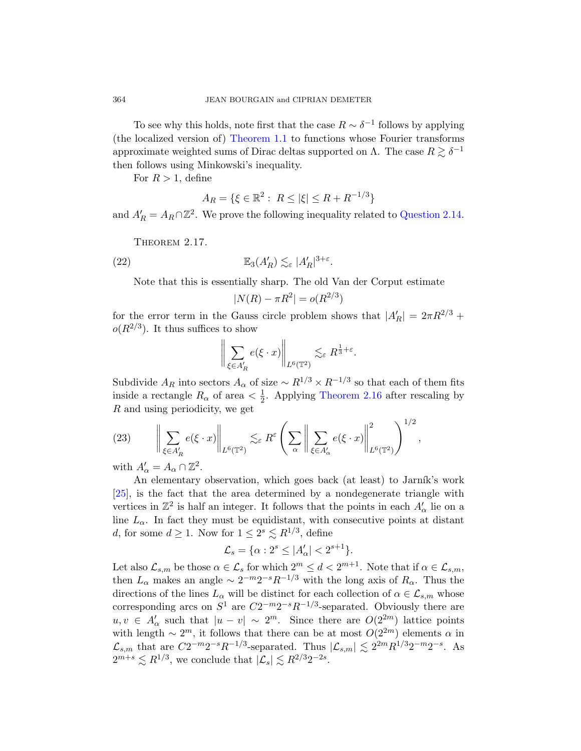To see why this holds, note first that the case $R \sim \delta^{-1}$ follows by applying (the localized version of) Theorem 1.1 to functions whose Fourier transforms approximate weighted sums of Dirac deltas supported on $\Lambda$. The case $R \gtrsim \delta^{-1}$ then follows using Minkowski's inequality.

For $R > 1$, define

$$A_R = \{\xi \in \mathbb{R}^2 : \ R \le |\xi| \le R + R^{-1/3}\}$$

and $A'_R = A_R \cap \mathbb{Z}^2$. We prove the following inequality related to Question 2.14.

Theorem 2.17.

$$\mathbb{E}_3(A'_R) \lesssim_\varepsilon |A'_R|^{3+\varepsilon}. \tag{22}$$

Note that this is essentially sharp. The old Van der Corput estimate

$$|N(R) - \pi R^2| = o(R^{2/3})$$

for the error term in the Gauss circle problem shows that $|A'_R| = 2\pi R^{2/3} + o(R^{2/3})$. It thus suffices to show

$$\Big\| \sum_{\xi \in A'_R} e(\xi \cdot x) \Big\|_{L^6(\mathbb{T}^2)} \lesssim_\varepsilon R^{\frac{1}{3}+\varepsilon}.$$

Subdivide $A_R$ into sectors $A_\alpha$ of size $\sim R^{1/3} \times R^{-1/3}$ so that each of them fits inside a rectangle $R_\alpha$ of area $< \frac{1}{2}$. Applying Theorem 2.16 after rescaling by $R$ and using periodicity, we get

$$\Big\| \sum_{\xi \in A'_R} e(\xi \cdot x) \Big\|_{L^6(\mathbb{T}^2)} \lesssim_\varepsilon R^\varepsilon \left( \sum_\alpha \Big\| \sum_{\xi \in A'_\alpha} e(\xi \cdot x) \Big\|^2_{L^6(\mathbb{T}^2)} \right)^{1/2}, \tag{23}$$

with $A'_\alpha = A_\alpha \cap \mathbb{Z}^2$.

An elementary observation, which goes back (at least) to Jarník's work [25], is the fact that the area determined by a nondegenerate triangle with vertices in $\mathbb{Z}^2$ is half an integer. It follows that the points in each $A'_\alpha$ lie on a line $L_\alpha$. In fact they must be equidistant, with consecutive points at distant $d$, for some $d \ge 1$. Now for $1 \le 2^s \lesssim R^{1/3}$, define

$$\mathcal{L}_s = \{\alpha : 2^s \le |A'_\alpha| < 2^{s+1}\}.$$

Let also $\mathcal{L}_{s,m}$ be those $\alpha \in \mathcal{L}_s$ for which $2^m \le d < 2^{m+1}$. Note that if $\alpha \in \mathcal{L}_{s,m}$, then $L_\alpha$ makes an angle $\sim 2^{-m}2^{-s}R^{-1/3}$ with the long axis of $R_\alpha$. Thus the directions of the lines $L_\alpha$ will be distinct for each collection of $\alpha \in \mathcal{L}_{s,m}$ whose corresponding arcs on $S^1$ are $C2^{-m}2^{-s}R^{-1/3}$-separated. Obviously there are $u, v \in A'_\alpha$ such that $|u - v| \sim 2^m$. Since there are $O(2^{2m})$ lattice points with length $\sim 2^m$, it follows that there can be at most $O(2^{2m})$ elements $\alpha$ in $\mathcal{L}_{s,m}$ that are $C2^{-m}2^{-s}R^{-1/3}$-separated. Thus $|\mathcal{L}_{s,m}| \lesssim 2^{2m}R^{1/3}2^{-m}2^{-s}$. As $2^{m+s} \lesssim R^{1/3}$, we conclude that $|\mathcal{L}_s| \lesssim R^{2/3}2^{-2s}$.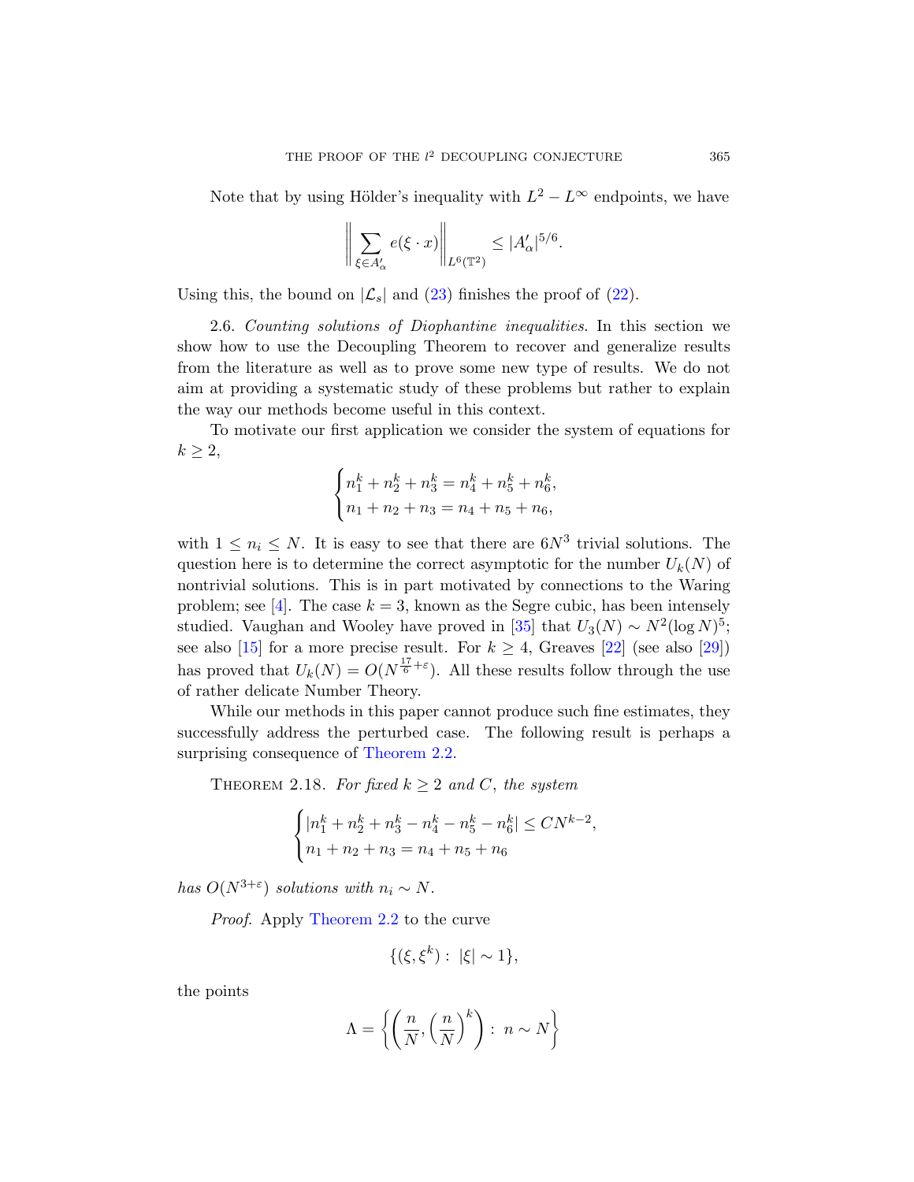Note that by using Hölder's inequality with $L^2 - L^\infty$ endpoints, we have

$$\left\| \sum_{\xi \in A'_\alpha} e(\xi \cdot x) \right\|_{L^6(\mathbb{T}^2)} \leq |A'_\alpha|^{5/6}.$$

Using this, the bound on $|\mathcal{L}_s|$ and (23) finishes the proof of (22).

2.6. *Counting solutions of Diophantine inequalities.* In this section we show how to use the Decoupling Theorem to recover and generalize results from the literature as well as to prove some new type of results. We do not aim at providing a systematic study of these problems but rather to explain the way our methods become useful in this context.

To motivate our first application we consider the system of equations for $k \geq 2$,

$$\begin{cases} n_1^k + n_2^k + n_3^k = n_4^k + n_5^k + n_6^k, \\ n_1 + n_2 + n_3 = n_4 + n_5 + n_6, \end{cases}$$

with $1 \leq n_i \leq N$. It is easy to see that there are $6N^3$ trivial solutions. The question here is to determine the correct asymptotic for the number $U_k(N)$ of nontrivial solutions. This is in part motivated by connections to the Waring problem; see [4]. The case $k = 3$, known as the Segre cubic, has been intensely studied. Vaughan and Wooley have proved in [35] that $U_3(N) \sim N^2 (\log N)^5$; see also [15] for a more precise result. For $k \geq 4$, Greaves [22] (see also [29]) has proved that $U_k(N) = O(N^{\frac{17}{6}+\varepsilon})$. All these results follow through the use of rather delicate Number Theory.

While our methods in this paper cannot produce such fine estimates, they successfully address the perturbed case. The following result is perhaps a surprising consequence of Theorem 2.2.

THEOREM 2.18. *For fixed $k \geq 2$ and $C$, the system*

$$\begin{cases} |n_1^k + n_2^k + n_3^k - n_4^k - n_5^k - n_6^k| \leq CN^{k-2}, \\ n_1 + n_2 + n_3 = n_4 + n_5 + n_6 \end{cases}$$

*has $O(N^{3+\varepsilon})$ solutions with $n_i \sim N$.*

*Proof.* Apply Theorem 2.2 to the curve

$$\{(\xi, \xi^k) : |\xi| \sim 1\},$$

the points

$$\Lambda = \left\{ \left( \frac{n}{N}, \left( \frac{n}{N} \right)^k \right) : n \sim N \right\}$$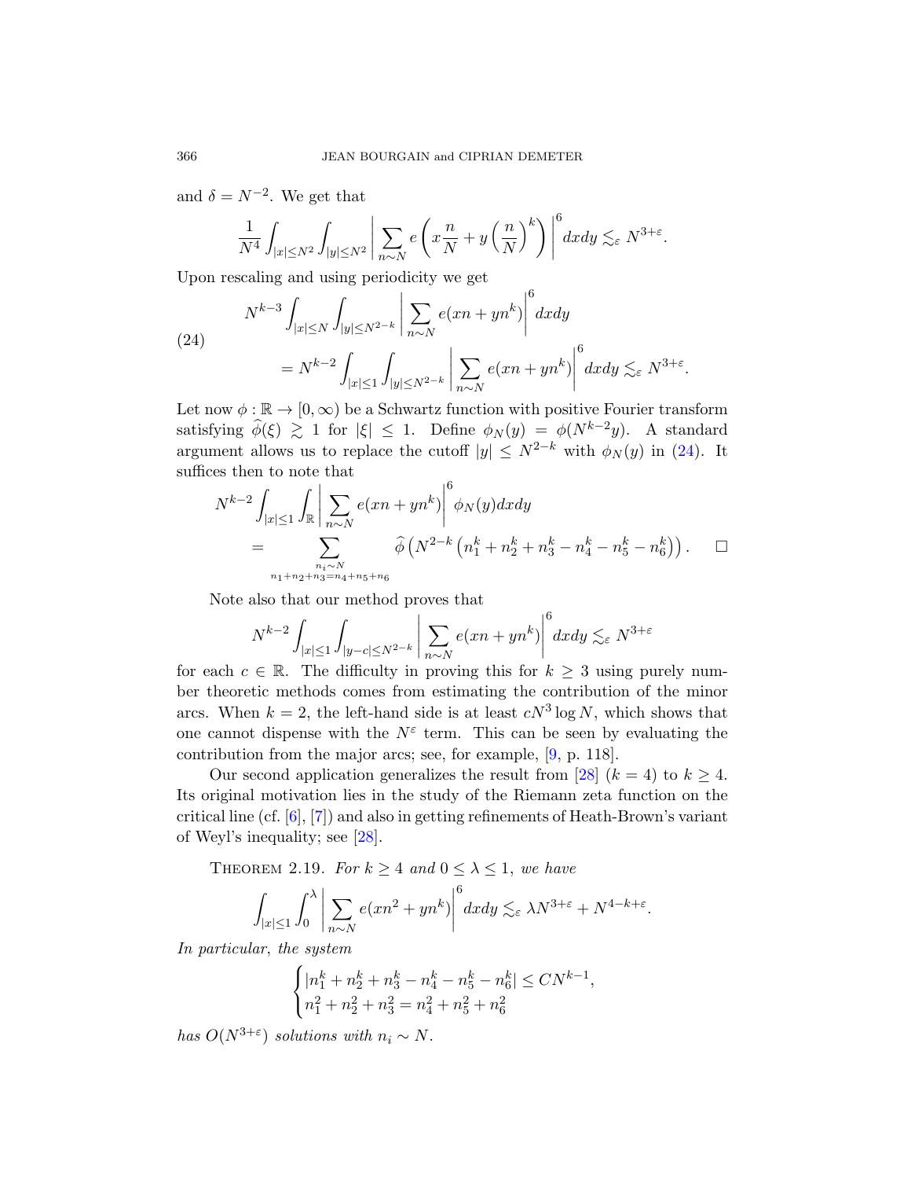and $\delta = N^{-2}$. We get that

$$\frac{1}{N^4}\int_{|x|\le N^2}\int_{|y|\le N^2}\left|\sum_{n\sim N} e\left(x\frac{n}{N}+y\left(\frac{n}{N}\right)^k\right)\right|^6 dxdy \lesssim_\varepsilon N^{3+\varepsilon}.$$

Upon rescaling and using periodicity we get

$$\begin{aligned}(24)\qquad & N^{k-3}\int_{|x|\le N}\int_{|y|\le N^{2-k}}\left|\sum_{n\sim N} e(xn+yn^k)\right|^6 dxdy \\ & \quad = N^{k-2}\int_{|x|\le 1}\int_{|y|\le N^{2-k}}\left|\sum_{n\sim N} e(xn+yn^k)\right|^6 dxdy \lesssim_\varepsilon N^{3+\varepsilon}.\end{aligned}$$

Let now $\phi : \mathbb{R} \to [0,\infty)$ be a Schwartz function with positive Fourier transform satisfying $\widehat{\phi}(\xi) \gtrsim 1$ for $|\xi| \le 1$. Define $\phi_N(y) = \phi(N^{k-2}y)$. A standard argument allows us to replace the cutoff $|y| \le N^{2-k}$ with $\phi_N(y)$ in (24). It suffices then to note that

$$\begin{aligned} & N^{k-2}\int_{|x|\le 1}\int_{\mathbb{R}}\left|\sum_{n\sim N} e(xn+yn^k)\right|^6 \phi_N(y)dxdy \\ & \quad = \sum_{\substack{n_i\sim N \\ n_1+n_2+n_3=n_4+n_5+n_6}} \widehat{\phi}\left(N^{2-k}\left(n_1^k+n_2^k+n_3^k-n_4^k-n_5^k-n_6^k\right)\right). \qquad \square\end{aligned}$$

Note also that our method proves that

$$N^{k-2}\int_{|x|\le 1}\int_{|y-c|\le N^{2-k}}\left|\sum_{n\sim N} e(xn+yn^k)\right|^6 dxdy \lesssim_\varepsilon N^{3+\varepsilon}$$

for each $c \in \mathbb{R}$. The difficulty in proving this for $k \ge 3$ using purely number theoretic methods comes from estimating the contribution of the minor arcs. When $k = 2$, the left-hand side is at least $cN^3 \log N$, which shows that one cannot dispense with the $N^\varepsilon$ term. This can be seen by evaluating the contribution from the major arcs; see, for example, [9, p. 118].

Our second application generalizes the result from [28] ($k = 4$) to $k \ge 4$. Its original motivation lies in the study of the Riemann zeta function on the critical line (cf. [6], [7]) and also in getting refinements of Heath-Brown's variant of Weyl's inequality; see [28].

THEOREM 2.19. *For $k \ge 4$ and $0 \le \lambda \le 1$, we have*

$$\int_{|x|\le 1}\int_0^\lambda \left|\sum_{n\sim N} e(xn^2+yn^k)\right|^6 dxdy \lesssim_\varepsilon \lambda N^{3+\varepsilon} + N^{4-k+\varepsilon}.$$

*In particular, the system*

$$\begin{cases} |n_1^k+n_2^k+n_3^k-n_4^k-n_5^k-n_6^k| \le CN^{k-1}, \\ n_1^2+n_2^2+n_3^2 = n_4^2+n_5^2+n_6^2 \end{cases}$$

*has $O(N^{3+\varepsilon})$ solutions with $n_i \sim N$.*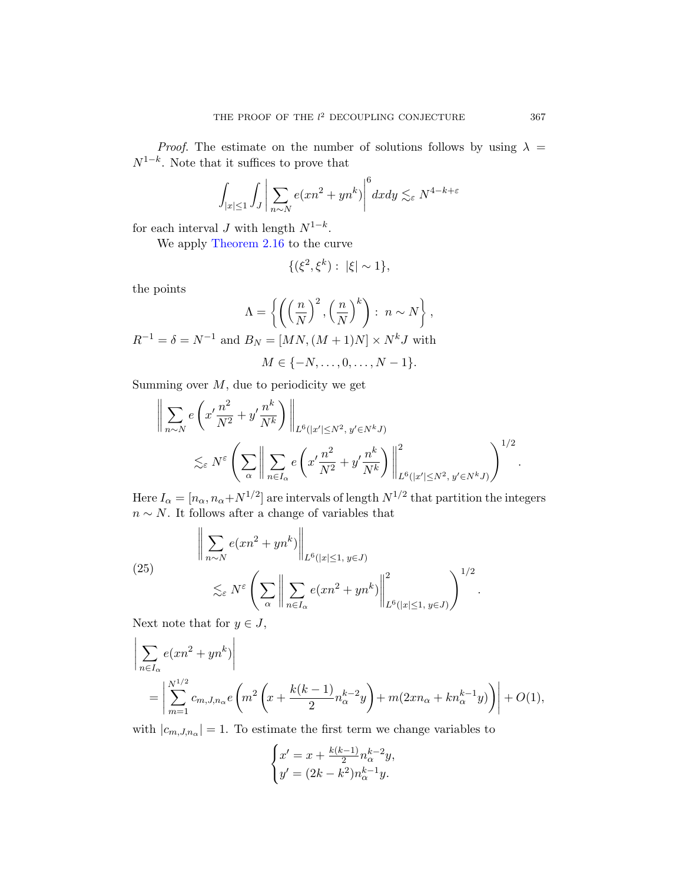*Proof.* The estimate on the number of solutions follows by using $\lambda = N^{1-k}$. Note that it suffices to prove that

$$\int_{|x|\le 1}\int_J \left|\sum_{n\sim N} e(xn^2+yn^k)\right|^6 dxdy \lesssim_\varepsilon N^{4-k+\varepsilon}$$

for each interval $J$ with length $N^{1-k}$.

We apply Theorem 2.16 to the curve

$$\{(\xi^2,\xi^k):\ |\xi|\sim 1\},$$

the points

$$\Lambda = \left\{\left(\left(\frac{n}{N}\right)^2,\left(\frac{n}{N}\right)^k\right):\ n\sim N\right\},$$

$R^{-1}=\delta=N^{-1}$ and $B_N=[MN,(M+1)N]\times N^kJ$ with

$$M\in\{-N,\dots,0,\dots,N-1\}.$$

Summing over $M$, due to periodicity we get

$$\left\|\sum_{n\sim N} e\left(x'\frac{n^2}{N^2}+y'\frac{n^k}{N^k}\right)\right\|_{L^6(|x'|\le N^2,\ y'\in N^kJ)} \lesssim_\varepsilon N^\varepsilon\left(\sum_\alpha\left\|\sum_{n\in I_\alpha} e\left(x'\frac{n^2}{N^2}+y'\frac{n^k}{N^k}\right)\right\|^2_{L^6(|x'|\le N^2,\ y'\in N^kJ)}\right)^{1/2}.$$

Here $I_\alpha=[n_\alpha,n_\alpha+N^{1/2}]$ are intervals of length $N^{1/2}$ that partition the integers $n\sim N$. It follows after a change of variables that

$$\left\|\sum_{n\sim N} e(xn^2+yn^k)\right\|_{L^6(|x|\le 1,\ y\in J)} \lesssim_\varepsilon N^\varepsilon\left(\sum_\alpha\left\|\sum_{n\in I_\alpha} e(xn^2+yn^k)\right\|^2_{L^6(|x|\le 1,\ y\in J)}\right)^{1/2}. \tag{25}$$

Next note that for $y\in J$,

$$\left|\sum_{n\in I_\alpha} e(xn^2+yn^k)\right| = \left|\sum_{m=1}^{N^{1/2}} c_{m,J,n_\alpha} e\Big(m^2\Big(x+\frac{k(k-1)}{2}n_\alpha^{k-2}y\Big)+m(2xn_\alpha+kn_\alpha^{k-1}y)\Big)\right| + O(1),$$

with $|c_{m,J,n_\alpha}|=1$. To estimate the first term we change variables to

$$\begin{cases} x' = x+\frac{k(k-1)}{2}n_\alpha^{k-2}y,\\ y' = (2k-k^2)n_\alpha^{k-1}y. \end{cases}$$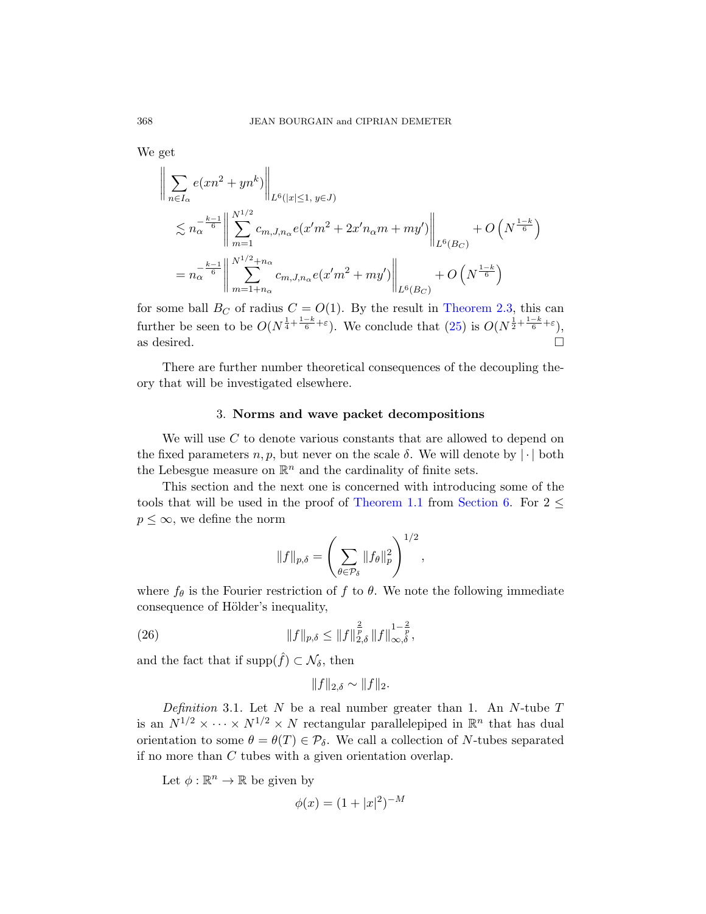We get

$$
\begin{aligned}
&\left\| \sum_{n\in I_\alpha} e(xn^2+yn^k)\right\|_{L^6(|x|\le 1,\ y\in J)}\\
&\quad\lesssim n_\alpha^{-\frac{k-1}{6}}\left\| \sum_{m=1}^{N^{1/2}} c_{m,J,n_\alpha} e(x'm^2+2x'n_\alpha m+my')\right\|_{L^6(B_C)} + O\left(N^{\frac{1-k}{6}}\right)\\
&\quad= n_\alpha^{-\frac{k-1}{6}}\left\| \sum_{m=1+n_\alpha}^{N^{1/2}+n_\alpha} c_{m,J,n_\alpha} e(x'm^2+my')\right\|_{L^6(B_C)} + O\left(N^{\frac{1-k}{6}}\right)
\end{aligned}
$$

for some ball $B_C$ of radius $C=O(1)$. By the result in Theorem 2.3, this can further be seen to be $O(N^{\frac14+\frac{1-k}{6}+\varepsilon})$. We conclude that (25) is $O(N^{\frac12+\frac{1-k}{6}+\varepsilon})$, as desired. $\square$

There are further number theoretical consequences of the decoupling theory that will be investigated elsewhere.

## 3. Norms and wave packet decompositions

We will use $C$ to denote various constants that are allowed to depend on the fixed parameters $n, p$, but never on the scale $\delta$. We will denote by $|\cdot|$ both the Lebesgue measure on $\mathbb{R}^n$ and the cardinality of finite sets.

This section and the next one is concerned with introducing some of the tools that will be used in the proof of Theorem 1.1 from Section 6. For $2\le p\le\infty$, we define the norm

$$
\|f\|_{p,\delta}=\left(\sum_{\theta\in\mathcal{P}_\delta}\|f_\theta\|_p^2\right)^{1/2},
$$

where $f_\theta$ is the Fourier restriction of $f$ to $\theta$. We note the following immediate consequence of Hölder's inequality,

$$
\|f\|_{p,\delta}\le\|f\|_{2,\delta}^{\frac{2}{p}}\|f\|_{\infty,\delta}^{1-\frac{2}{p}}, \tag{26}
$$

and the fact that if $\operatorname{supp}(\hat f)\subset\mathcal{N}_\delta$, then

$$
\|f\|_{2,\delta}\sim\|f\|_2.
$$

*Definition* 3.1. Let $N$ be a real number greater than 1. An $N$-tube $T$ is an $N^{1/2}\times\cdots\times N^{1/2}\times N$ rectangular parallelepiped in $\mathbb{R}^n$ that has dual orientation to some $\theta=\theta(T)\in\mathcal{P}_\delta$. We call a collection of $N$-tubes separated if no more than $C$ tubes with a given orientation overlap.

Let $\phi:\mathbb{R}^n\to\mathbb{R}$ be given by

$$
\phi(x)=(1+|x|^2)^{-M}
$$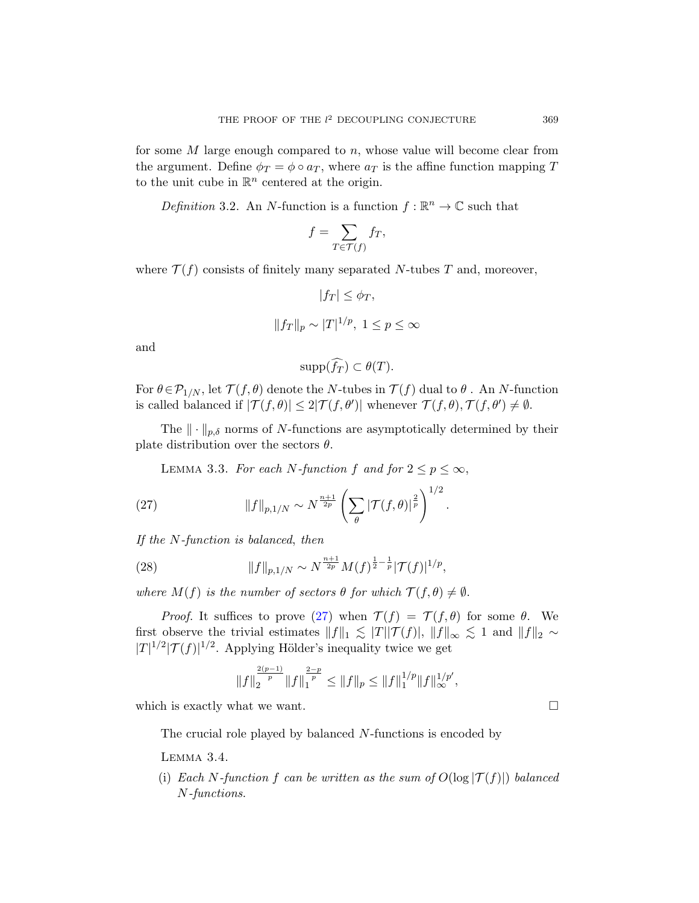for some $M$ large enough compared to $n$, whose value will become clear from the argument. Define $\phi_T = \phi \circ a_T$, where $a_T$ is the affine function mapping $T$ to the unit cube in $\mathbb{R}^n$ centered at the origin.

*Definition* 3.2. An $N$-function is a function $f : \mathbb{R}^n \to \mathbb{C}$ such that

$$f = \sum_{T \in \mathcal{T}(f)} f_T,$$

where $\mathcal{T}(f)$ consists of finitely many separated $N$-tubes $T$ and, moreover,

$$|f_T| \le \phi_T,$$

$$\|f_T\|_p \sim |T|^{1/p},\ 1 \le p \le \infty$$

and

$$\operatorname{supp}(\widehat{f_T}) \subset \theta(T).$$

For $\theta \in \mathcal{P}_{1/N}$, let $\mathcal{T}(f,\theta)$ denote the $N$-tubes in $\mathcal{T}(f)$ dual to $\theta$ . An $N$-function is called balanced if $|\mathcal{T}(f,\theta)| \le 2|\mathcal{T}(f,\theta')|$ whenever $\mathcal{T}(f,\theta), \mathcal{T}(f,\theta') \ne \emptyset$.

The $\|\cdot\|_{p,\delta}$ norms of $N$-functions are asymptotically determined by their plate distribution over the sectors $\theta$.

LEMMA 3.3. *For each $N$-function $f$ and for $2 \le p \le \infty$,*

$$\|f\|_{p,1/N} \sim N^{\frac{n+1}{2p}} \left( \sum_\theta |\mathcal{T}(f,\theta)|^{\frac{2}{p}} \right)^{1/2}. \tag{27}$$

*If the $N$-function is balanced, then*

$$\|f\|_{p,1/N} \sim N^{\frac{n+1}{2p}} M(f)^{\frac12 - \frac1p} |\mathcal{T}(f)|^{1/p}, \tag{28}$$

*where $M(f)$ is the number of sectors $\theta$ for which $\mathcal{T}(f,\theta) \ne \emptyset$.*

*Proof.* It suffices to prove (27) when $\mathcal{T}(f) = \mathcal{T}(f,\theta)$ for some $\theta$. We first observe the trivial estimates $\|f\|_1 \lesssim |T||\mathcal{T}(f)|$, $\|f\|_\infty \lesssim 1$ and $\|f\|_2 \sim |T|^{1/2}|\mathcal{T}(f)|^{1/2}$. Applying Hölder's inequality twice we get

$$\|f\|_2^{\frac{2(p-1)}{p}} \|f\|_1^{\frac{2-p}{p}} \le \|f\|_p \le \|f\|_1^{1/p} \|f\|_\infty^{1/p'},$$

which is exactly what we want. $\square$

The crucial role played by balanced $N$-functions is encoded by

LEMMA 3.4.

(i) *Each $N$-function $f$ can be written as the sum of $O(\log |\mathcal{T}(f)|)$ balanced $N$-functions.*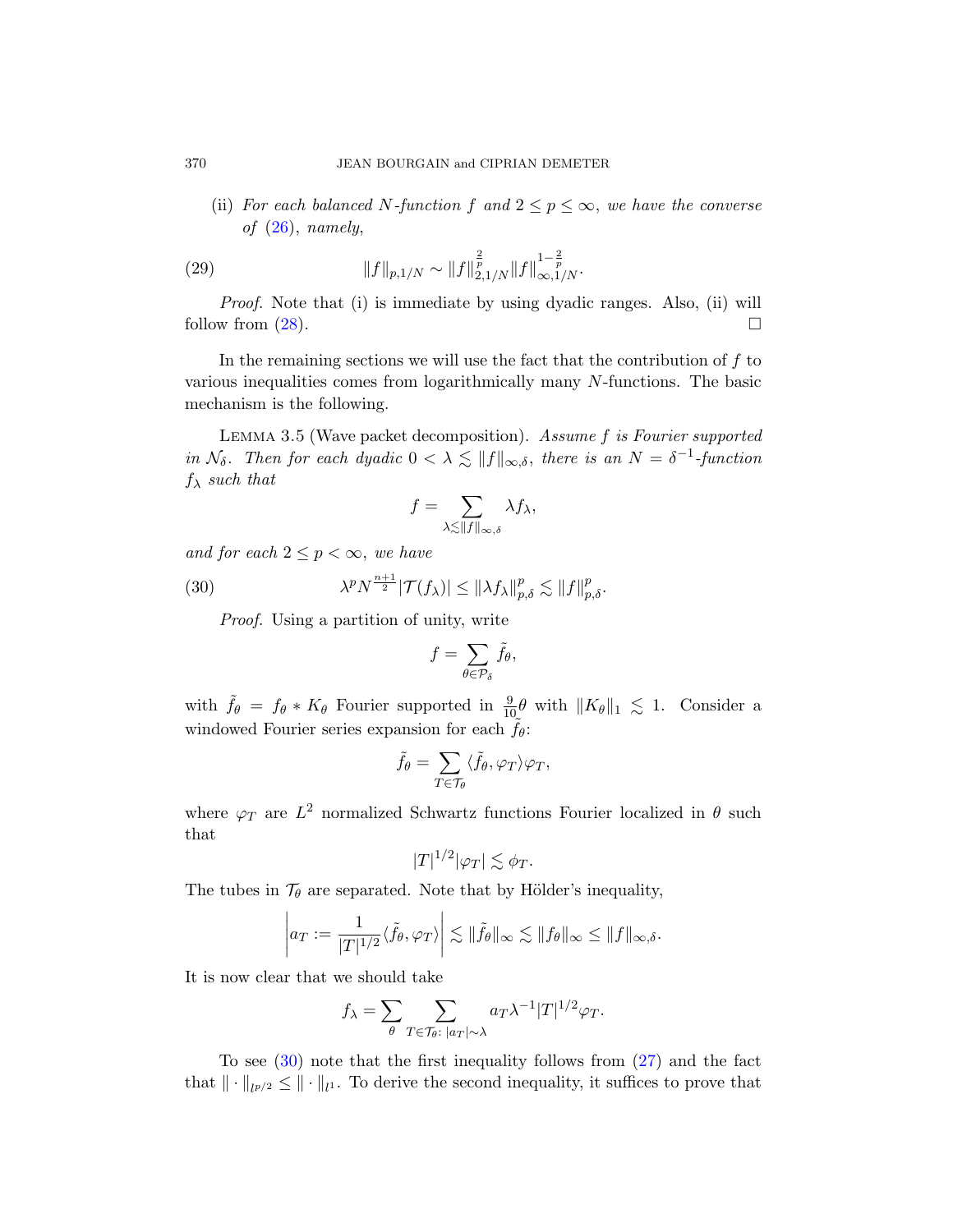(ii) *For each balanced $N$-function $f$ and $2 \le p \le \infty$, we have the converse of* (26), *namely,*

$$\|f\|_{p,1/N} \sim \|f\|_{2,1/N}^{\frac{2}{p}} \|f\|_{\infty,1/N}^{1-\frac{2}{p}}. \tag{29}$$

*Proof.* Note that (i) is immediate by using dyadic ranges. Also, (ii) will follow from (28). □

In the remaining sections we will use the fact that the contribution of $f$ to various inequalities comes from logarithmically many $N$-functions. The basic mechanism is the following.

Lemma 3.5 (Wave packet decomposition). *Assume $f$ is Fourier supported in $\mathcal{N}_\delta$. Then for each dyadic $0 < \lambda \lesssim \|f\|_{\infty,\delta}$, there is an $N = \delta^{-1}$-function $f_\lambda$ such that*

$$f = \sum_{\lambda \lesssim \|f\|_{\infty,\delta}} \lambda f_\lambda,$$

*and for each $2 \le p < \infty$, we have*

$$\lambda^p N^{\frac{n+1}{2}} |\mathcal{T}(f_\lambda)| \le \|\lambda f_\lambda\|_{p,\delta}^p \lesssim \|f\|_{p,\delta}^p. \tag{30}$$

*Proof.* Using a partition of unity, write

$$f = \sum_{\theta \in \mathcal{P}_\delta} \tilde{f}_\theta,$$

with $\tilde{f}_\theta = f_\theta * K_\theta$ Fourier supported in $\frac{9}{10}\theta$ with $\|K_\theta\|_1 \lesssim 1$. Consider a windowed Fourier series expansion for each $\tilde{f}_\theta$:

$$\tilde{f}_\theta = \sum_{T \in \mathcal{T}_\theta} \langle \tilde{f}_\theta, \varphi_T \rangle \varphi_T,$$

where $\varphi_T$ are $L^2$ normalized Schwartz functions Fourier localized in $\theta$ such that

$$|T|^{1/2} |\varphi_T| \lesssim \phi_T.$$

The tubes in $\mathcal{T}_\theta$ are separated. Note that by Hölder's inequality,

$$\left| a_T := \frac{1}{|T|^{1/2}} \langle \tilde{f}_\theta, \varphi_T \rangle \right| \lesssim \|\tilde{f}_\theta\|_\infty \lesssim \|f_\theta\|_\infty \le \|f\|_{\infty,\delta}.$$

It is now clear that we should take

$$f_\lambda = \sum_\theta \sum_{T \in \mathcal{T}_\theta : \, |a_T| \sim \lambda} a_T \lambda^{-1} |T|^{1/2} \varphi_T.$$

To see (30) note that the first inequality follows from (27) and the fact that $\|\cdot\|_{l^{p/2}} \le \|\cdot\|_{l^1}$. To derive the second inequality, it suffices to prove that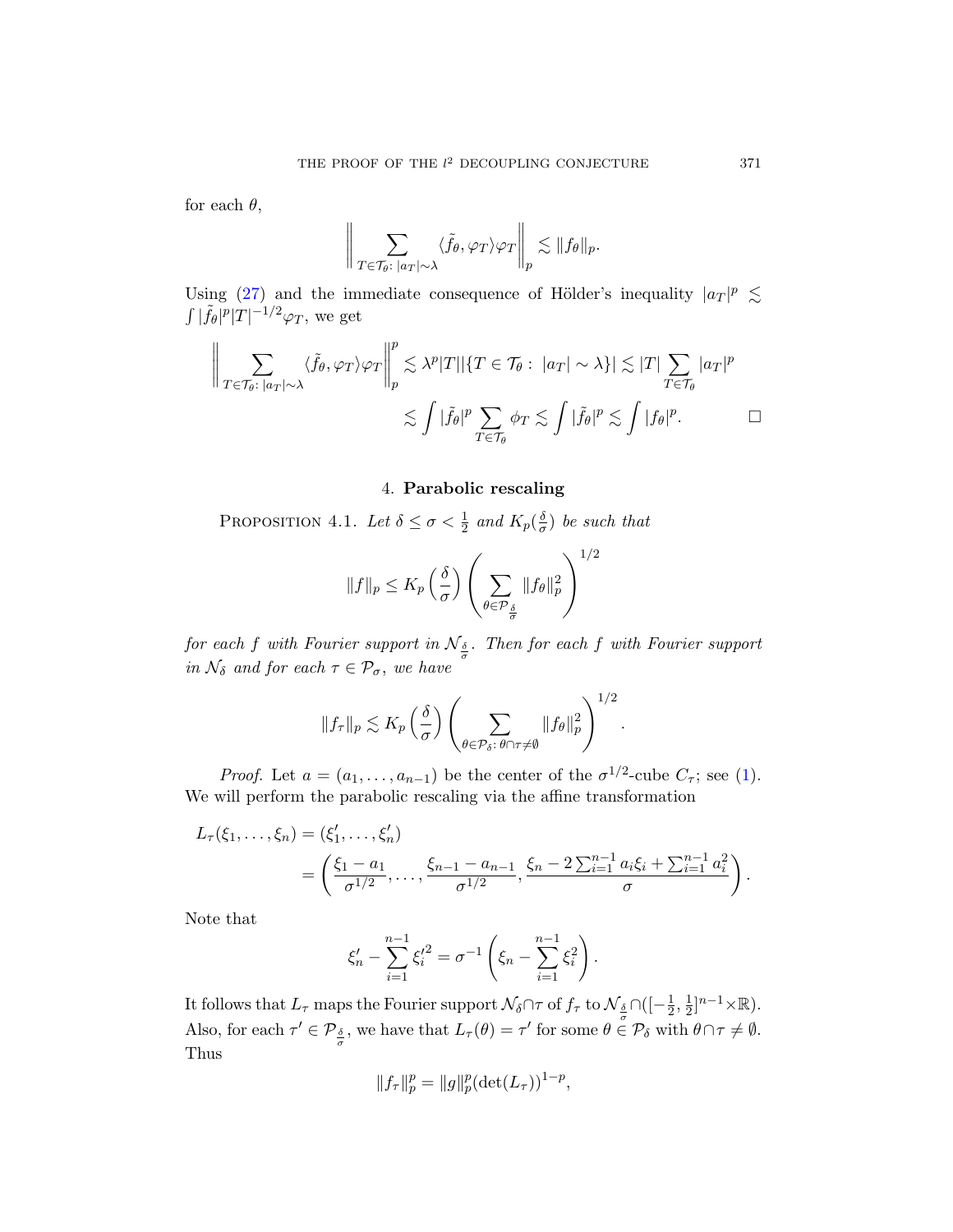for each $\theta$,

$$\left\| \sum_{T \in \mathcal{T}_\theta:\, |a_T| \sim \lambda} \langle \tilde{f}_\theta, \varphi_T \rangle \varphi_T \right\|_p \lesssim \|f_\theta\|_p.$$

Using (27) and the immediate consequence of Hölder's inequality $|a_T|^p \lesssim \int |\tilde{f}_\theta|^p |T|^{-1/2} \varphi_T$, we get

$$\begin{aligned}
\left\| \sum_{T \in \mathcal{T}_\theta:\, |a_T| \sim \lambda} \langle \tilde{f}_\theta, \varphi_T \rangle \varphi_T \right\|_p^p &\lesssim \lambda^p |T| |\{T \in \mathcal{T}_\theta :\ |a_T| \sim \lambda\}| \lesssim |T| \sum_{T \in \mathcal{T}_\theta} |a_T|^p \\
&\lesssim \int |\tilde{f}_\theta|^p \sum_{T \in \mathcal{T}_\theta} \phi_T \lesssim \int |\tilde{f}_\theta|^p \lesssim \int |f_\theta|^p. \qquad \square
\end{aligned}$$

## 4. Parabolic rescaling

Proposition 4.1. *Let $\delta \le \sigma < \frac{1}{2}$ and $K_p(\frac{\delta}{\sigma})$ be such that*

$$\|f\|_p \le K_p\left(\frac{\delta}{\sigma}\right) \left( \sum_{\theta \in \mathcal{P}_{\frac{\delta}{\sigma}}} \|f_\theta\|_p^2 \right)^{1/2}$$

*for each $f$ with Fourier support in $\mathcal{N}_{\frac{\delta}{\sigma}}$. Then for each $f$ with Fourier support in $\mathcal{N}_\delta$ and for each $\tau \in \mathcal{P}_\sigma$, we have*

$$\|f_\tau\|_p \lesssim K_p\left(\frac{\delta}{\sigma}\right) \left( \sum_{\theta \in \mathcal{P}_\delta:\, \theta \cap \tau \neq \emptyset} \|f_\theta\|_p^2 \right)^{1/2}.$$

*Proof.* Let $a = (a_1, \ldots, a_{n-1})$ be the center of the $\sigma^{1/2}$-cube $C_\tau$; see (1). We will perform the parabolic rescaling via the affine transformation

$$\begin{aligned}
L_\tau(\xi_1, \ldots, \xi_n) &= (\xi_1', \ldots, \xi_n') \\
&= \left( \frac{\xi_1 - a_1}{\sigma^{1/2}}, \ldots, \frac{\xi_{n-1} - a_{n-1}}{\sigma^{1/2}}, \frac{\xi_n - 2\sum_{i=1}^{n-1} a_i \xi_i + \sum_{i=1}^{n-1} a_i^2}{\sigma} \right).
\end{aligned}$$

Note that

$$\xi_n' - \sum_{i=1}^{n-1} {\xi_i'}^2 = \sigma^{-1}\left( \xi_n - \sum_{i=1}^{n-1} \xi_i^2 \right).$$

It follows that $L_\tau$ maps the Fourier support $\mathcal{N}_\delta \cap \tau$ of $f_\tau$ to $\mathcal{N}_{\frac{\delta}{\sigma}} \cap ([-\frac{1}{2}, \frac{1}{2}]^{n-1} \times \mathbb{R})$. Also, for each $\tau' \in \mathcal{P}_{\frac{\delta}{\sigma}}$, we have that $L_\tau(\theta) = \tau'$ for some $\theta \in \mathcal{P}_\delta$ with $\theta \cap \tau \neq \emptyset$. Thus

$$\|f_\tau\|_p^p = \|g\|_p^p (\det(L_\tau))^{1-p},$$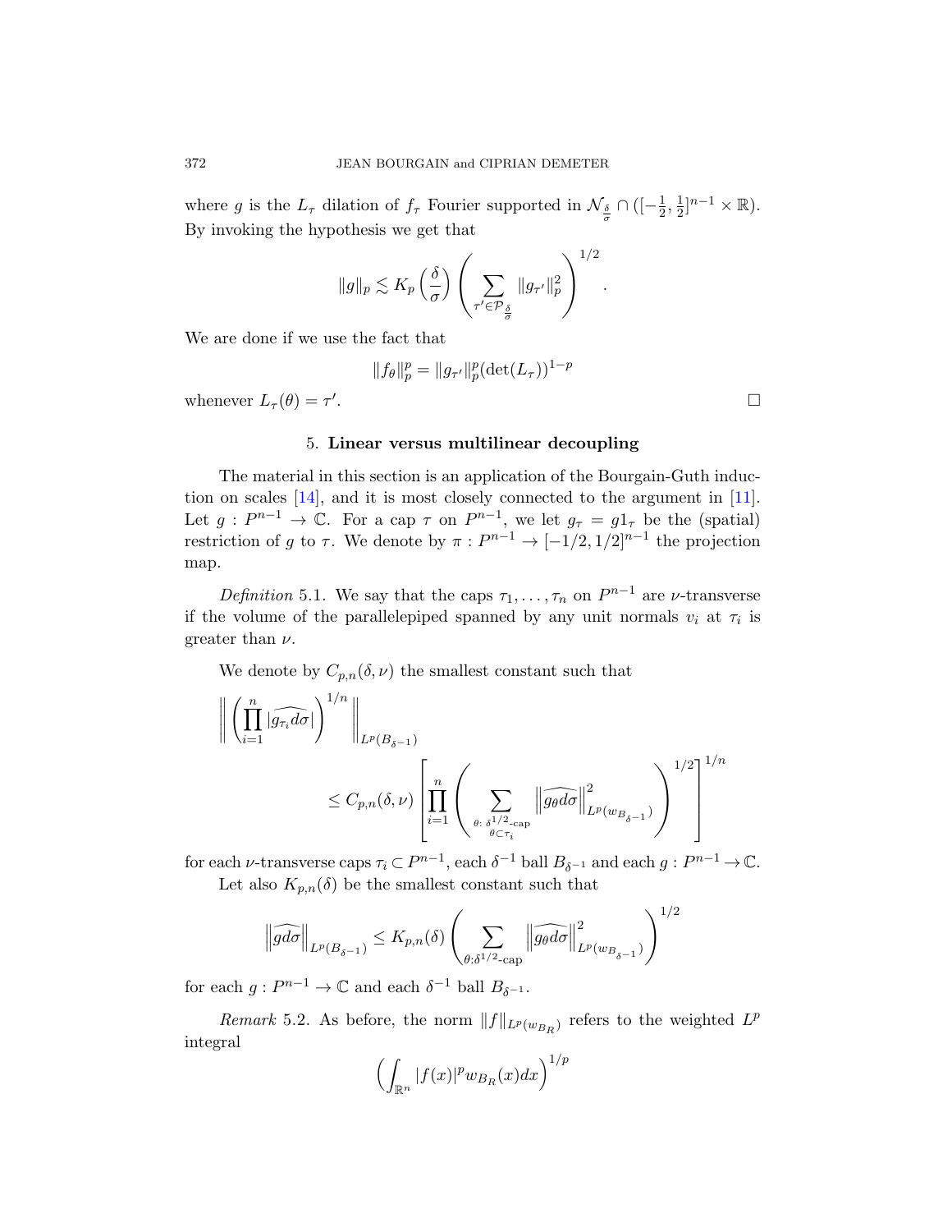where $g$ is the $L_\tau$ dilation of $f_\tau$ Fourier supported in $\mathcal{N}_{\frac{\delta}{\sigma}} \cap ([-\frac{1}{2}, \frac{1}{2}]^{n-1} \times \mathbb{R})$. By invoking the hypothesis we get that

$$\|g\|_p \lesssim K_p\left(\frac{\delta}{\sigma}\right)\left(\sum_{\tau' \in \mathcal{P}_{\frac{\delta}{\sigma}}} \|g_{\tau'}\|_p^2\right)^{1/2}.$$

We are done if we use the fact that

$$\|f_\theta\|_p^p = \|g_{\tau'}\|_p^p (\det(L_\tau))^{1-p}$$

whenever $L_\tau(\theta) = \tau'$. □

## 5. Linear versus multilinear decoupling

The material in this section is an application of the Bourgain-Guth induction on scales [14], and it is most closely connected to the argument in [11]. Let $g : P^{n-1} \to \mathbb{C}$. For a cap $\tau$ on $P^{n-1}$, we let $g_\tau = g1_\tau$ be the (spatial) restriction of $g$ to $\tau$. We denote by $\pi : P^{n-1} \to [-1/2, 1/2]^{n-1}$ the projection map.

*Definition* 5.1. We say that the caps $\tau_1, \ldots, \tau_n$ on $P^{n-1}$ are $\nu$-transverse if the volume of the parallelepiped spanned by any unit normals $v_i$ at $\tau_i$ is greater than $\nu$.

We denote by $C_{p,n}(\delta, \nu)$ the smallest constant such that

$$\left\| \left(\prod_{i=1}^n |\widehat{g_{\tau_i} d\sigma}|\right)^{1/n} \right\|_{L^p(B_{\delta^{-1}})} \leq C_{p,n}(\delta, \nu) \left[\prod_{i=1}^n \left(\sum_{\substack{\theta:\, \delta^{1/2}\text{-cap} \\ \theta \subset \tau_i}} \left\|\widehat{g_\theta d\sigma}\right\|^2_{L^p(w_{B_{\delta^{-1}}})}\right)^{1/2}\right]^{1/n}$$

for each $\nu$-transverse caps $\tau_i \subset P^{n-1}$, each $\delta^{-1}$ ball $B_{\delta^{-1}}$ and each $g : P^{n-1} \to \mathbb{C}$.

Let also $K_{p,n}(\delta)$ be the smallest constant such that

$$\left\|\widehat{g d\sigma}\right\|_{L^p(B_{\delta^{-1}})} \leq K_{p,n}(\delta) \left(\sum_{\theta: \delta^{1/2}\text{-cap}} \left\|\widehat{g_\theta d\sigma}\right\|^2_{L^p(w_{B_{\delta^{-1}}})}\right)^{1/2}$$

for each $g : P^{n-1} \to \mathbb{C}$ and each $\delta^{-1}$ ball $B_{\delta^{-1}}$.

*Remark* 5.2. As before, the norm $\|f\|_{L^p(w_{B_R})}$ refers to the weighted $L^p$ integral

$$\left(\int_{\mathbb{R}^n} |f(x)|^p w_{B_R}(x) dx\right)^{1/p}$$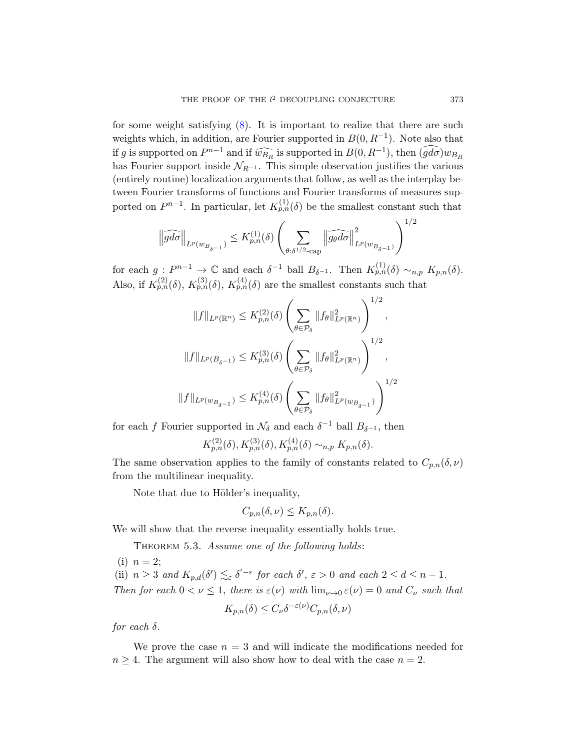for some weight satisfying (8). It is important to realize that there are such weights which, in addition, are Fourier supported in $B(0, R^{-1})$. Note also that if $g$ is supported on $P^{n-1}$ and if $\widehat{w_{B_R}}$ is supported in $B(0, R^{-1})$, then $(\widehat{gd\sigma})w_{B_R}$ has Fourier support inside $\mathcal{N}_{R^{-1}}$. This simple observation justifies the various (entirely routine) localization arguments that follow, as well as the interplay between Fourier transforms of functions and Fourier transforms of measures supported on $P^{n-1}$. In particular, let $K_{p,n}^{(1)}(\delta)$ be the smallest constant such that

$$\left\|\widehat{gd\sigma}\right\|_{L^p(w_{B_{\delta^{-1}}})} \leq K_{p,n}^{(1)}(\delta)\left(\sum_{\theta:\delta^{1/2}\text{-cap}}\left\|\widehat{g_\theta d\sigma}\right\|^2_{L^p(w_{B_{\delta^{-1}}})}\right)^{1/2}$$

for each $g : P^{n-1} \to \mathbb{C}$ and each $\delta^{-1}$ ball $B_{\delta^{-1}}$. Then $K_{p,n}^{(1)}(\delta) \sim_{n,p} K_{p,n}(\delta)$. Also, if $K_{p,n}^{(2)}(\delta)$, $K_{p,n}^{(3)}(\delta)$, $K_{p,n}^{(4)}(\delta)$ are the smallest constants such that

$$\|f\|_{L^p(\mathbb{R}^n)} \leq K_{p,n}^{(2)}(\delta)\left(\sum_{\theta\in\mathcal{P}_\delta}\|f_\theta\|^2_{L^p(\mathbb{R}^n)}\right)^{1/2},$$

$$\|f\|_{L^p(B_{\delta^{-1}})} \leq K_{p,n}^{(3)}(\delta)\left(\sum_{\theta\in\mathcal{P}_\delta}\|f_\theta\|^2_{L^p(\mathbb{R}^n)}\right)^{1/2},$$

$$\|f\|_{L^p(w_{B_{\delta^{-1}}})} \leq K_{p,n}^{(4)}(\delta)\left(\sum_{\theta\in\mathcal{P}_\delta}\|f_\theta\|^2_{L^p(w_{B_{\delta^{-1}}})}\right)^{1/2}$$

for each $f$ Fourier supported in $\mathcal{N}_\delta$ and each $\delta^{-1}$ ball $B_{\delta^{-1}}$, then

$$K_{p,n}^{(2)}(\delta), K_{p,n}^{(3)}(\delta), K_{p,n}^{(4)}(\delta) \sim_{n,p} K_{p,n}(\delta).$$

The same observation applies to the family of constants related to $C_{p,n}(\delta,\nu)$ from the multilinear inequality.

Note that due to Hölder's inequality,

$$C_{p,n}(\delta,\nu) \leq K_{p,n}(\delta).$$

We will show that the reverse inequality essentially holds true.

Theorem 5.3. *Assume one of the following holds*:

(i) $n = 2$;

(ii) $n \geq 3$ *and* $K_{p,d}(\delta') \lesssim_\varepsilon \delta'^{-\varepsilon}$ *for each* $\delta'$, $\varepsilon > 0$ *and each* $2 \leq d \leq n-1$.

*Then for each* $0 < \nu \leq 1$, *there is* $\varepsilon(\nu)$ *with* $\lim_{\nu\to 0}\varepsilon(\nu) = 0$ *and* $C_\nu$ *such that*

$$K_{p,n}(\delta) \leq C_\nu \delta^{-\varepsilon(\nu)} C_{p,n}(\delta,\nu)$$

*for each* $\delta$.

We prove the case $n = 3$ and will indicate the modifications needed for $n \geq 4$. The argument will also show how to deal with the case $n = 2$.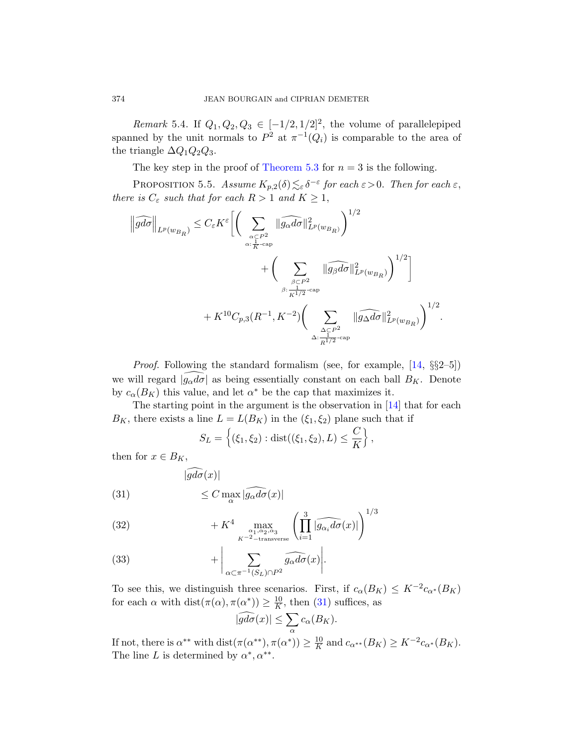*Remark* 5.4. If $Q_1, Q_2, Q_3 \in [-1/2, 1/2]^2$, the volume of parallelepiped spanned by the unit normals to $P^2$ at $\pi^{-1}(Q_i)$ is comparable to the area of the triangle $\Delta Q_1 Q_2 Q_3$.

The key step in the proof of Theorem 5.3 for $n = 3$ is the following.

Proposition 5.5. *Assume $K_{p,2}(\delta) \lesssim_\varepsilon \delta^{-\varepsilon}$ for each $\varepsilon > 0$. Then for each $\varepsilon$, there is $C_\varepsilon$ such that for each $R > 1$ and $K \geq 1$,*

$$\left\|\widehat{gd\sigma}\right\|_{L^p(w_{B_R})} \leq C_\varepsilon K^\varepsilon \Bigg[\bigg(\sum_{\substack{\alpha \subset P^2 \\ \alpha: \frac{1}{K}\text{-cap}}} \|\widehat{g_\alpha d\sigma}\|^2_{L^p(w_{B_R})}\bigg)^{1/2} + \bigg(\sum_{\substack{\beta \subset P^2 \\ \beta: \frac{1}{K^{1/2}}\text{-cap}}} \|\widehat{g_\beta d\sigma}\|^2_{L^p(w_{B_R})}\bigg)^{1/2}\Bigg] + K^{10} C_{p,3}(R^{-1}, K^{-2}) \bigg(\sum_{\substack{\Delta \subset P^2 \\ \Delta: \frac{1}{R^{1/2}}\text{-cap}}} \|\widehat{g_\Delta d\sigma}\|^2_{L^p(w_{B_R})}\bigg)^{1/2}.$$

*Proof.* Following the standard formalism (see, for example, [14, §§2–5]) we will regard $|\widehat{g_\alpha d\sigma}|$ as being essentially constant on each ball $B_K$. Denote by $c_\alpha(B_K)$ this value, and let $\alpha^*$ be the cap that maximizes it.

The starting point in the argument is the observation in [14] that for each $B_K$, there exists a line $L = L(B_K)$ in the $(\xi_1, \xi_2)$ plane such that if

$$S_L = \left\{(\xi_1, \xi_2) : \text{dist}((\xi_1, \xi_2), L) \leq \frac{C}{K}\right\},$$

then for $x \in B_K$,

$$|\widehat{gd\sigma}(x)|$$
$$\leq C \max_\alpha |\widehat{g_\alpha d\sigma}(x)| \tag{31}$$
$$+ K^4 \max_{\substack{\alpha_1, \alpha_2, \alpha_3 \\ K^{-2}-\text{transverse}}} \left(\prod_{i=1}^3 |\widehat{g_{\alpha_i} d\sigma}(x)|\right)^{1/3} \tag{32}$$
$$+ \left|\sum_{\alpha \subset \pi^{-1}(S_L) \cap P^2} \widehat{g_\alpha d\sigma}(x)\right|. \tag{33}$$

To see this, we distinguish three scenarios. First, if $c_\alpha(B_K) \leq K^{-2} c_{\alpha^*}(B_K)$ for each $\alpha$ with $\text{dist}(\pi(\alpha), \pi(\alpha^*)) \geq \frac{10}{K}$, then (31) suffices, as

$$|\widehat{gd\sigma}(x)| \leq \sum_\alpha c_\alpha(B_K).$$

If not, there is $\alpha^{**}$ with $\text{dist}(\pi(\alpha^{**}), \pi(\alpha^*)) \geq \frac{10}{K}$ and $c_{\alpha^{**}}(B_K) \geq K^{-2} c_{\alpha^*}(B_K)$. The line $L$ is determined by $\alpha^*, \alpha^{**}$.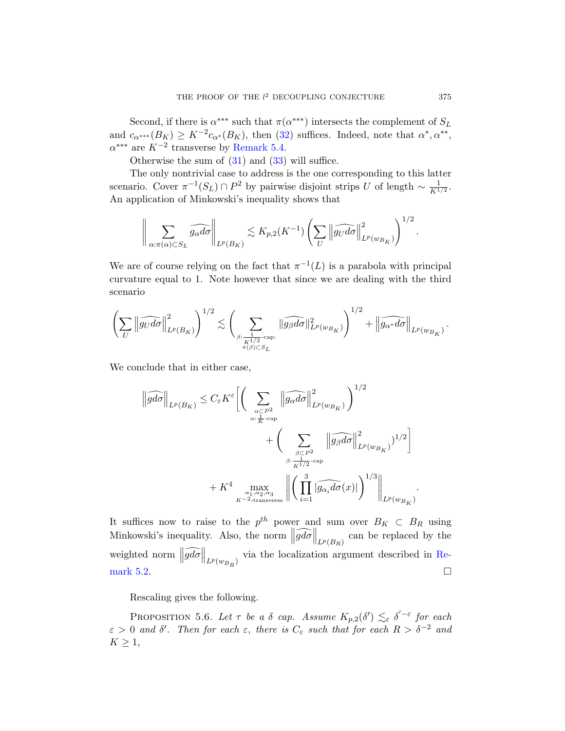Second, if there is $\alpha^{***}$ such that $\pi(\alpha^{***})$ intersects the complement of $S_L$ and $c_{\alpha^{***}}(B_K) \geq K^{-2} c_{\alpha^*}(B_K)$, then (32) suffices. Indeed, note that $\alpha^*, \alpha^{**}$, $\alpha^{***}$ are $K^{-2}$ transverse by Remark 5.4.

Otherwise the sum of (31) and (33) will suffice.

The only nontrivial case to address is the one corresponding to this latter scenario. Cover $\pi^{-1}(S_L) \cap P^2$ by pairwise disjoint strips $U$ of length $\sim \frac{1}{K^{1/2}}$. An application of Minkowski's inequality shows that

$$\Big\| \sum_{\alpha : \pi(\alpha) \subset S_L} \widehat{g_\alpha d\sigma} \Big\|_{L^p(B_K)} \lesssim K_{p,2}(K^{-1}) \left( \sum_U \left\| \widehat{g_U d\sigma} \right\|^2_{L^p(w_{B_K})} \right)^{1/2}.$$

We are of course relying on the fact that $\pi^{-1}(L)$ is a parabola with principal curvature equal to 1. Note however that since we are dealing with the third scenario

$$\left( \sum_U \left\| \widehat{g_U d\sigma} \right\|^2_{L^p(B_K)} \right)^{1/2} \lesssim \Bigg( \sum_{\substack{\beta : \frac{1}{K^{1/2}}\text{-cap:} \\ \pi(\beta) \subset S_L}} \| \widehat{g_\beta d\sigma} \|^2_{L^p(w_{B_K})} \Bigg)^{1/2} + \left\| \widehat{g_{\alpha^*} d\sigma} \right\|_{L^p(w_{B_K})}.$$

We conclude that in either case,

$$\begin{aligned}
\left\| \widehat{g d\sigma} \right\|_{L^p(B_K)} \leq C_\varepsilon K^\varepsilon \Bigg[ \Bigg( \sum_{\substack{\alpha \subset P^2 \\ \alpha : \frac{1}{K}\text{-cap}}} \left\| \widehat{g_\alpha d\sigma} \right\|^2_{L^p(w_{B_K})} \Bigg)^{1/2} \\
+ \Bigg( \sum_{\substack{\beta \subset P^2 \\ \beta : \frac{1}{K^{1/2}}\text{-cap}}} \left\| \widehat{g_\beta d\sigma} \right\|^2_{L^p(w_{B_K})} \Bigg)^{1/2} \Bigg] \\
+ K^4 \max_{\substack{\alpha_1, \alpha_2, \alpha_3 \\ K^{-2}\text{-transverse}}} \left\| \left( \prod_{i=1}^3 |\widehat{g_{\alpha_i} d\sigma}(x)| \right)^{1/3} \right\|_{L^p(w_{B_K})}.
\end{aligned}$$

It suffices now to raise to the $p^{th}$ power and sum over $B_K \subset B_R$ using Minkowski's inequality. Also, the norm $\left\| \widehat{g d\sigma} \right\|_{L^p(B_R)}$ can be replaced by the weighted norm $\left\| \widehat{g d\sigma} \right\|_{L^p(w_{B_R})}$ via the localization argument described in Remark 5.2. $\square$

Rescaling gives the following.

PROPOSITION 5.6. *Let $\tau$ be a $\delta$ cap. Assume $K_{p,2}(\delta') \lesssim_\varepsilon \delta'^{-\varepsilon}$ for each $\varepsilon > 0$ and $\delta'$. Then for each $\varepsilon$, there is $C_\varepsilon$ such that for each $R > \delta^{-2}$ and $K \geq 1$,*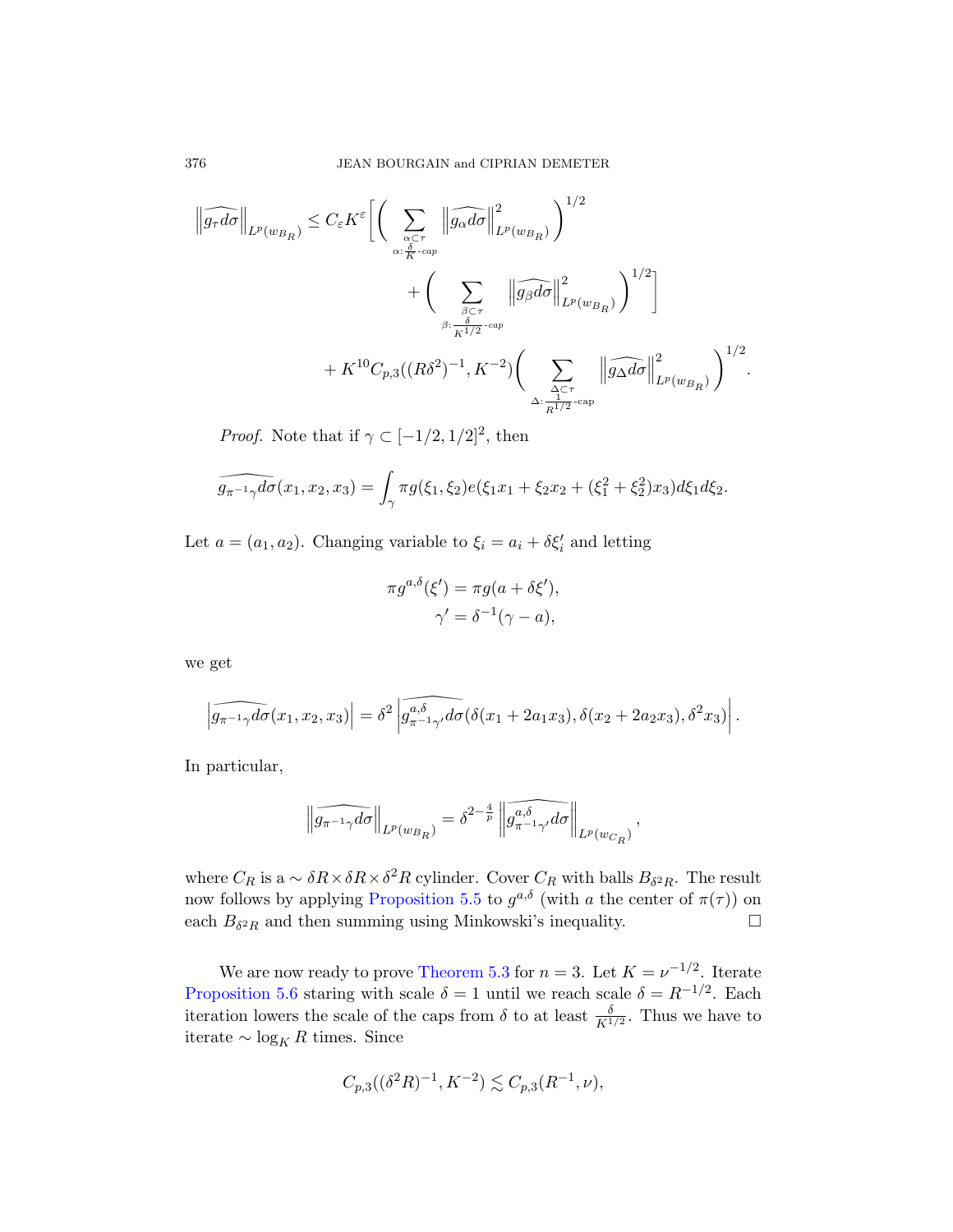$$\left\|\widehat{g_\tau d\sigma}\right\|_{L^p(w_{B_R})} \le C_\varepsilon K^\varepsilon\Bigg[\Bigg(\sum_{\substack{\alpha\subset\tau\\ \alpha:\frac{\delta}{K}\text{-cap}}}\left\|\widehat{g_\alpha d\sigma}\right\|^2_{L^p(w_{B_R})}\Bigg)^{1/2} + \Bigg(\sum_{\substack{\beta\subset\tau\\ \beta:\frac{\delta}{K^{1/2}}\text{-cap}}}\left\|\widehat{g_\beta d\sigma}\right\|^2_{L^p(w_{B_R})}\Bigg)^{1/2}\Bigg] + K^{10}C_{p,3}((R\delta^2)^{-1},K^{-2})\Bigg(\sum_{\substack{\Delta\subset\tau\\ \Delta:\frac{1}{R^{1/2}}\text{-cap}}}\left\|\widehat{g_\Delta d\sigma}\right\|^2_{L^p(w_{B_R})}\Bigg)^{1/2}.$$

*Proof.* Note that if $\gamma\subset[-1/2,1/2]^2$, then

$$\widehat{g_{\pi^{-1}\gamma}d\sigma}(x_1,x_2,x_3)=\int_\gamma \pi g(\xi_1,\xi_2)e(\xi_1x_1+\xi_2x_2+(\xi_1^2+\xi_2^2)x_3)d\xi_1d\xi_2.$$

Let $a=(a_1,a_2)$. Changing variable to $\xi_i=a_i+\delta\xi_i'$ and letting

$$\pi g^{a,\delta}(\xi')=\pi g(a+\delta\xi'),$$
$$\gamma'=\delta^{-1}(\gamma-a),$$

we get

$$\left|\widehat{g_{\pi^{-1}\gamma}d\sigma}(x_1,x_2,x_3)\right|=\delta^2\left|\widehat{g^{a,\delta}_{\pi^{-1}\gamma'}d\sigma}(\delta(x_1+2a_1x_3),\delta(x_2+2a_2x_3),\delta^2x_3)\right|.$$

In particular,

$$\left\|\widehat{g_{\pi^{-1}\gamma}d\sigma}\right\|_{L^p(w_{B_R})}=\delta^{2-\frac{4}{p}}\left\|\widehat{g^{a,\delta}_{\pi^{-1}\gamma'}d\sigma}\right\|_{L^p(w_{C_R})},$$

where $C_R$ is a $\sim\delta R\times\delta R\times\delta^2R$ cylinder. Cover $C_R$ with balls $B_{\delta^2R}$. The result now follows by applying Proposition 5.5 to $g^{a,\delta}$ (with $a$ the center of $\pi(\tau)$) on each $B_{\delta^2R}$ and then summing using Minkowski's inequality. $\square$

We are now ready to prove Theorem 5.3 for $n=3$. Let $K=\nu^{-1/2}$. Iterate Proposition 5.6 staring with scale $\delta=1$ until we reach scale $\delta=R^{-1/2}$. Each iteration lowers the scale of the caps from $\delta$ to at least $\frac{\delta}{K^{1/2}}$. Thus we have to iterate $\sim\log_K R$ times. Since

$$C_{p,3}((\delta^2R)^{-1},K^{-2})\lesssim C_{p,3}(R^{-1},\nu),$$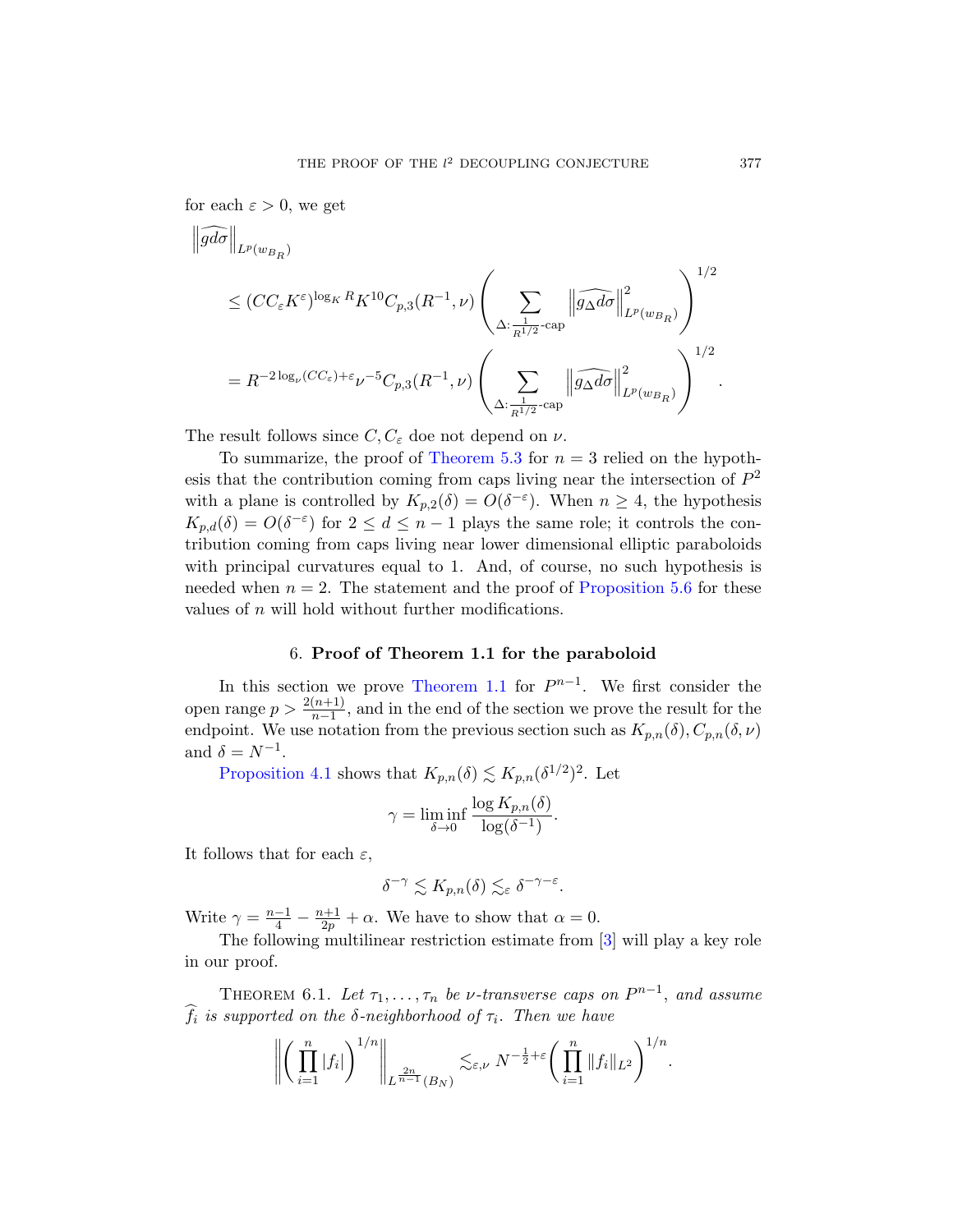for each $\varepsilon > 0$, we get

$$
\begin{aligned}
&\left\|\widehat{gd\sigma}\right\|_{L^p(w_{B_R})} \\
&\leq (CC_\varepsilon K^\varepsilon)^{\log_K R} K^{10} C_{p,3}(R^{-1},\nu) \left( \sum_{\Delta:\, \frac{1}{R^{1/2}}\text{-cap}} \left\|\widehat{g_\Delta d\sigma}\right\|^2_{L^p(w_{B_R})} \right)^{1/2} \\
&= R^{-2\log_\nu(CC_\varepsilon)+\varepsilon} \nu^{-5} C_{p,3}(R^{-1},\nu) \left( \sum_{\Delta:\, \frac{1}{R^{1/2}}\text{-cap}} \left\|\widehat{g_\Delta d\sigma}\right\|^2_{L^p(w_{B_R})} \right)^{1/2}.
\end{aligned}
$$

The result follows since $C, C_\varepsilon$ doe not depend on $\nu$.

To summarize, the proof of Theorem 5.3 for $n = 3$ relied on the hypothesis that the contribution coming from caps living near the intersection of $P^2$ with a plane is controlled by $K_{p,2}(\delta) = O(\delta^{-\varepsilon})$. When $n \geq 4$, the hypothesis $K_{p,d}(\delta) = O(\delta^{-\varepsilon})$ for $2 \leq d \leq n-1$ plays the same role; it controls the contribution coming from caps living near lower dimensional elliptic paraboloids with principal curvatures equal to 1. And, of course, no such hypothesis is needed when $n = 2$. The statement and the proof of Proposition 5.6 for these values of $n$ will hold without further modifications.

## 6. Proof of Theorem 1.1 for the paraboloid

In this section we prove Theorem 1.1 for $P^{n-1}$. We first consider the open range $p > \frac{2(n+1)}{n-1}$, and in the end of the section we prove the result for the endpoint. We use notation from the previous section such as $K_{p,n}(\delta), C_{p,n}(\delta,\nu)$ and $\delta = N^{-1}$.

Proposition 4.1 shows that $K_{p,n}(\delta) \lesssim K_{p,n}(\delta^{1/2})^2$. Let

$$\gamma = \liminf_{\delta \to 0} \frac{\log K_{p,n}(\delta)}{\log(\delta^{-1})}.$$

It follows that for each $\varepsilon$,

$$\delta^{-\gamma} \lesssim K_{p,n}(\delta) \lesssim_\varepsilon \delta^{-\gamma-\varepsilon}.$$

Write $\gamma = \frac{n-1}{4} - \frac{n+1}{2p} + \alpha$. We have to show that $\alpha = 0$.

The following multilinear restriction estimate from [3] will play a key role in our proof.

THEOREM 6.1. *Let $\tau_1, \ldots, \tau_n$ be $\nu$-transverse caps on $P^{n-1}$, and assume $\widehat{f_i}$ is supported on the $\delta$-neighborhood of $\tau_i$. Then we have*

$$\left\| \left( \prod_{i=1}^n |f_i| \right)^{1/n} \right\|_{L^{\frac{2n}{n-1}}(B_N)} \lesssim_{\varepsilon,\nu} N^{-\frac{1}{2}+\varepsilon} \left( \prod_{i=1}^n \|f_i\|_{L^2} \right)^{1/n}.$$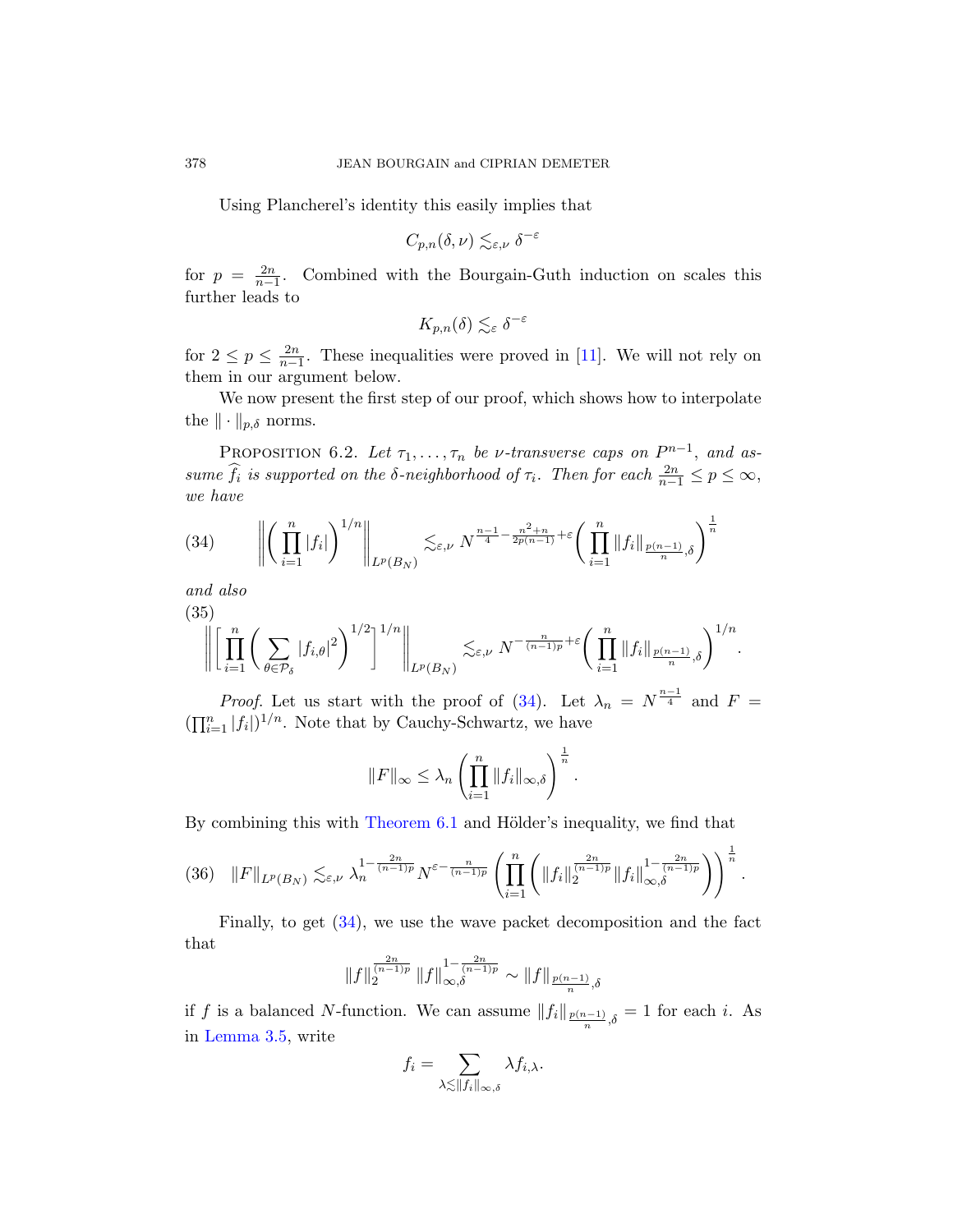Using Plancherel's identity this easily implies that

$$C_{p,n}(\delta,\nu) \lesssim_{\varepsilon,\nu} \delta^{-\varepsilon}$$

for $p = \frac{2n}{n-1}$. Combined with the Bourgain-Guth induction on scales this further leads to

$$K_{p,n}(\delta) \lesssim_{\varepsilon} \delta^{-\varepsilon}$$

for $2 \le p \le \frac{2n}{n-1}$. These inequalities were proved in [11]. We will not rely on them in our argument below.

We now present the first step of our proof, which shows how to interpolate the $\|\cdot\|_{p,\delta}$ norms.

Proposition 6.2. *Let $\tau_1,\dots,\tau_n$ be $\nu$-transverse caps on $P^{n-1}$, and assume $\widehat{f_i}$ is supported on the $\delta$-neighborhood of $\tau_i$. Then for each $\frac{2n}{n-1} \le p \le \infty$, we have*

$$\left\| \left( \prod_{i=1}^n |f_i| \right)^{1/n} \right\|_{L^p(B_N)} \lesssim_{\varepsilon,\nu} N^{\frac{n-1}{4} - \frac{n^2+n}{2p(n-1)} + \varepsilon} \left( \prod_{i=1}^n \|f_i\|_{\frac{p(n-1)}{n},\delta} \right)^{\frac{1}{n}} \tag{34}$$

*and also*

$$\left\| \left[ \prod_{i=1}^n \left( \sum_{\theta\in\mathcal{P}_\delta} |f_{i,\theta}|^2 \right)^{1/2} \right]^{1/n} \right\|_{L^p(B_N)} \lesssim_{\varepsilon,\nu} N^{-\frac{n}{(n-1)p}+\varepsilon} \left( \prod_{i=1}^n \|f_i\|_{\frac{p(n-1)}{n},\delta} \right)^{1/n}. \tag{35}$$

*Proof.* Let us start with the proof of (34). Let $\lambda_n = N^{\frac{n-1}{4}}$ and $F = (\prod_{i=1}^n |f_i|)^{1/n}$. Note that by Cauchy-Schwartz, we have

$$\|F\|_\infty \le \lambda_n \left( \prod_{i=1}^n \|f_i\|_{\infty,\delta} \right)^{\frac{1}{n}}.$$

By combining this with Theorem 6.1 and Hölder's inequality, we find that

$$\|F\|_{L^p(B_N)} \lesssim_{\varepsilon,\nu} \lambda_n^{1-\frac{2n}{(n-1)p}} N^{\varepsilon - \frac{n}{(n-1)p}} \left( \prod_{i=1}^n \left( \|f_i\|_2^{\frac{2n}{(n-1)p}} \|f_i\|_{\infty,\delta}^{1-\frac{2n}{(n-1)p}} \right) \right)^{\frac{1}{n}}. \tag{36}$$

Finally, to get (34), we use the wave packet decomposition and the fact that

$$\|f\|_2^{\frac{2n}{(n-1)p}} \|f\|_{\infty,\delta}^{1-\frac{2n}{(n-1)p}} \sim \|f\|_{\frac{p(n-1)}{n},\delta}$$

if $f$ is a balanced $N$-function. We can assume $\|f_i\|_{\frac{p(n-1)}{n},\delta} = 1$ for each $i$. As in Lemma 3.5, write

$$f_i = \sum_{\lambda \lesssim \|f_i\|_{\infty,\delta}} \lambda f_{i,\lambda}.$$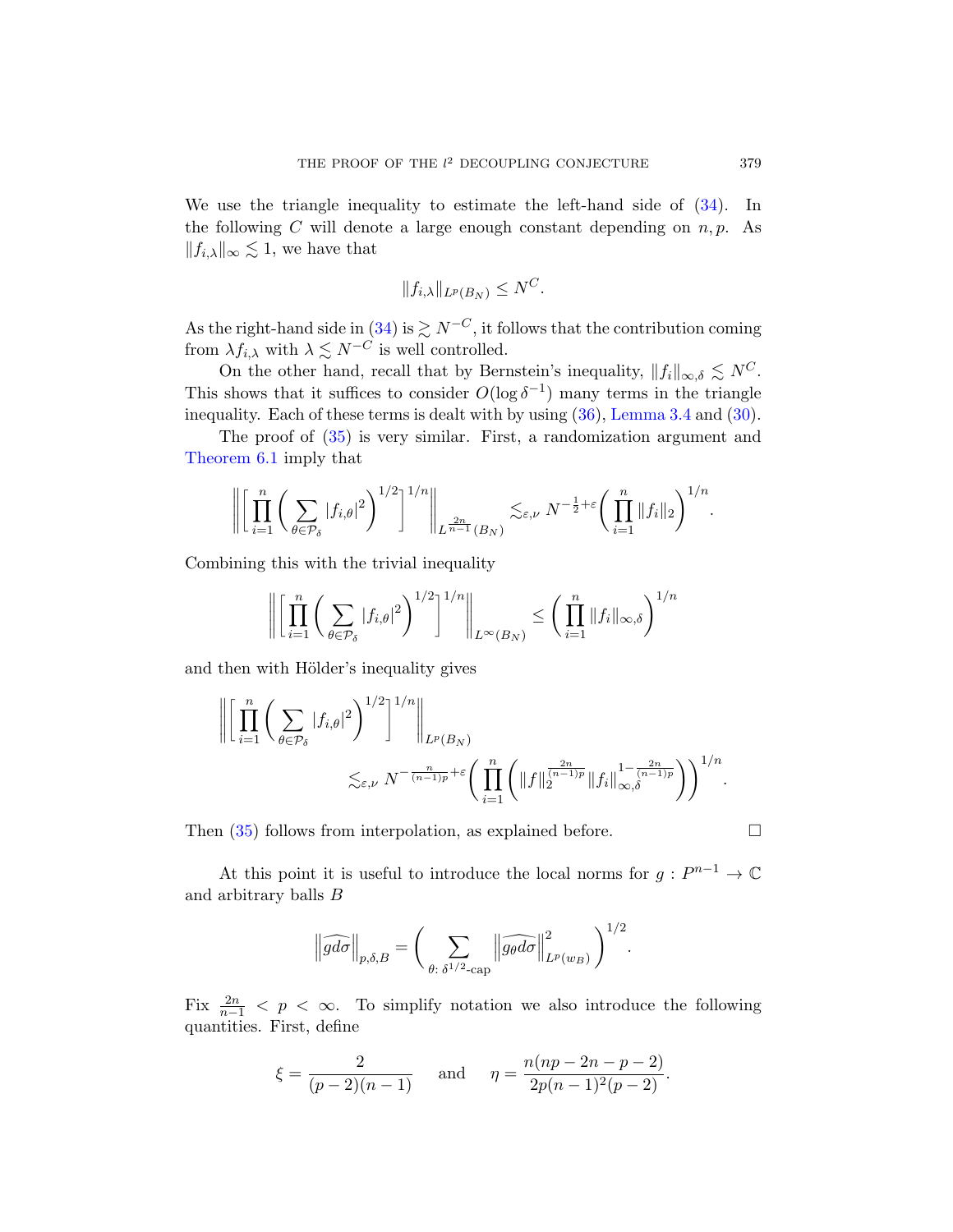We use the triangle inequality to estimate the left-hand side of (34). In the following $C$ will denote a large enough constant depending on $n, p$. As $\|f_{i,\lambda}\|_\infty \lesssim 1$, we have that

$$\|f_{i,\lambda}\|_{L^p(B_N)} \leq N^C.$$

As the right-hand side in (34) is $\gtrsim N^{-C}$, it follows that the contribution coming from $\lambda f_{i,\lambda}$ with $\lambda \lesssim N^{-C}$ is well controlled.

On the other hand, recall that by Bernstein's inequality, $\|f_i\|_{\infty,\delta} \lesssim N^C$. This shows that it suffices to consider $O(\log \delta^{-1})$ many terms in the triangle inequality. Each of these terms is dealt with by using (36), Lemma 3.4 and (30).

The proof of (35) is very similar. First, a randomization argument and Theorem 6.1 imply that

$$\Big\| \Big[ \prod_{i=1}^n \Big( \sum_{\theta \in \mathcal{P}_\delta} |f_{i,\theta}|^2 \Big)^{1/2} \Big]^{1/n} \Big\|_{L^{\frac{2n}{n-1}}(B_N)} \lesssim_{\varepsilon,\nu} N^{-\frac{1}{2}+\varepsilon} \Big( \prod_{i=1}^n \|f_i\|_2 \Big)^{1/n}.$$

Combining this with the trivial inequality

$$\Big\| \Big[ \prod_{i=1}^n \Big( \sum_{\theta \in \mathcal{P}_\delta} |f_{i,\theta}|^2 \Big)^{1/2} \Big]^{1/n} \Big\|_{L^\infty(B_N)} \leq \Big( \prod_{i=1}^n \|f_i\|_{\infty,\delta} \Big)^{1/n}$$

and then with Hölder's inequality gives

$$\Big\| \Big[ \prod_{i=1}^n \Big( \sum_{\theta \in \mathcal{P}_\delta} |f_{i,\theta}|^2 \Big)^{1/2} \Big]^{1/n} \Big\|_{L^p(B_N)} \lesssim_{\varepsilon,\nu} N^{-\frac{n}{(n-1)p}+\varepsilon} \Big( \prod_{i=1}^n \Big( \|f\|_2^{\frac{2n}{(n-1)p}} \|f_i\|_{\infty,\delta}^{1-\frac{2n}{(n-1)p}} \Big) \Big)^{1/n}.$$

Then (35) follows from interpolation, as explained before. $\square$

At this point it is useful to introduce the local norms for $g : P^{n-1} \to \mathbb{C}$ and arbitrary balls $B$

$$\big\| \widehat{gd\sigma} \big\|_{p,\delta,B} = \Big( \sum_{\theta:\ \delta^{1/2}\text{-cap}} \big\| \widehat{g_\theta d\sigma} \big\|_{L^p(w_B)}^2 \Big)^{1/2}.$$

Fix $\frac{2n}{n-1} < p < \infty$. To simplify notation we also introduce the following quantities. First, define

$$\xi = \frac{2}{(p-2)(n-1)} \quad \text{ and } \quad \eta = \frac{n(np-2n-p-2)}{2p(n-1)^2(p-2)}.$$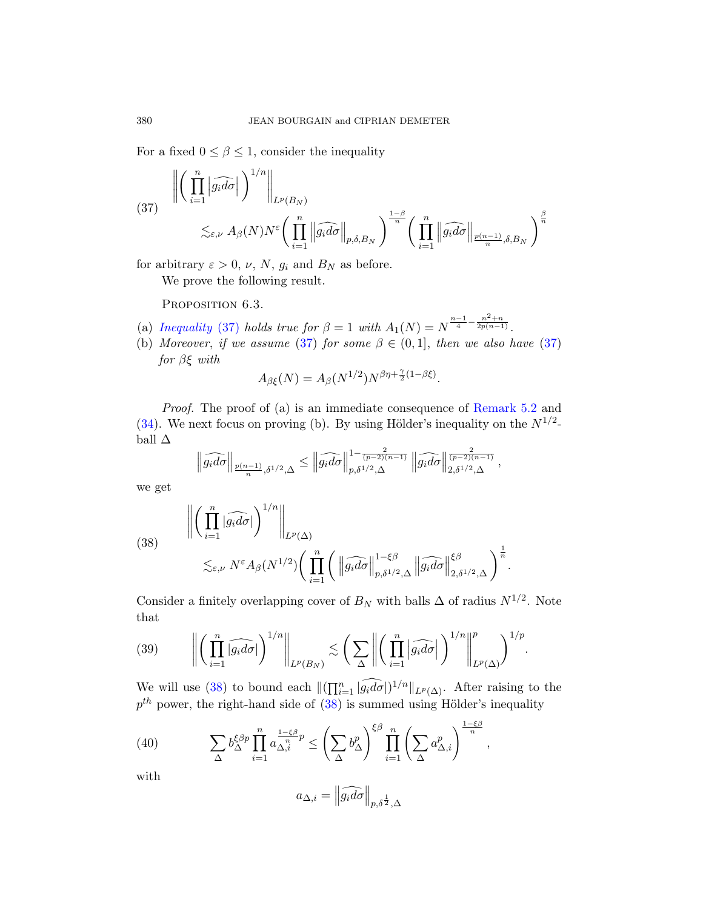For a fixed $0 \le \beta \le 1$, consider the inequality

$$\left\| \left( \prod_{i=1}^{n} \left| \widehat{g_i d\sigma} \right| \right)^{1/n} \right\|_{L^p(B_N)} \lesssim_{\varepsilon,\nu} A_\beta(N) N^{\varepsilon} \left( \prod_{i=1}^{n} \left\| \widehat{g_i d\sigma} \right\|_{p,\delta,B_N} \right)^{\frac{1-\beta}{n}} \left( \prod_{i=1}^{n} \left\| \widehat{g_i d\sigma} \right\|_{\frac{p(n-1)}{n},\delta,B_N} \right)^{\frac{\beta}{n}} \tag{37}$$

for arbitrary $\varepsilon > 0$, $\nu$, $N$, $g_i$ and $B_N$ as before.

We prove the following result.

Proposition 6.3.

(a) *Inequality* (37) *holds true for* $\beta = 1$ *with* $A_1(N) = N^{\frac{n-1}{4} - \frac{n^2+n}{2p(n-1)}}$.

(b) *Moreover, if we assume* (37) *for some* $\beta \in (0, 1]$, *then we also have* (37) *for* $\beta\xi$ *with*

$$A_{\beta\xi}(N) = A_\beta(N^{1/2}) N^{\beta\eta + \frac{\gamma}{2}(1-\beta\xi)}.$$

*Proof.* The proof of (a) is an immediate consequence of Remark 5.2 and (34). We next focus on proving (b). By using Hölder's inequality on the $N^{1/2}$-ball $\Delta$

$$\left\| \widehat{g_i d\sigma} \right\|_{\frac{p(n-1)}{n},\delta^{1/2},\Delta} \le \left\| \widehat{g_i d\sigma} \right\|_{p,\delta^{1/2},\Delta}^{1-\frac{2}{(p-2)(n-1)}} \left\| \widehat{g_i d\sigma} \right\|_{2,\delta^{1/2},\Delta}^{\frac{2}{(p-2)(n-1)}},$$

we get

$$\left\| \left( \prod_{i=1}^{n} |\widehat{g_i d\sigma}| \right)^{1/n} \right\|_{L^p(\Delta)} \lesssim_{\varepsilon,\nu} N^{\varepsilon} A_\beta(N^{1/2}) \left( \prod_{i=1}^{n} \left( \left\| \widehat{g_i d\sigma} \right\|_{p,\delta^{1/2},\Delta}^{1-\xi\beta} \left\| \widehat{g_i d\sigma} \right\|_{2,\delta^{1/2},\Delta}^{\xi\beta} \right) \right)^{\frac{1}{n}}. \tag{38}$$

Consider a finitely overlapping cover of $B_N$ with balls $\Delta$ of radius $N^{1/2}$. Note that

$$\left\| \left( \prod_{i=1}^{n} \left| \widehat{g_i d\sigma} \right| \right)^{1/n} \right\|_{L^p(B_N)} \lesssim \left( \sum_{\Delta} \left\| \left( \prod_{i=1}^{n} \left| \widehat{g_i d\sigma} \right| \right)^{1/n} \right\|_{L^p(\Delta)}^p \right)^{1/p}. \tag{39}$$

We will use (38) to bound each $\|(\prod_{i=1}^n |\widehat{g_i d\sigma}|)^{1/n}\|_{L^p(\Delta)}$. After raising to the $p^{th}$ power, the right-hand side of (38) is summed using Hölder's inequality

$$\sum_{\Delta} b_\Delta^{\xi\beta p} \prod_{i=1}^{n} a_{\Delta,i}^{\frac{1-\xi\beta}{n} p} \le \left( \sum_{\Delta} b_\Delta^p \right)^{\xi\beta} \prod_{i=1}^{n} \left( \sum_{\Delta} a_{\Delta,i}^p \right)^{\frac{1-\xi\beta}{n}}, \tag{40}$$

with

$$a_{\Delta,i} = \left\| \widehat{g_i d\sigma} \right\|_{p,\delta^{\frac{1}{2}},\Delta}$$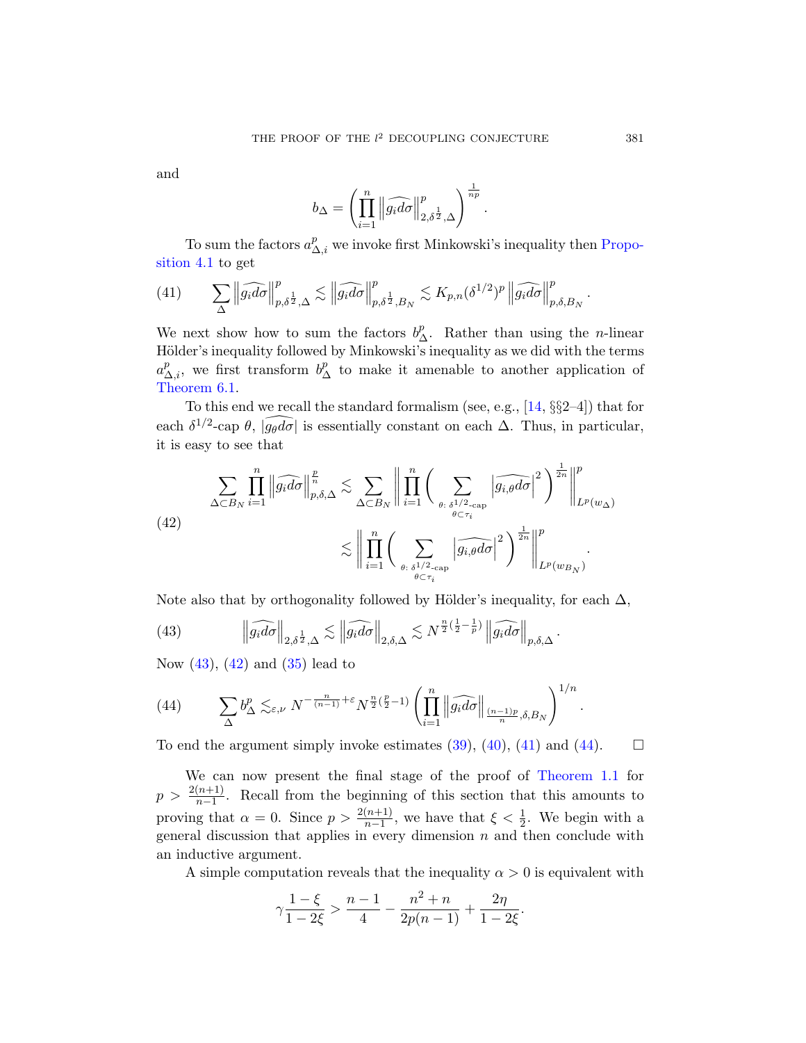and

$$b_\Delta = \left( \prod_{i=1}^{n} \left\| \widehat{g_i d\sigma} \right\|_{2,\delta^{\frac{1}{2}},\Delta}^{p} \right)^{\frac{1}{np}}.$$

To sum the factors $a^p_{\Delta,i}$ we invoke first Minkowski's inequality then Proposition 4.1 to get

$$\sum_{\Delta} \left\| \widehat{g_i d\sigma} \right\|_{p,\delta^{\frac{1}{2}},\Delta}^{p} \lesssim \left\| \widehat{g_i d\sigma} \right\|_{p,\delta^{\frac{1}{2}},B_N}^{p} \lesssim K_{p,n}(\delta^{1/2})^p \left\| \widehat{g_i d\sigma} \right\|_{p,\delta,B_N}^{p}. \tag{41}$$

We next show how to sum the factors $b^p_\Delta$. Rather than using the $n$-linear Hölder's inequality followed by Minkowski's inequality as we did with the terms $a^p_{\Delta,i}$, we first transform $b^p_\Delta$ to make it amenable to another application of Theorem 6.1.

To this end we recall the standard formalism (see, e.g., [14, §§2–4]) that for each $\delta^{1/2}$-cap $\theta$, $|\widehat{g_\theta d\sigma}|$ is essentially constant on each $\Delta$. Thus, in particular, it is easy to see that

$$\begin{aligned}
\sum_{\Delta \subset B_N} \prod_{i=1}^{n} \left\| \widehat{g_i d\sigma} \right\|_{p,\delta,\Delta}^{\frac{p}{n}} &\lesssim \sum_{\Delta \subset B_N} \left\| \prod_{i=1}^{n} \Bigg( \sum_{\substack{\theta:\ \delta^{1/2}\text{-cap} \\ \theta \subset \tau_i}} \left| \widehat{g_{i,\theta} d\sigma} \right|^2 \Bigg)^{\frac{1}{2n}} \right\|_{L^p(w_\Delta)}^{p} \\
&\lesssim \left\| \prod_{i=1}^{n} \Bigg( \sum_{\substack{\theta:\ \delta^{1/2}\text{-cap} \\ \theta \subset \tau_i}} \left| \widehat{g_{i,\theta} d\sigma} \right|^2 \Bigg)^{\frac{1}{2n}} \right\|_{L^p(w_{B_N})}^{p}.
\end{aligned} \tag{42}$$

Note also that by orthogonality followed by Hölder's inequality, for each $\Delta$,

$$\left\| \widehat{g_i d\sigma} \right\|_{2,\delta^{\frac{1}{2}},\Delta} \lesssim \left\| \widehat{g_i d\sigma} \right\|_{2,\delta,\Delta} \lesssim N^{\frac{n}{2}(\frac{1}{2}-\frac{1}{p})} \left\| \widehat{g_i d\sigma} \right\|_{p,\delta,\Delta}. \tag{43}$$

Now (43), (42) and (35) lead to

$$\sum_{\Delta} b^p_\Delta \lesssim_{\varepsilon,\nu} N^{-\frac{n}{(n-1)}+\varepsilon} N^{\frac{n}{2}(\frac{p}{2}-1)} \left( \prod_{i=1}^{n} \left\| \widehat{g_i d\sigma} \right\|_{\frac{(n-1)p}{n},\delta,B_N} \right)^{1/n}. \tag{44}$$

To end the argument simply invoke estimates (39), (40), (41) and (44). $\square$

We can now present the final stage of the proof of Theorem 1.1 for $p > \frac{2(n+1)}{n-1}$. Recall from the beginning of this section that this amounts to proving that $\alpha = 0$. Since $p > \frac{2(n+1)}{n-1}$, we have that $\xi < \frac{1}{2}$. We begin with a general discussion that applies in every dimension $n$ and then conclude with an inductive argument.

A simple computation reveals that the inequality $\alpha > 0$ is equivalent with

$$\gamma \frac{1-\xi}{1-2\xi} > \frac{n-1}{4} - \frac{n^2+n}{2p(n-1)} + \frac{2\eta}{1-2\xi}.$$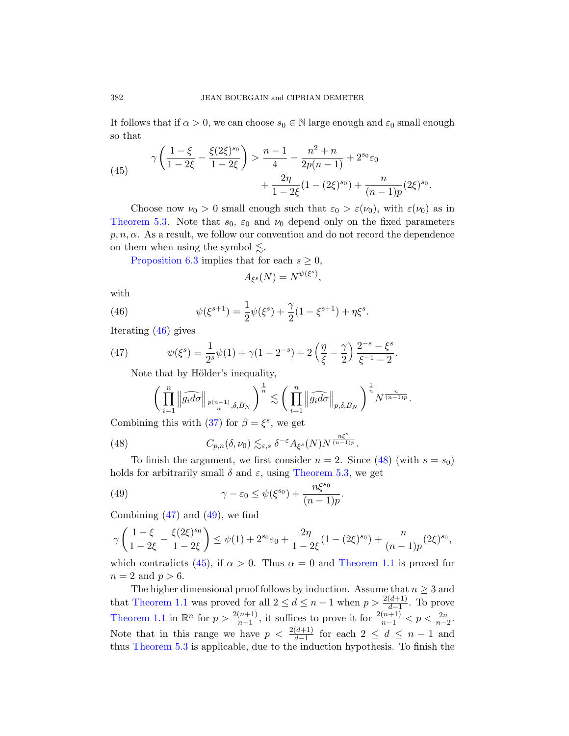It follows that if $\alpha > 0$, we can choose $s_0 \in \mathbb{N}$ large enough and $\varepsilon_0$ small enough so that

$$\gamma\left(\frac{1-\xi}{1-2\xi} - \frac{\xi(2\xi)^{s_0}}{1-2\xi}\right) > \frac{n-1}{4} - \frac{n^2+n}{2p(n-1)} + 2^{s_0}\varepsilon_0 + \frac{2\eta}{1-2\xi}(1-(2\xi)^{s_0}) + \frac{n}{(n-1)p}(2\xi)^{s_0}. \tag{45}$$

Choose now $\nu_0 > 0$ small enough such that $\varepsilon_0 > \varepsilon(\nu_0)$, with $\varepsilon(\nu_0)$ as in Theorem 5.3. Note that $s_0$, $\varepsilon_0$ and $\nu_0$ depend only on the fixed parameters $p, n, \alpha$. As a result, we follow our convention and do not record the dependence on them when using the symbol $\lesssim$.

Proposition 6.3 implies that for each $s \geq 0$,

$$A_{\xi^s}(N) = N^{\psi(\xi^s)},$$

with

$$\psi(\xi^{s+1}) = \frac{1}{2}\psi(\xi^s) + \frac{\gamma}{2}(1-\xi^{s+1}) + \eta\xi^s. \tag{46}$$

Iterating (46) gives

$$\psi(\xi^s) = \frac{1}{2^s}\psi(1) + \gamma(1-2^{-s}) + 2\left(\frac{\eta}{\xi} - \frac{\gamma}{2}\right)\frac{2^{-s}-\xi^s}{\xi^{-1}-2}. \tag{47}$$

Note that by Hölder's inequality,

$$\left(\prod_{i=1}^n \left\|\widehat{g_i d\sigma}\right\|_{\frac{p(n-1)}{n},\delta,B_N}\right)^{\frac{1}{n}} \lesssim \left(\prod_{i=1}^n \left\|\widehat{g_i d\sigma}\right\|_{p,\delta,B_N}\right)^{\frac{1}{n}} N^{\frac{n}{(n-1)p}}.$$

Combining this with (37) for $\beta = \xi^s$, we get

$$C_{p,n}(\delta,\nu_0) \lesssim_{\varepsilon,s} \delta^{-\varepsilon} A_{\xi^s}(N) N^{\frac{n\xi^s}{(n-1)p}}. \tag{48}$$

To finish the argument, we first consider $n = 2$. Since (48) (with $s = s_0$) holds for arbitrarily small $\delta$ and $\varepsilon$, using Theorem 5.3, we get

$$\gamma - \varepsilon_0 \leq \psi(\xi^{s_0}) + \frac{n\xi^{s_0}}{(n-1)p}. \tag{49}$$

Combining (47) and (49), we find

$$\gamma\left(\frac{1-\xi}{1-2\xi} - \frac{\xi(2\xi)^{s_0}}{1-2\xi}\right) \leq \psi(1) + 2^{s_0}\varepsilon_0 + \frac{2\eta}{1-2\xi}(1-(2\xi)^{s_0}) + \frac{n}{(n-1)p}(2\xi)^{s_0},$$

which contradicts (45), if $\alpha > 0$. Thus $\alpha = 0$ and Theorem 1.1 is proved for $n = 2$ and $p > 6$.

The higher dimensional proof follows by induction. Assume that $n \geq 3$ and that Theorem 1.1 was proved for all $2 \leq d \leq n-1$ when $p > \frac{2(d+1)}{d-1}$. To prove Theorem 1.1 in $\mathbb{R}^n$ for $p > \frac{2(n+1)}{n-1}$, it suffices to prove it for $\frac{2(n+1)}{n-1} < p < \frac{2n}{n-2}$. Note that in this range we have $p < \frac{2(d+1)}{d-1}$ for each $2 \leq d \leq n-1$ and thus Theorem 5.3 is applicable, due to the induction hypothesis. To finish the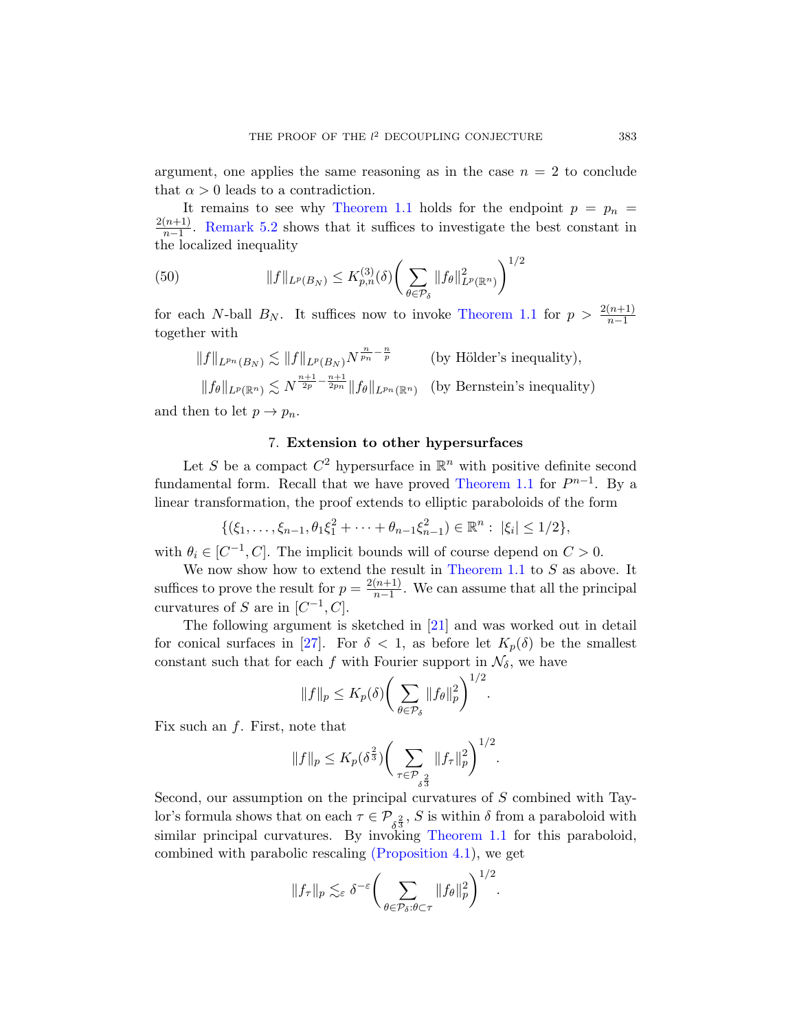argument, one applies the same reasoning as in the case $n = 2$ to conclude that $\alpha > 0$ leads to a contradiction.

It remains to see why Theorem 1.1 holds for the endpoint $p = p_n = \frac{2(n+1)}{n-1}$. Remark 5.2 shows that it suffices to investigate the best constant in the localized inequality

$$\|f\|_{L^p(B_N)} \leq K^{(3)}_{p,n}(\delta)\Big(\sum_{\theta\in\mathcal{P}_\delta}\|f_\theta\|^2_{L^p(\mathbb{R}^n)}\Big)^{1/2} \tag{50}$$

for each $N$-ball $B_N$. It suffices now to invoke Theorem 1.1 for $p > \frac{2(n+1)}{n-1}$ together with

$$\|f\|_{L^{p_n}(B_N)} \lesssim \|f\|_{L^p(B_N)} N^{\frac{n}{p_n}-\frac{n}{p}} \qquad \text{(by Hölder's inequality)},$$

$$\|f_\theta\|_{L^p(\mathbb{R}^n)} \lesssim N^{\frac{n+1}{2p}-\frac{n+1}{2p_n}}\|f_\theta\|_{L^{p_n}(\mathbb{R}^n)} \quad \text{(by Bernstein's inequality)}$$

and then to let $p \to p_n$.

## 7. Extension to other hypersurfaces

Let $S$ be a compact $C^2$ hypersurface in $\mathbb{R}^n$ with positive definite second fundamental form. Recall that we have proved Theorem 1.1 for $P^{n-1}$. By a linear transformation, the proof extends to elliptic paraboloids of the form

$$\{(\xi_1,\ldots,\xi_{n-1},\theta_1\xi_1^2+\cdots+\theta_{n-1}\xi_{n-1}^2)\in\mathbb{R}^n:\ |\xi_i|\leq 1/2\},$$

with $\theta_i \in [C^{-1}, C]$. The implicit bounds will of course depend on $C > 0$.

We now show how to extend the result in Theorem 1.1 to $S$ as above. It suffices to prove the result for $p = \frac{2(n+1)}{n-1}$. We can assume that all the principal curvatures of $S$ are in $[C^{-1}, C]$.

The following argument is sketched in [21] and was worked out in detail for conical surfaces in [27]. For $\delta < 1$, as before let $K_p(\delta)$ be the smallest constant such that for each $f$ with Fourier support in $\mathcal{N}_\delta$, we have

$$\|f\|_p \leq K_p(\delta)\Big(\sum_{\theta\in\mathcal{P}_\delta}\|f_\theta\|_p^2\Big)^{1/2}.$$

Fix such an $f$. First, note that

$$\|f\|_p \leq K_p(\delta^{\frac{2}{3}})\Big(\sum_{\tau\in\mathcal{P}_{\delta^{\frac{2}{3}}}}\|f_\tau\|_p^2\Big)^{1/2}.$$

Second, our assumption on the principal curvatures of $S$ combined with Taylor's formula shows that on each $\tau \in \mathcal{P}_{\delta^{\frac{2}{3}}}$, $S$ is within $\delta$ from a paraboloid with similar principal curvatures. By invoking Theorem 1.1 for this paraboloid, combined with parabolic rescaling (Proposition 4.1), we get

$$\|f_\tau\|_p \lesssim_\varepsilon \delta^{-\varepsilon}\Big(\sum_{\theta\in\mathcal{P}_\delta:\theta\subset\tau}\|f_\theta\|_p^2\Big)^{1/2}.$$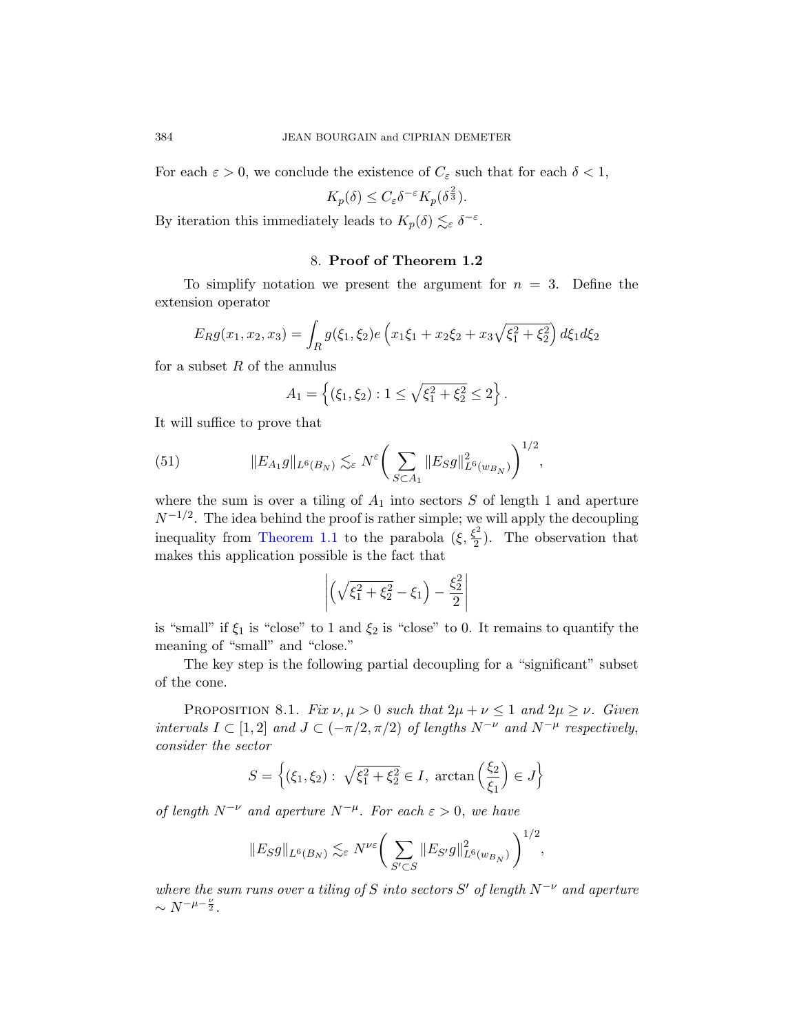For each $\varepsilon > 0$, we conclude the existence of $C_\varepsilon$ such that for each $\delta < 1$,

$$K_p(\delta) \le C_\varepsilon \delta^{-\varepsilon} K_p(\delta^{\frac{2}{3}}).$$

By iteration this immediately leads to $K_p(\delta) \lesssim_\varepsilon \delta^{-\varepsilon}$.

## 8. Proof of Theorem 1.2

To simplify notation we present the argument for $n = 3$. Define the extension operator

$$E_R g(x_1, x_2, x_3) = \int_R g(\xi_1, \xi_2) e\left(x_1\xi_1 + x_2\xi_2 + x_3\sqrt{\xi_1^2 + \xi_2^2}\right) d\xi_1 d\xi_2$$

for a subset $R$ of the annulus

$$A_1 = \left\{(\xi_1, \xi_2) : 1 \le \sqrt{\xi_1^2 + \xi_2^2} \le 2\right\}.$$

It will suffice to prove that

$$\|E_{A_1} g\|_{L^6(B_N)} \lesssim_\varepsilon N^\varepsilon \bigg(\sum_{S \subset A_1} \|E_S g\|^2_{L^6(w_{B_N})}\bigg)^{1/2}, \tag{51}$$

where the sum is over a tiling of $A_1$ into sectors $S$ of length 1 and aperture $N^{-1/2}$. The idea behind the proof is rather simple; we will apply the decoupling inequality from Theorem 1.1 to the parabola $(\xi, \frac{\xi^2}{2})$. The observation that makes this application possible is the fact that

$$\left|\left(\sqrt{\xi_1^2 + \xi_2^2} - \xi_1\right) - \frac{\xi_2^2}{2}\right|$$

is "small" if $\xi_1$ is "close" to 1 and $\xi_2$ is "close" to 0. It remains to quantify the meaning of "small" and "close."

The key step is the following partial decoupling for a "significant" subset of the cone.

Proposition 8.1. *Fix $\nu, \mu > 0$ such that $2\mu + \nu \le 1$ and $2\mu \ge \nu$. Given intervals $I \subset [1, 2]$ and $J \subset (-\pi/2, \pi/2)$ of lengths $N^{-\nu}$ and $N^{-\mu}$ respectively, consider the sector*

$$S = \left\{(\xi_1, \xi_2) : \sqrt{\xi_1^2 + \xi_2^2} \in I,\ \arctan\left(\frac{\xi_2}{\xi_1}\right) \in J\right\}$$

*of length $N^{-\nu}$ and aperture $N^{-\mu}$. For each $\varepsilon > 0$, we have*

$$\|E_S g\|_{L^6(B_N)} \lesssim_\varepsilon N^{\nu\varepsilon} \bigg(\sum_{S' \subset S} \|E_{S'} g\|^2_{L^6(w_{B_N})}\bigg)^{1/2},$$

*where the sum runs over a tiling of $S$ into sectors $S'$ of length $N^{-\nu}$ and aperture $\sim N^{-\mu - \frac{\nu}{2}}$.*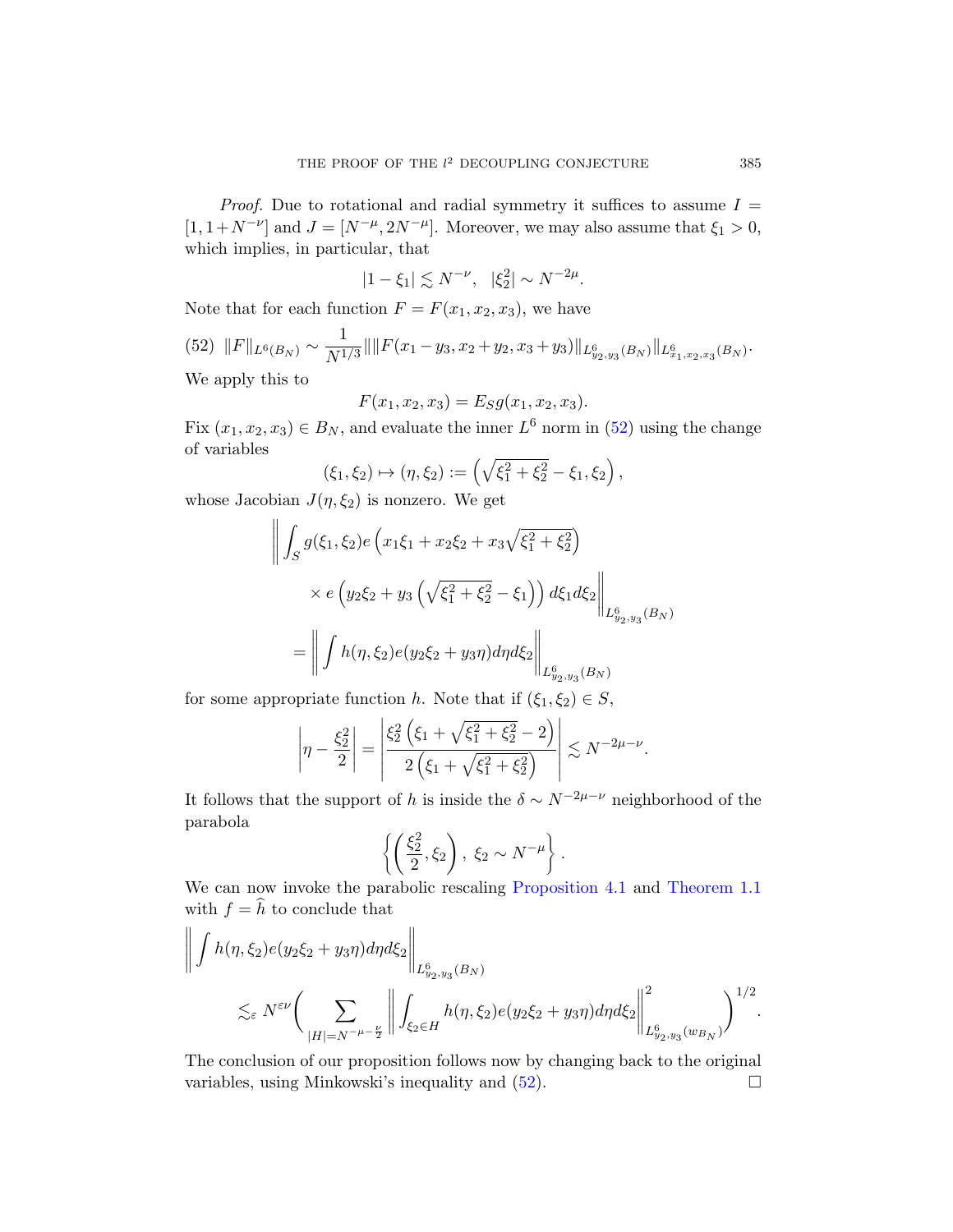*Proof.* Due to rotational and radial symmetry it suffices to assume $I = [1, 1+N^{-\nu}]$ and $J = [N^{-\mu}, 2N^{-\mu}]$. Moreover, we may also assume that $\xi_1 > 0$, which implies, in particular, that

$$|1-\xi_1| \lesssim N^{-\nu}, \quad |\xi_2^2| \sim N^{-2\mu}.$$

Note that for each function $F = F(x_1, x_2, x_3)$, we have

$$\|F\|_{L^6(B_N)} \sim \frac{1}{N^{1/3}} \| \|F(x_1 - y_3, x_2 + y_2, x_3 + y_3)\|_{L^6_{y_2,y_3}(B_N)} \|_{L^6_{x_1,x_2,x_3}(B_N)}. \tag{52}$$

We apply this to

$$F(x_1, x_2, x_3) = E_S g(x_1, x_2, x_3).$$

Fix $(x_1, x_2, x_3) \in B_N$, and evaluate the inner $L^6$ norm in (52) using the change of variables

$$(\xi_1, \xi_2) \mapsto (\eta, \xi_2) := \left(\sqrt{\xi_1^2 + \xi_2^2} - \xi_1, \xi_2\right),$$

whose Jacobian $J(\eta, \xi_2)$ is nonzero. We get

$$\begin{aligned}
&\Bigg\| \int_S g(\xi_1, \xi_2) e\left(x_1\xi_1 + x_2\xi_2 + x_3\sqrt{\xi_1^2+\xi_2^2}\right) \\
&\qquad \times e\left(y_2\xi_2 + y_3\left(\sqrt{\xi_1^2+\xi_2^2} - \xi_1\right)\right) d\xi_1 d\xi_2 \Bigg\|_{L^6_{y_2,y_3}(B_N)} \\
&= \left\| \int h(\eta, \xi_2) e(y_2\xi_2 + y_3\eta) d\eta d\xi_2 \right\|_{L^6_{y_2,y_3}(B_N)}
\end{aligned}$$

for some appropriate function $h$. Note that if $(\xi_1, \xi_2) \in S$,

$$\left|\eta - \frac{\xi_2^2}{2}\right| = \left| \frac{\xi_2^2\left(\xi_1 + \sqrt{\xi_1^2+\xi_2^2} - 2\right)}{2\left(\xi_1 + \sqrt{\xi_1^2+\xi_2^2}\right)} \right| \lesssim N^{-2\mu-\nu}.$$

It follows that the support of $h$ is inside the $\delta \sim N^{-2\mu-\nu}$ neighborhood of the parabola

$$\left\{ \left(\frac{\xi_2^2}{2}, \xi_2\right),\ \xi_2 \sim N^{-\mu} \right\}.$$

We can now invoke the parabolic rescaling Proposition 4.1 and Theorem 1.1 with $f = \widehat{h}$ to conclude that

$$\begin{aligned}
&\left\| \int h(\eta, \xi_2) e(y_2\xi_2 + y_3\eta) d\eta d\xi_2 \right\|_{L^6_{y_2,y_3}(B_N)} \\
&\quad \lesssim_\varepsilon N^{\varepsilon\nu} \Bigg( \sum_{|H| = N^{-\mu - \frac{\nu}{2}}} \left\| \int_{\xi_2 \in H} h(\eta, \xi_2) e(y_2\xi_2 + y_3\eta) d\eta d\xi_2 \right\|^2_{L^6_{y_2,y_3}(w_{B_N})} \Bigg)^{1/2}.
\end{aligned}$$

The conclusion of our proposition follows now by changing back to the original variables, using Minkowski's inequality and (52). $\square$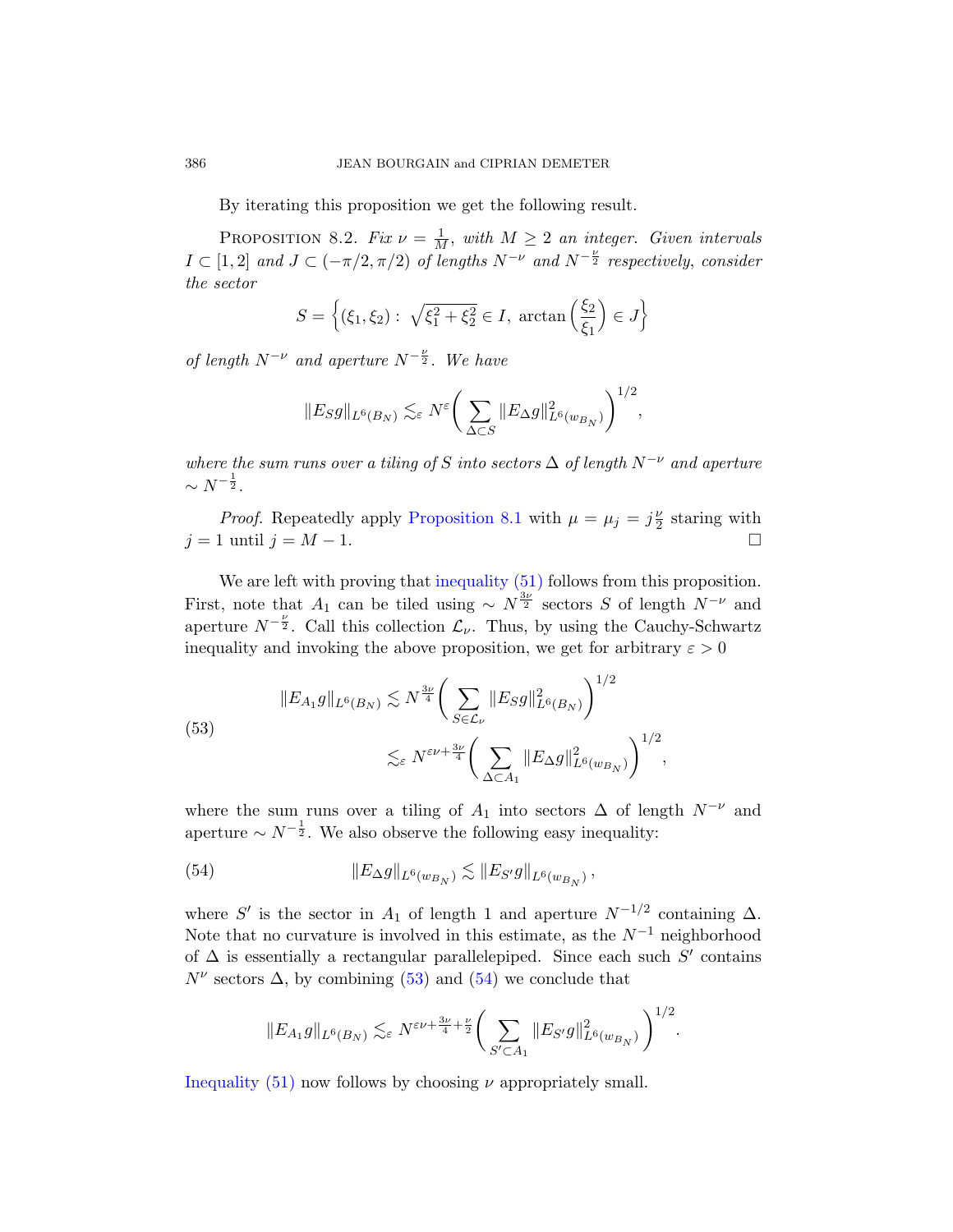By iterating this proposition we get the following result.

Proposition 8.2. *Fix $\nu = \frac{1}{M}$, with $M \geq 2$ an integer. Given intervals $I \subset [1,2]$ and $J \subset (-\pi/2, \pi/2)$ of lengths $N^{-\nu}$ and $N^{-\frac{\nu}{2}}$ respectively, consider the sector*

$$S = \left\{(\xi_1, \xi_2) : \sqrt{\xi_1^2 + \xi_2^2} \in I, \ \arctan\left(\frac{\xi_2}{\xi_1}\right) \in J\right\}$$

*of length $N^{-\nu}$ and aperture $N^{-\frac{\nu}{2}}$. We have*

$$\|E_S g\|_{L^6(B_N)} \lesssim_\varepsilon N^{\varepsilon}\bigg(\sum_{\Delta \subset S} \|E_\Delta g\|^2_{L^6(w_{B_N})}\bigg)^{1/2},$$

*where the sum runs over a tiling of $S$ into sectors $\Delta$ of length $N^{-\nu}$ and aperture $\sim N^{-\frac{1}{2}}$.*

*Proof.* Repeatedly apply Proposition 8.1 with $\mu = \mu_j = j\frac{\nu}{2}$ staring with $j = 1$ until $j = M - 1$. $\square$

We are left with proving that inequality (51) follows from this proposition. First, note that $A_1$ can be tiled using $\sim N^{\frac{3\nu}{2}}$ sectors $S$ of length $N^{-\nu}$ and aperture $N^{-\frac{\nu}{2}}$. Call this collection $\mathcal{L}_\nu$. Thus, by using the Cauchy-Schwartz inequality and invoking the above proposition, we get for arbitrary $\varepsilon > 0$

$$\begin{aligned}\|E_{A_1} g\|_{L^6(B_N)} &\lesssim N^{\frac{3\nu}{4}}\bigg(\sum_{S \in \mathcal{L}_\nu} \|E_S g\|^2_{L^6(B_N)}\bigg)^{1/2} \\ &\lesssim_\varepsilon N^{\varepsilon\nu + \frac{3\nu}{4}}\bigg(\sum_{\Delta \subset A_1} \|E_\Delta g\|^2_{L^6(w_{B_N})}\bigg)^{1/2},\end{aligned} \tag{53}$$

where the sum runs over a tiling of $A_1$ into sectors $\Delta$ of length $N^{-\nu}$ and aperture $\sim N^{-\frac{1}{2}}$. We also observe the following easy inequality:

$$\|E_\Delta g\|_{L^6(w_{B_N})} \lesssim \|E_{S'} g\|_{L^6(w_{B_N})}, \tag{54}$$

where $S'$ is the sector in $A_1$ of length 1 and aperture $N^{-1/2}$ containing $\Delta$. Note that no curvature is involved in this estimate, as the $N^{-1}$ neighborhood of $\Delta$ is essentially a rectangular parallelepiped. Since each such $S'$ contains $N^\nu$ sectors $\Delta$, by combining (53) and (54) we conclude that

$$\|E_{A_1} g\|_{L^6(B_N)} \lesssim_\varepsilon N^{\varepsilon\nu + \frac{3\nu}{4} + \frac{\nu}{2}}\bigg(\sum_{S' \subset A_1} \|E_{S'} g\|^2_{L^6(w_{B_N})}\bigg)^{1/2}.$$

Inequality (51) now follows by choosing $\nu$ appropriately small.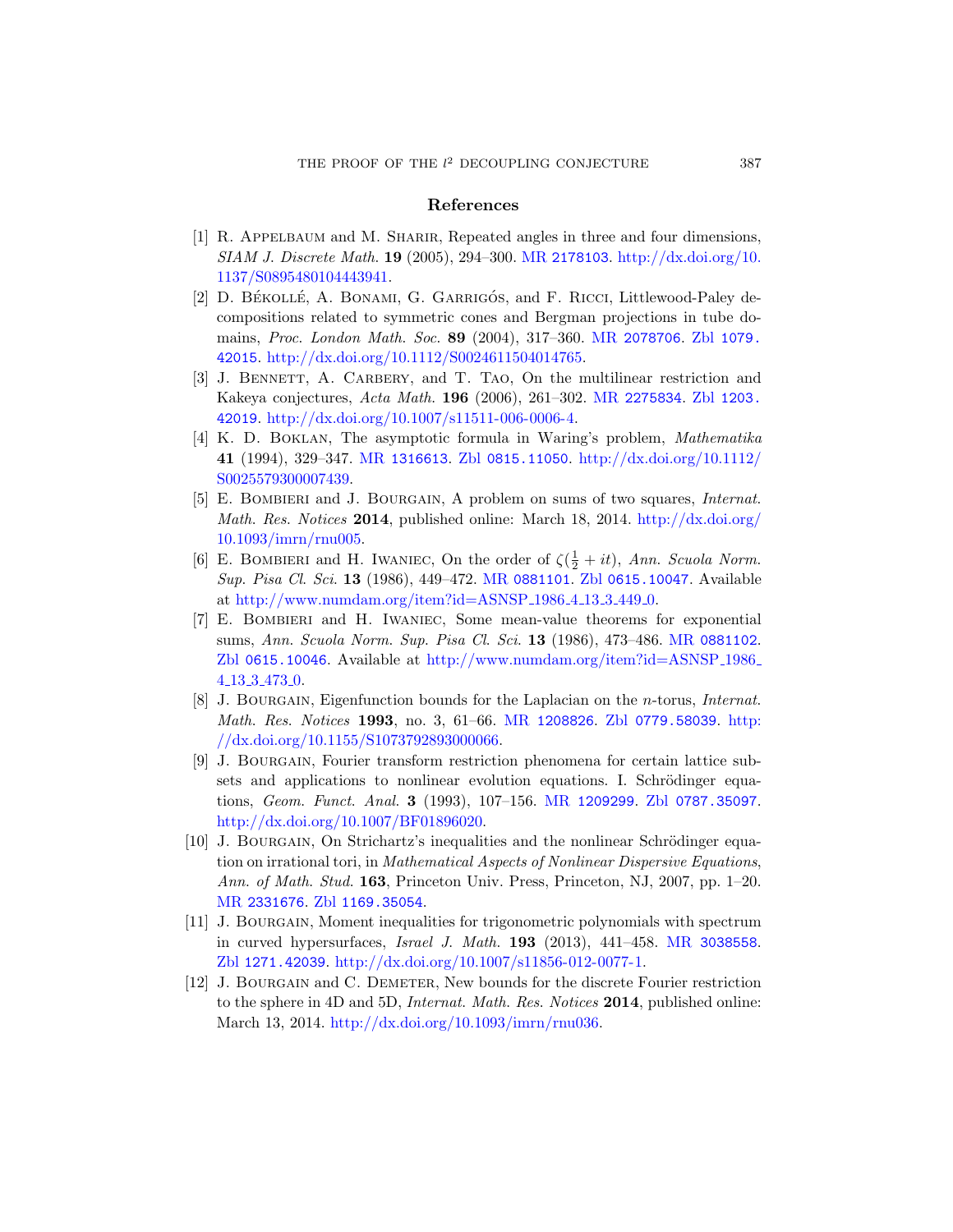## References

[1] R. Appelbaum and M. Sharir, Repeated angles in three and four dimensions, *SIAM J. Discrete Math.* **19** (2005), 294–300. MR 2178103. http://dx.doi.org/10.1137/S0895480104443941.

[2] D. Békollé, A. Bonami, G. Garrigós, and F. Ricci, Littlewood-Paley decompositions related to symmetric cones and Bergman projections in tube domains, *Proc. London Math. Soc.* **89** (2004), 317–360. MR 2078706. Zbl 1079.42015. http://dx.doi.org/10.1112/S0024611504014765.

[3] J. Bennett, A. Carbery, and T. Tao, On the multilinear restriction and Kakeya conjectures, *Acta Math.* **196** (2006), 261–302. MR 2275834. Zbl 1203.42019. http://dx.doi.org/10.1007/s11511-006-0006-4.

[4] K. D. Boklan, The asymptotic formula in Waring's problem, *Mathematika* **41** (1994), 329–347. MR 1316613. Zbl 0815.11050. http://dx.doi.org/10.1112/S0025579300007439.

[5] E. Bombieri and J. Bourgain, A problem on sums of two squares, *Internat. Math. Res. Notices* **2014**, published online: March 18, 2014. http://dx.doi.org/10.1093/imrn/rnu005.

[6] E. Bombieri and H. Iwaniec, On the order of $\zeta(\frac{1}{2}+it)$, *Ann. Scuola Norm. Sup. Pisa Cl. Sci.* **13** (1986), 449–472. MR 0881101. Zbl 0615.10047. Available at http://www.numdam.org/item?id=ASNSP_1986_4_13_3_449_0.

[7] E. Bombieri and H. Iwaniec, Some mean-value theorems for exponential sums, *Ann. Scuola Norm. Sup. Pisa Cl. Sci.* **13** (1986), 473–486. MR 0881102. Zbl 0615.10046. Available at http://www.numdam.org/item?id=ASNSP_1986_4_13_3_473_0.

[8] J. Bourgain, Eigenfunction bounds for the Laplacian on the $n$-torus, *Internat. Math. Res. Notices* **1993**, no. 3, 61–66. MR 1208826. Zbl 0779.58039. http://dx.doi.org/10.1155/S1073792893000066.

[9] J. Bourgain, Fourier transform restriction phenomena for certain lattice subsets and applications to nonlinear evolution equations. I. Schrödinger equations, *Geom. Funct. Anal.* **3** (1993), 107–156. MR 1209299. Zbl 0787.35097. http://dx.doi.org/10.1007/BF01896020.

[10] J. Bourgain, On Strichartz's inequalities and the nonlinear Schrödinger equation on irrational tori, in *Mathematical Aspects of Nonlinear Dispersive Equations*, *Ann. of Math. Stud.* **163**, Princeton Univ. Press, Princeton, NJ, 2007, pp. 1–20. MR 2331676. Zbl 1169.35054.

[11] J. Bourgain, Moment inequalities for trigonometric polynomials with spectrum in curved hypersurfaces, *Israel J. Math.* **193** (2013), 441–458. MR 3038558. Zbl 1271.42039. http://dx.doi.org/10.1007/s11856-012-0077-1.

[12] J. Bourgain and C. Demeter, New bounds for the discrete Fourier restriction to the sphere in 4D and 5D, *Internat. Math. Res. Notices* **2014**, published online: March 13, 2014. http://dx.doi.org/10.1093/imrn/rnu036.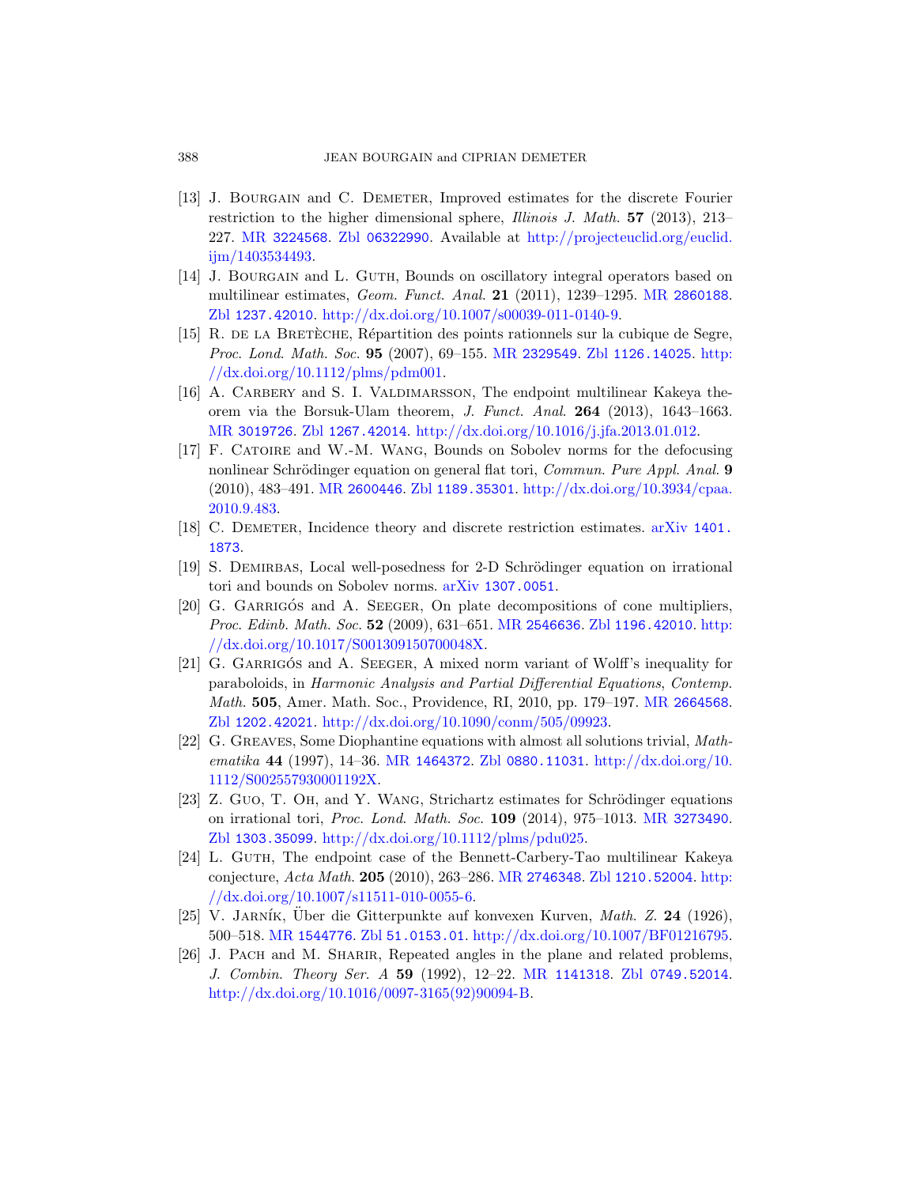[13] J. Bourgain and C. Demeter, Improved estimates for the discrete Fourier restriction to the higher dimensional sphere, *Illinois J. Math.* **57** (2013), 213–227. MR 3224568. Zbl 06322990. Available at http://projecteuclid.org/euclid.ijm/1403534493.

[14] J. Bourgain and L. Guth, Bounds on oscillatory integral operators based on multilinear estimates, *Geom. Funct. Anal.* **21** (2011), 1239–1295. MR 2860188. Zbl 1237.42010. http://dx.doi.org/10.1007/s00039-011-0140-9.

[15] R. de la Bretèche, Répartition des points rationnels sur la cubique de Segre, *Proc. Lond. Math. Soc.* **95** (2007), 69–155. MR 2329549. Zbl 1126.14025. http://dx.doi.org/10.1112/plms/pdm001.

[16] A. Carbery and S. I. Valdimarsson, The endpoint multilinear Kakeya theorem via the Borsuk-Ulam theorem, *J. Funct. Anal.* **264** (2013), 1643–1663. MR 3019726. Zbl 1267.42014. http://dx.doi.org/10.1016/j.jfa.2013.01.012.

[17] F. Catoire and W.-M. Wang, Bounds on Sobolev norms for the defocusing nonlinear Schrödinger equation on general flat tori, *Commun. Pure Appl. Anal.* **9** (2010), 483–491. MR 2600446. Zbl 1189.35301. http://dx.doi.org/10.3934/cpaa.2010.9.483.

[18] C. Demeter, Incidence theory and discrete restriction estimates. arXiv 1401.1873.

[19] S. Demirbas, Local well-posedness for 2-D Schrödinger equation on irrational tori and bounds on Sobolev norms. arXiv 1307.0051.

[20] G. Garrigós and A. Seeger, On plate decompositions of cone multipliers, *Proc. Edinb. Math. Soc.* **52** (2009), 631–651. MR 2546636. Zbl 1196.42010. http://dx.doi.org/10.1017/S001309150700048X.

[21] G. Garrigós and A. Seeger, A mixed norm variant of Wolff's inequality for paraboloids, in *Harmonic Analysis and Partial Differential Equations*, *Contemp. Math.* **505**, Amer. Math. Soc., Providence, RI, 2010, pp. 179–197. MR 2664568. Zbl 1202.42021. http://dx.doi.org/10.1090/conm/505/09923.

[22] G. Greaves, Some Diophantine equations with almost all solutions trivial, *Mathematika* **44** (1997), 14–36. MR 1464372. Zbl 0880.11031. http://dx.doi.org/10.1112/S002557930001192X.

[23] Z. Guo, T. Oh, and Y. Wang, Strichartz estimates for Schrödinger equations on irrational tori, *Proc. Lond. Math. Soc.* **109** (2014), 975–1013. MR 3273490. Zbl 1303.35099. http://dx.doi.org/10.1112/plms/pdu025.

[24] L. Guth, The endpoint case of the Bennett-Carbery-Tao multilinear Kakeya conjecture, *Acta Math.* **205** (2010), 263–286. MR 2746348. Zbl 1210.52004. http://dx.doi.org/10.1007/s11511-010-0055-6.

[25] V. Jarník, Über die Gitterpunkte auf konvexen Kurven, *Math. Z.* **24** (1926), 500–518. MR 1544776. Zbl 51.0153.01. http://dx.doi.org/10.1007/BF01216795.

[26] J. Pach and M. Sharir, Repeated angles in the plane and related problems, *J. Combin. Theory Ser. A* **59** (1992), 12–22. MR 1141318. Zbl 0749.52014. http://dx.doi.org/10.1016/0097-3165(92)90094-B.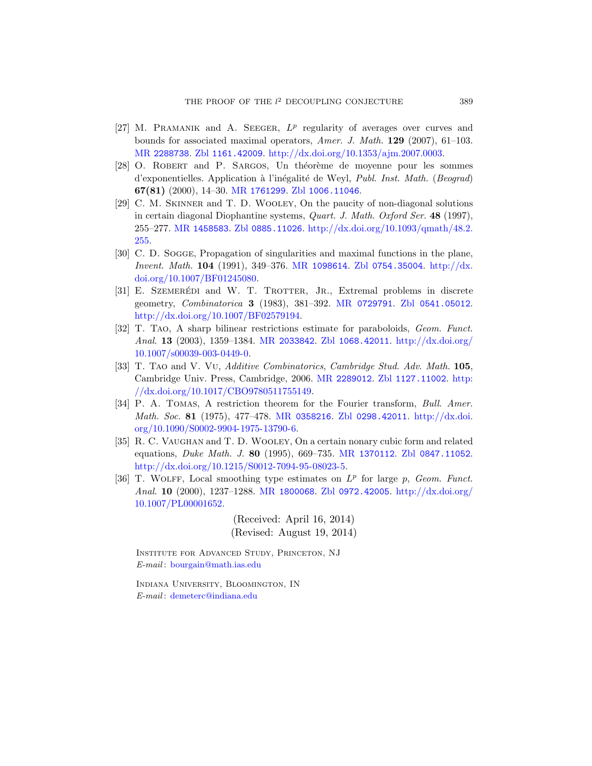[27] M. Pramanik and A. Seeger, $L^p$ regularity of averages over curves and bounds for associated maximal operators, *Amer. J. Math.* **129** (2007), 61–103. MR 2288738. Zbl 1161.42009. http://dx.doi.org/10.1353/ajm.2007.0003.

[28] O. Robert and P. Sargos, Un théorème de moyenne pour les sommes d'exponentielles. Application à l'inégalité de Weyl, *Publ. Inst. Math.* (*Beograd*) **67(81)** (2000), 14–30. MR 1761299. Zbl 1006.11046.

[29] C. M. Skinner and T. D. Wooley, On the paucity of non-diagonal solutions in certain diagonal Diophantine systems, *Quart. J. Math. Oxford Ser.* **48** (1997), 255–277. MR 1458583. Zbl 0885.11026. http://dx.doi.org/10.1093/qmath/48.2.255.

[30] C. D. Sogge, Propagation of singularities and maximal functions in the plane, *Invent. Math.* **104** (1991), 349–376. MR 1098614. Zbl 0754.35004. http://dx.doi.org/10.1007/BF01245080.

[31] E. Szemerédi and W. T. Trotter, Jr., Extremal problems in discrete geometry, *Combinatorica* **3** (1983), 381–392. MR 0729791. Zbl 0541.05012. http://dx.doi.org/10.1007/BF02579194.

[32] T. Tao, A sharp bilinear restrictions estimate for paraboloids, *Geom. Funct. Anal.* **13** (2003), 1359–1384. MR 2033842. Zbl 1068.42011. http://dx.doi.org/10.1007/s00039-003-0449-0.

[33] T. Tao and V. Vu, *Additive Combinatorics*, *Cambridge Stud. Adv. Math.* **105**, Cambridge Univ. Press, Cambridge, 2006. MR 2289012. Zbl 1127.11002. http://dx.doi.org/10.1017/CBO9780511755149.

[34] P. A. Tomas, A restriction theorem for the Fourier transform, *Bull. Amer. Math. Soc.* **81** (1975), 477–478. MR 0358216. Zbl 0298.42011. http://dx.doi.org/10.1090/S0002-9904-1975-13790-6.

[35] R. C. Vaughan and T. D. Wooley, On a certain nonary cubic form and related equations, *Duke Math. J.* **80** (1995), 669–735. MR 1370112. Zbl 0847.11052. http://dx.doi.org/10.1215/S0012-7094-95-08023-5.

[36] T. Wolff, Local smoothing type estimates on $L^p$ for large $p$, *Geom. Funct. Anal.* **10** (2000), 1237–1288. MR 1800068. Zbl 0972.42005. http://dx.doi.org/10.1007/PL00001652.

(Received: April 16, 2014)
(Revised: August 19, 2014)

Institute for Advanced Study, Princeton, NJ
*E-mail*: bourgain@math.ias.edu

Indiana University, Bloomington, IN
*E-mail*: demeterc@indiana.edu